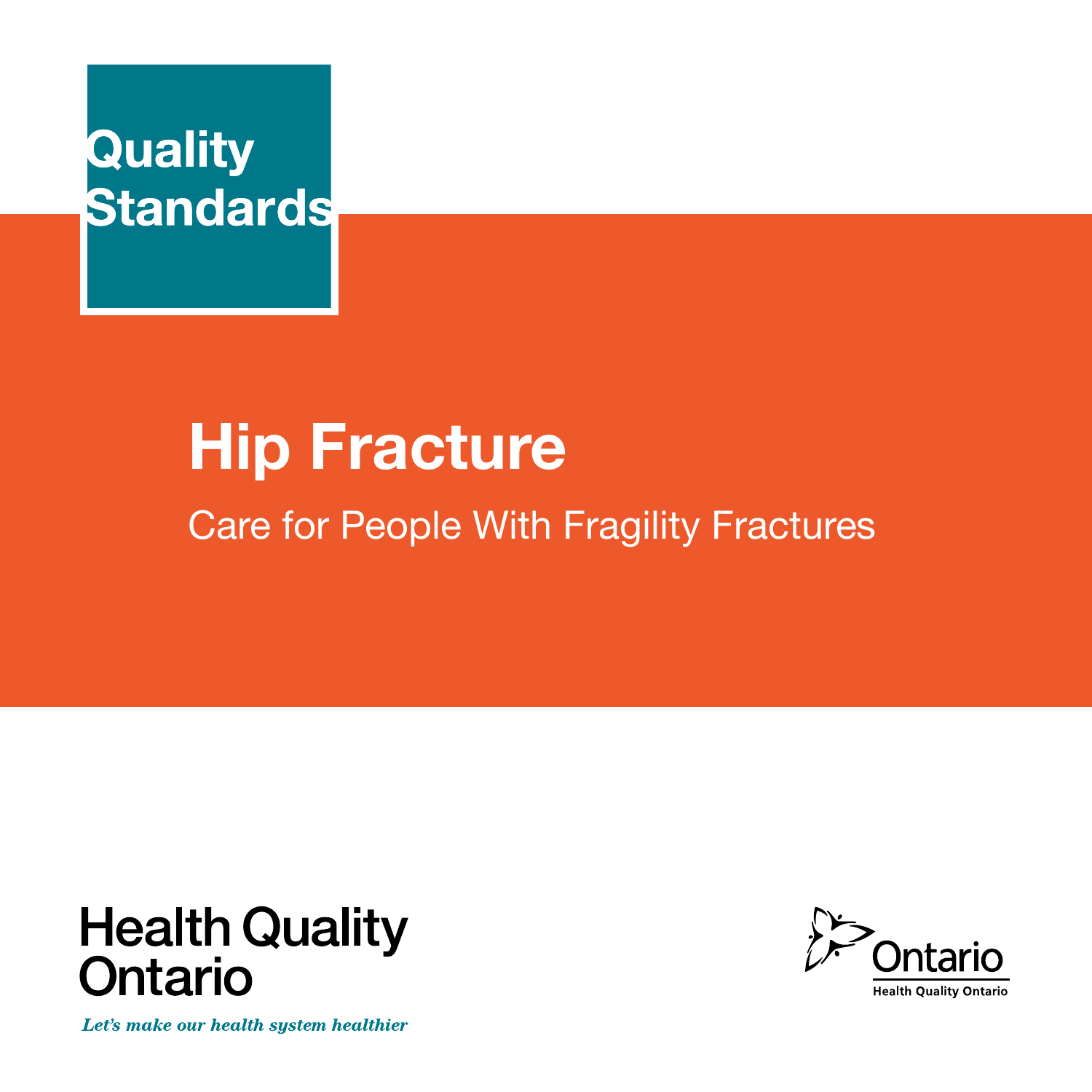Quality Standards

# Hip Fracture

## Care for People With Fragility Fractures

Health Quality Ontario

*Let's make our health system healthier*

Ontario

Health Quality Ontario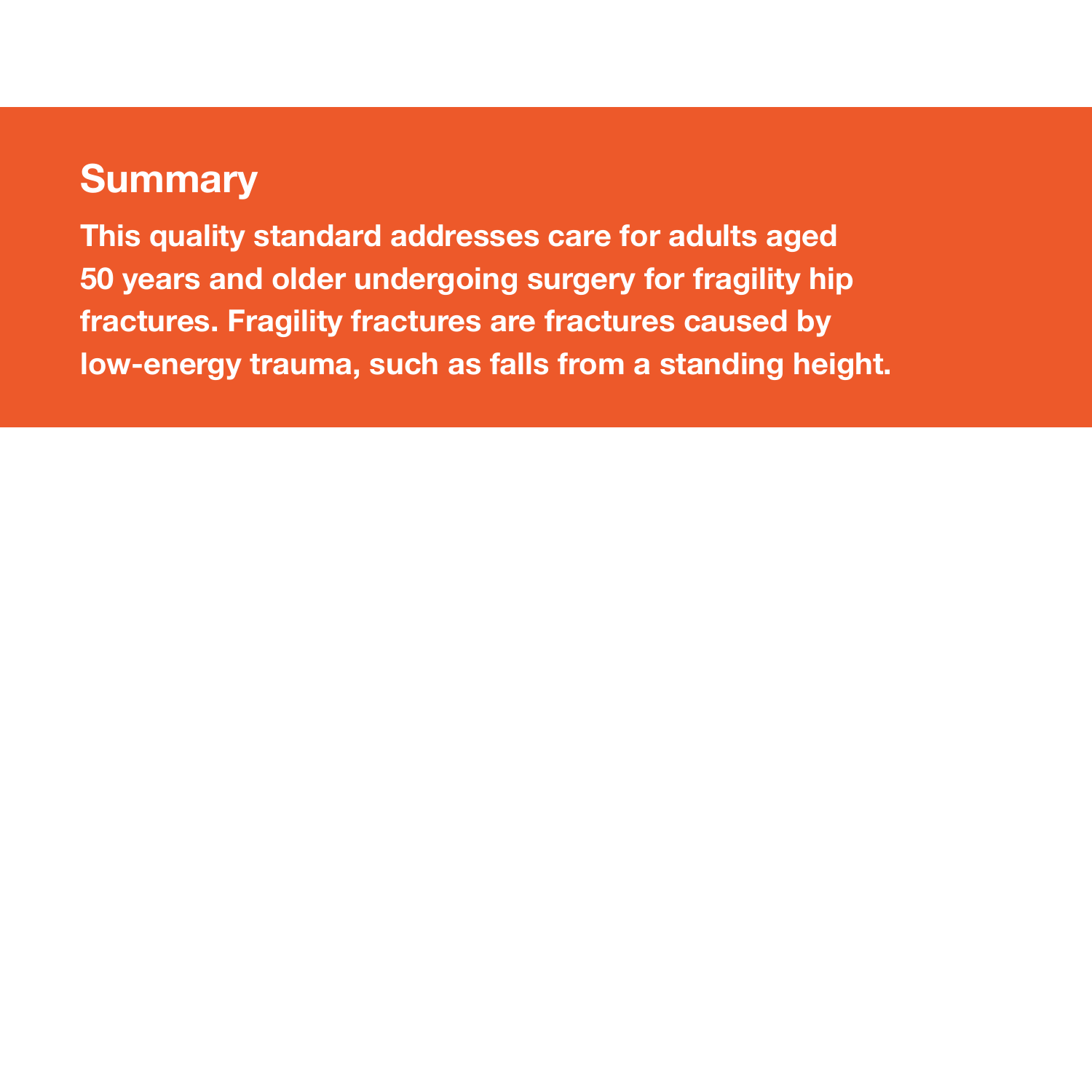## Summary

**This quality standard addresses care for adults aged 50 years and older undergoing surgery for fragility hip fractures. Fragility fractures are fractures caused by low-energy trauma, such as falls from a standing height.**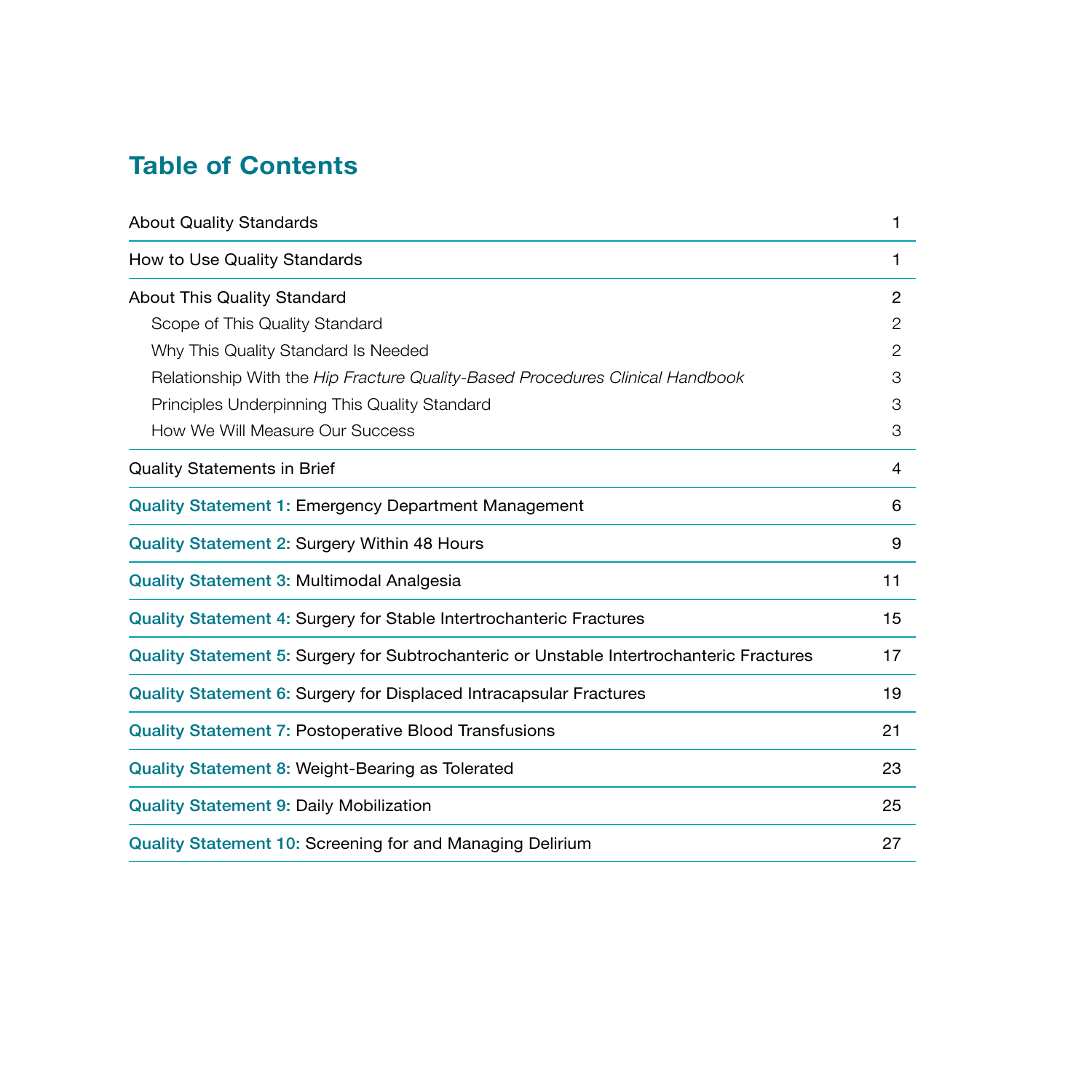# Table of Contents

| | |
|---|---|
| About Quality Standards | 1 |
| How to Use Quality Standards | 1 |
| About This Quality Standard | 2 |
| Scope of This Quality Standard | 2 |
| Why This Quality Standard Is Needed | 2 |
| Relationship With the *Hip Fracture Quality-Based Procedures Clinical Handbook* | 3 |
| Principles Underpinning This Quality Standard | 3 |
| How We Will Measure Our Success | 3 |
| Quality Statements in Brief | 4 |
| **Quality Statement 1:** Emergency Department Management | 6 |
| **Quality Statement 2:** Surgery Within 48 Hours | 9 |
| **Quality Statement 3:** Multimodal Analgesia | 11 |
| **Quality Statement 4:** Surgery for Stable Intertrochanteric Fractures | 15 |
| **Quality Statement 5:** Surgery for Subtrochanteric or Unstable Intertrochanteric Fractures | 17 |
| **Quality Statement 6:** Surgery for Displaced Intracapsular Fractures | 19 |
| **Quality Statement 7:** Postoperative Blood Transfusions | 21 |
| **Quality Statement 8:** Weight-Bearing as Tolerated | 23 |
| **Quality Statement 9:** Daily Mobilization | 25 |
| **Quality Statement 10:** Screening for and Managing Delirium | 27 |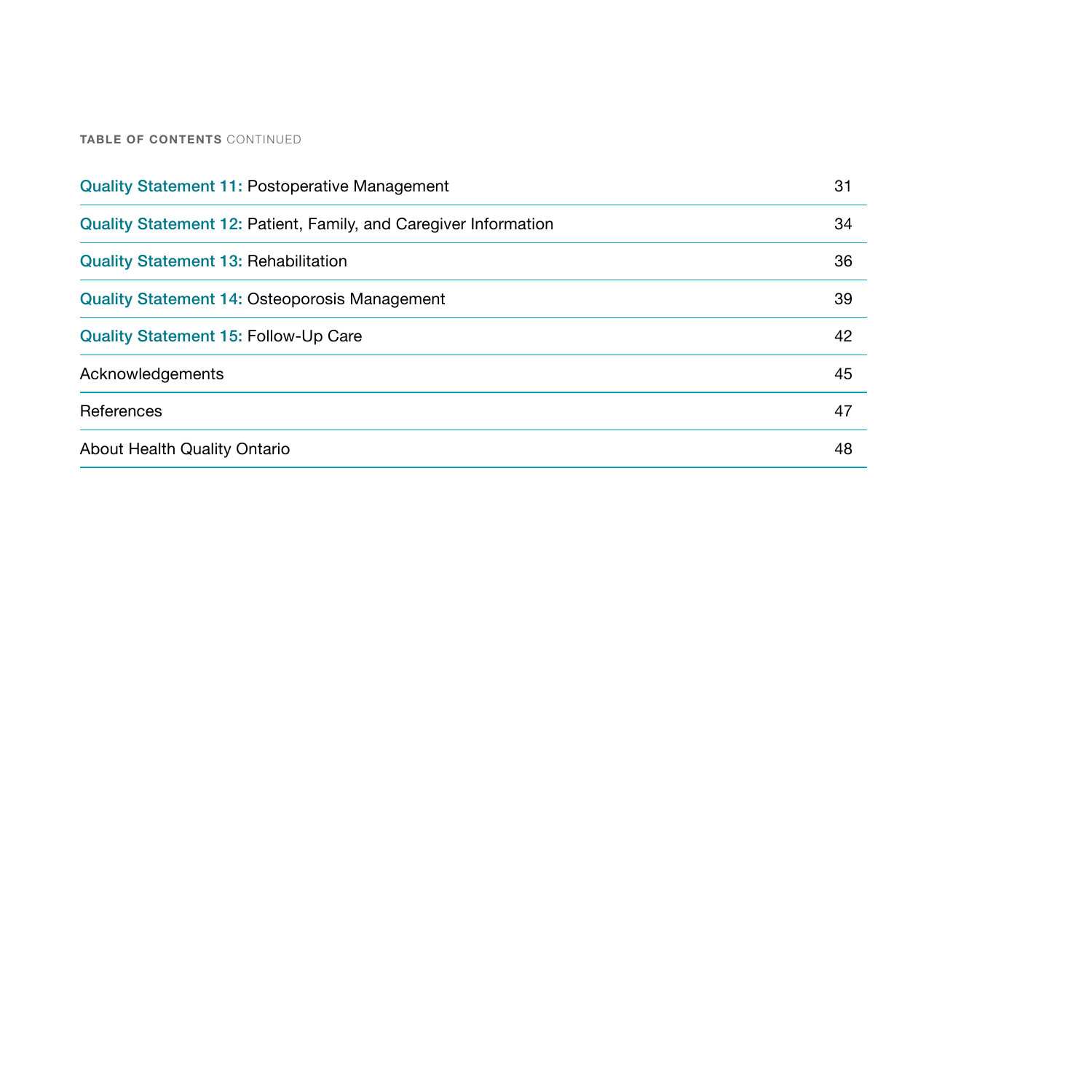**TABLE OF CONTENTS** CONTINUED

| | |
|---|---|
| **Quality Statement 11:** Postoperative Management | 31 |
| **Quality Statement 12:** Patient, Family, and Caregiver Information | 34 |
| **Quality Statement 13:** Rehabilitation | 36 |
| **Quality Statement 14:** Osteoporosis Management | 39 |
| **Quality Statement 15:** Follow-Up Care | 42 |
| Acknowledgements | 45 |
| References | 47 |
| About Health Quality Ontario | 48 |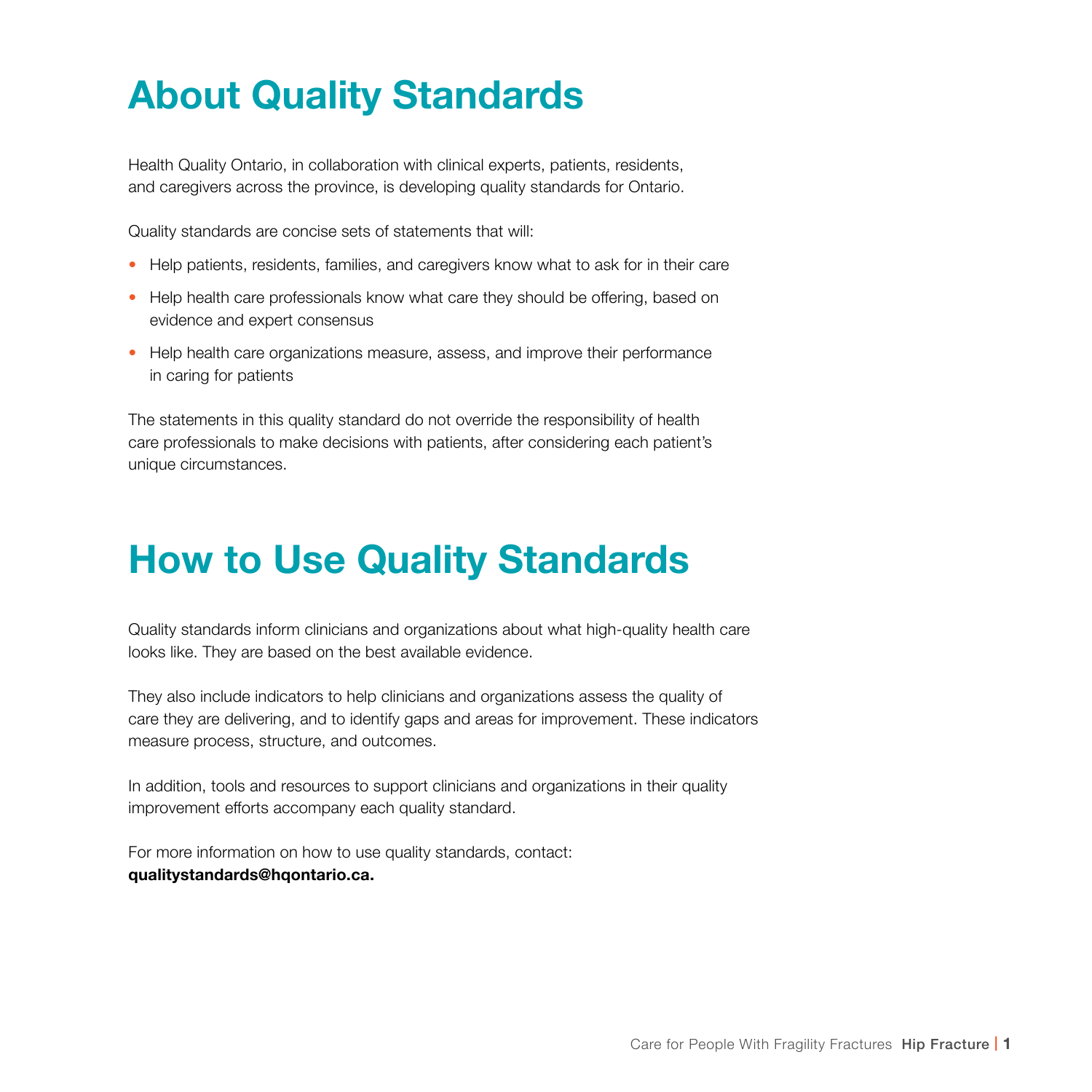# About Quality Standards

Health Quality Ontario, in collaboration with clinical experts, patients, residents, and caregivers across the province, is developing quality standards for Ontario.

Quality standards are concise sets of statements that will:

- Help patients, residents, families, and caregivers know what to ask for in their care
- Help health care professionals know what care they should be offering, based on evidence and expert consensus
- Help health care organizations measure, assess, and improve their performance in caring for patients

The statements in this quality standard do not override the responsibility of health care professionals to make decisions with patients, after considering each patient's unique circumstances.

# How to Use Quality Standards

Quality standards inform clinicians and organizations about what high-quality health care looks like. They are based on the best available evidence.

They also include indicators to help clinicians and organizations assess the quality of care they are delivering, and to identify gaps and areas for improvement. These indicators measure process, structure, and outcomes.

In addition, tools and resources to support clinicians and organizations in their quality improvement efforts accompany each quality standard.

For more information on how to use quality standards, contact:
**qualitystandards@hqontario.ca.**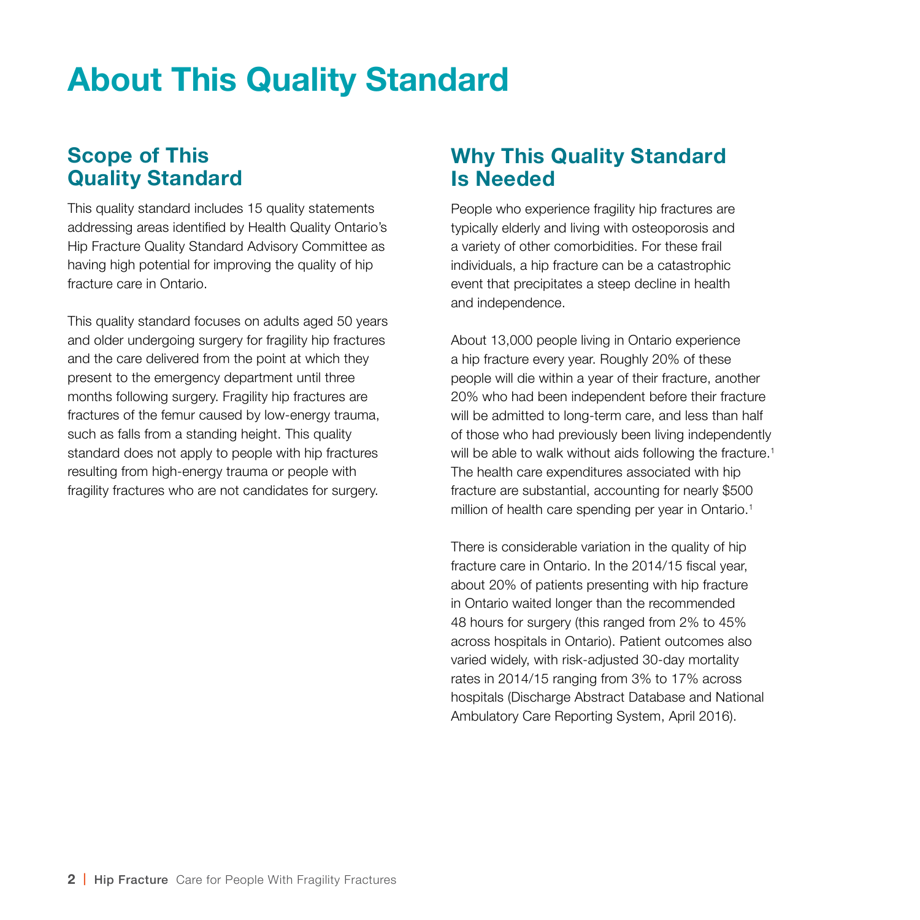# About This Quality Standard

## Scope of This Quality Standard

This quality standard includes 15 quality statements addressing areas identified by Health Quality Ontario's Hip Fracture Quality Standard Advisory Committee as having high potential for improving the quality of hip fracture care in Ontario.

This quality standard focuses on adults aged 50 years and older undergoing surgery for fragility hip fractures and the care delivered from the point at which they present to the emergency department until three months following surgery. Fragility hip fractures are fractures of the femur caused by low-energy trauma, such as falls from a standing height. This quality standard does not apply to people with hip fractures resulting from high-energy trauma or people with fragility fractures who are not candidates for surgery.

## Why This Quality Standard Is Needed

People who experience fragility hip fractures are typically elderly and living with osteoporosis and a variety of other comorbidities. For these frail individuals, a hip fracture can be a catastrophic event that precipitates a steep decline in health and independence.

About 13,000 people living in Ontario experience a hip fracture every year. Roughly 20% of these people will die within a year of their fracture, another 20% who had been independent before their fracture will be admitted to long-term care, and less than half of those who had previously been living independently will be able to walk without aids following the fracture.[1] The health care expenditures associated with hip fracture are substantial, accounting for nearly $500 million of health care spending per year in Ontario.[1]

There is considerable variation in the quality of hip fracture care in Ontario. In the 2014/15 fiscal year, about 20% of patients presenting with hip fracture in Ontario waited longer than the recommended 48 hours for surgery (this ranged from 2% to 45% across hospitals in Ontario). Patient outcomes also varied widely, with risk-adjusted 30-day mortality rates in 2014/15 ranging from 3% to 17% across hospitals (Discharge Abstract Database and National Ambulatory Care Reporting System, April 2016).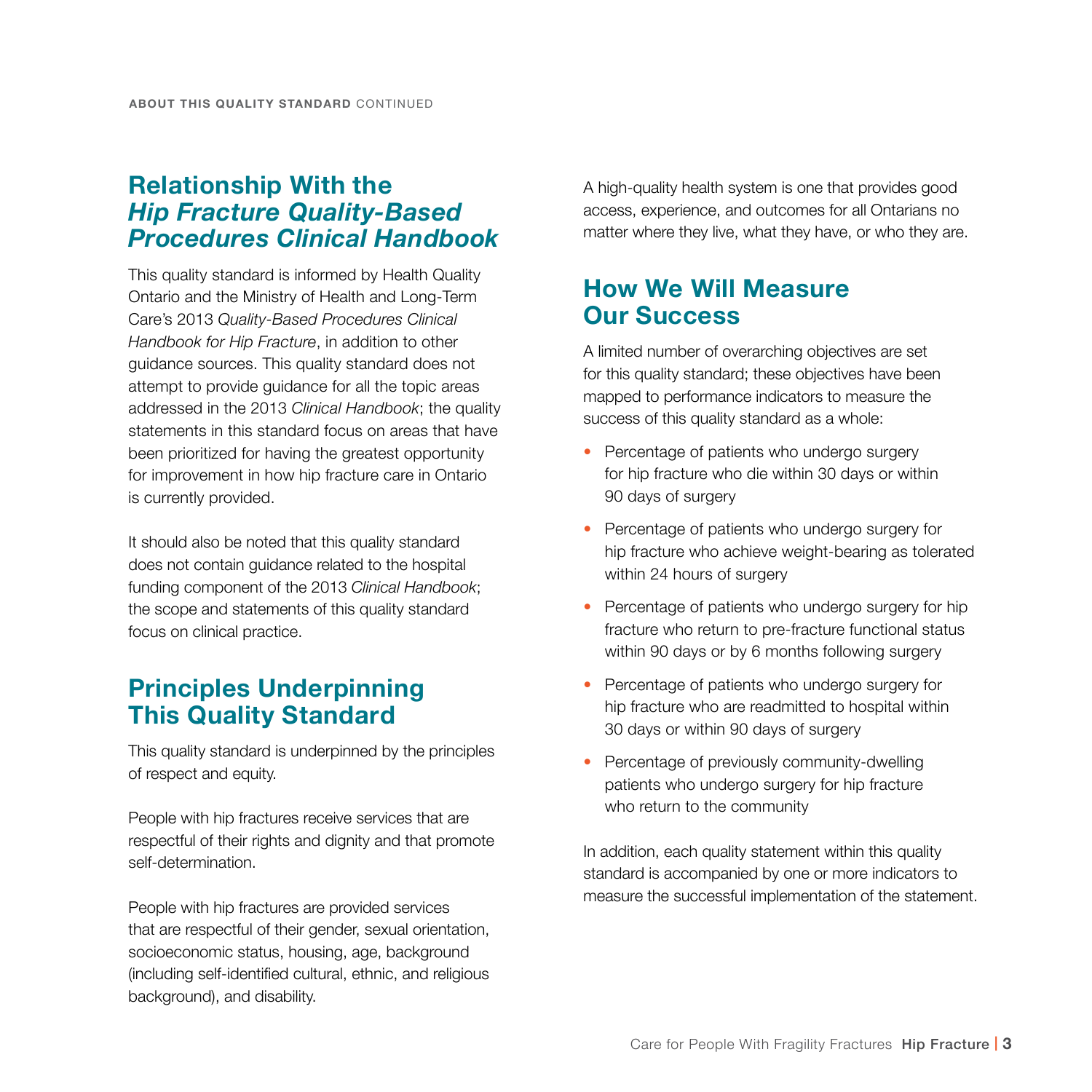## Relationship With the *Hip Fracture Quality-Based Procedures Clinical Handbook*

This quality standard is informed by Health Quality Ontario and the Ministry of Health and Long-Term Care's 2013 *Quality-Based Procedures Clinical Handbook for Hip Fracture*, in addition to other guidance sources. This quality standard does not attempt to provide guidance for all the topic areas addressed in the 2013 *Clinical Handbook*; the quality statements in this standard focus on areas that have been prioritized for having the greatest opportunity for improvement in how hip fracture care in Ontario is currently provided.

It should also be noted that this quality standard does not contain guidance related to the hospital funding component of the 2013 *Clinical Handbook*; the scope and statements of this quality standard focus on clinical practice.

## Principles Underpinning This Quality Standard

This quality standard is underpinned by the principles of respect and equity.

People with hip fractures receive services that are respectful of their rights and dignity and that promote self-determination.

People with hip fractures are provided services that are respectful of their gender, sexual orientation, socioeconomic status, housing, age, background (including self-identified cultural, ethnic, and religious background), and disability.

A high-quality health system is one that provides good access, experience, and outcomes for all Ontarians no matter where they live, what they have, or who they are.

## How We Will Measure Our Success

A limited number of overarching objectives are set for this quality standard; these objectives have been mapped to performance indicators to measure the success of this quality standard as a whole:

- Percentage of patients who undergo surgery for hip fracture who die within 30 days or within 90 days of surgery
- Percentage of patients who undergo surgery for hip fracture who achieve weight-bearing as tolerated within 24 hours of surgery
- Percentage of patients who undergo surgery for hip fracture who return to pre-fracture functional status within 90 days or by 6 months following surgery
- Percentage of patients who undergo surgery for hip fracture who are readmitted to hospital within 30 days or within 90 days of surgery
- Percentage of previously community-dwelling patients who undergo surgery for hip fracture who return to the community

In addition, each quality statement within this quality standard is accompanied by one or more indicators to measure the successful implementation of the statement.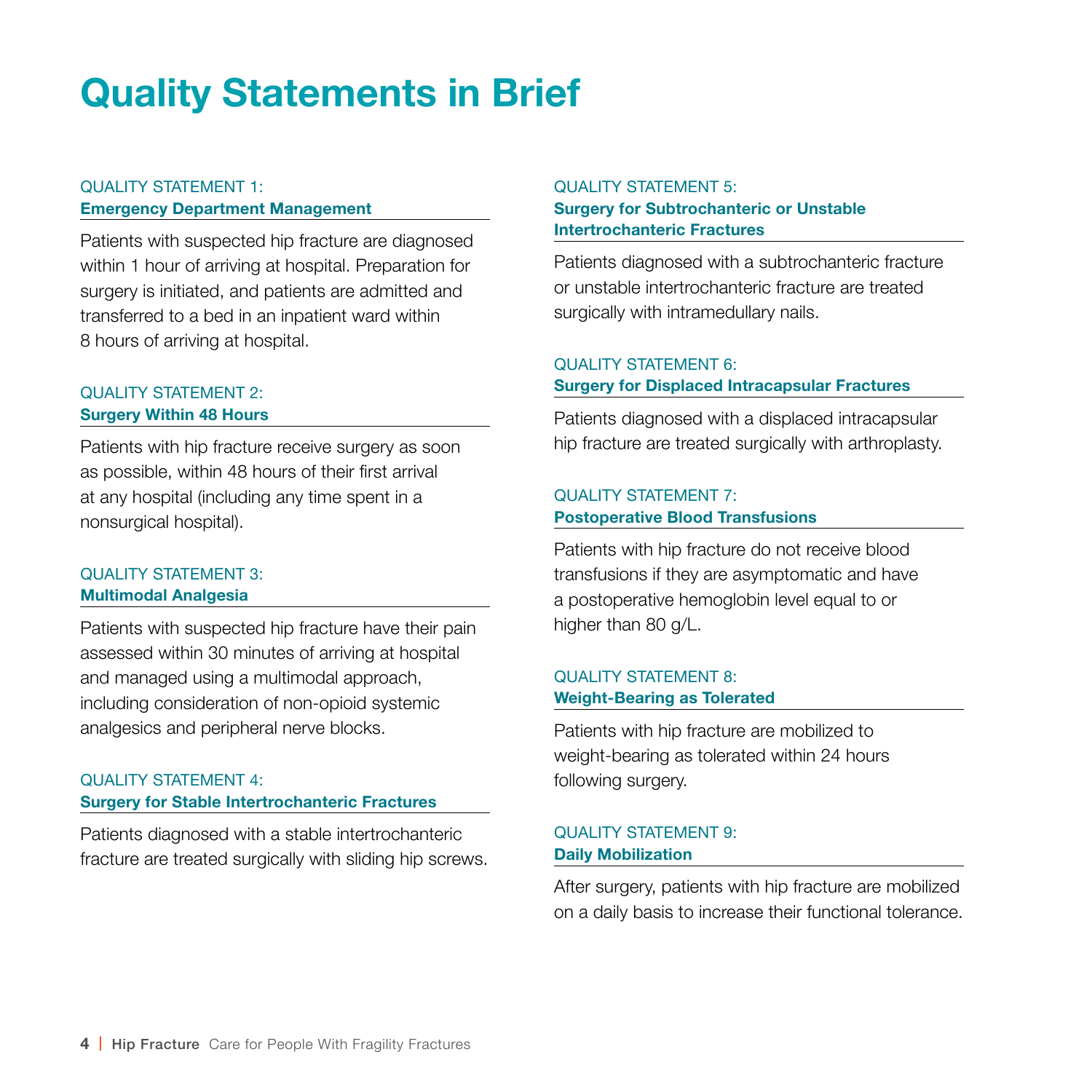# Quality Statements in Brief

### QUALITY STATEMENT 1: **Emergency Department Management**

Patients with suspected hip fracture are diagnosed within 1 hour of arriving at hospital. Preparation for surgery is initiated, and patients are admitted and transferred to a bed in an inpatient ward within 8 hours of arriving at hospital.

### QUALITY STATEMENT 2: **Surgery Within 48 Hours**

Patients with hip fracture receive surgery as soon as possible, within 48 hours of their first arrival at any hospital (including any time spent in a nonsurgical hospital).

### QUALITY STATEMENT 3: **Multimodal Analgesia**

Patients with suspected hip fracture have their pain assessed within 30 minutes of arriving at hospital and managed using a multimodal approach, including consideration of non-opioid systemic analgesics and peripheral nerve blocks.

### QUALITY STATEMENT 4: **Surgery for Stable Intertrochanteric Fractures**

Patients diagnosed with a stable intertrochanteric fracture are treated surgically with sliding hip screws.

### QUALITY STATEMENT 5: **Surgery for Subtrochanteric or Unstable Intertrochanteric Fractures**

Patients diagnosed with a subtrochanteric fracture or unstable intertrochanteric fracture are treated surgically with intramedullary nails.

### QUALITY STATEMENT 6: **Surgery for Displaced Intracapsular Fractures**

Patients diagnosed with a displaced intracapsular hip fracture are treated surgically with arthroplasty.

### QUALITY STATEMENT 7: **Postoperative Blood Transfusions**

Patients with hip fracture do not receive blood transfusions if they are asymptomatic and have a postoperative hemoglobin level equal to or higher than 80 g/L.

### QUALITY STATEMENT 8: **Weight-Bearing as Tolerated**

Patients with hip fracture are mobilized to weight-bearing as tolerated within 24 hours following surgery.

### QUALITY STATEMENT 9: **Daily Mobilization**

After surgery, patients with hip fracture are mobilized on a daily basis to increase their functional tolerance.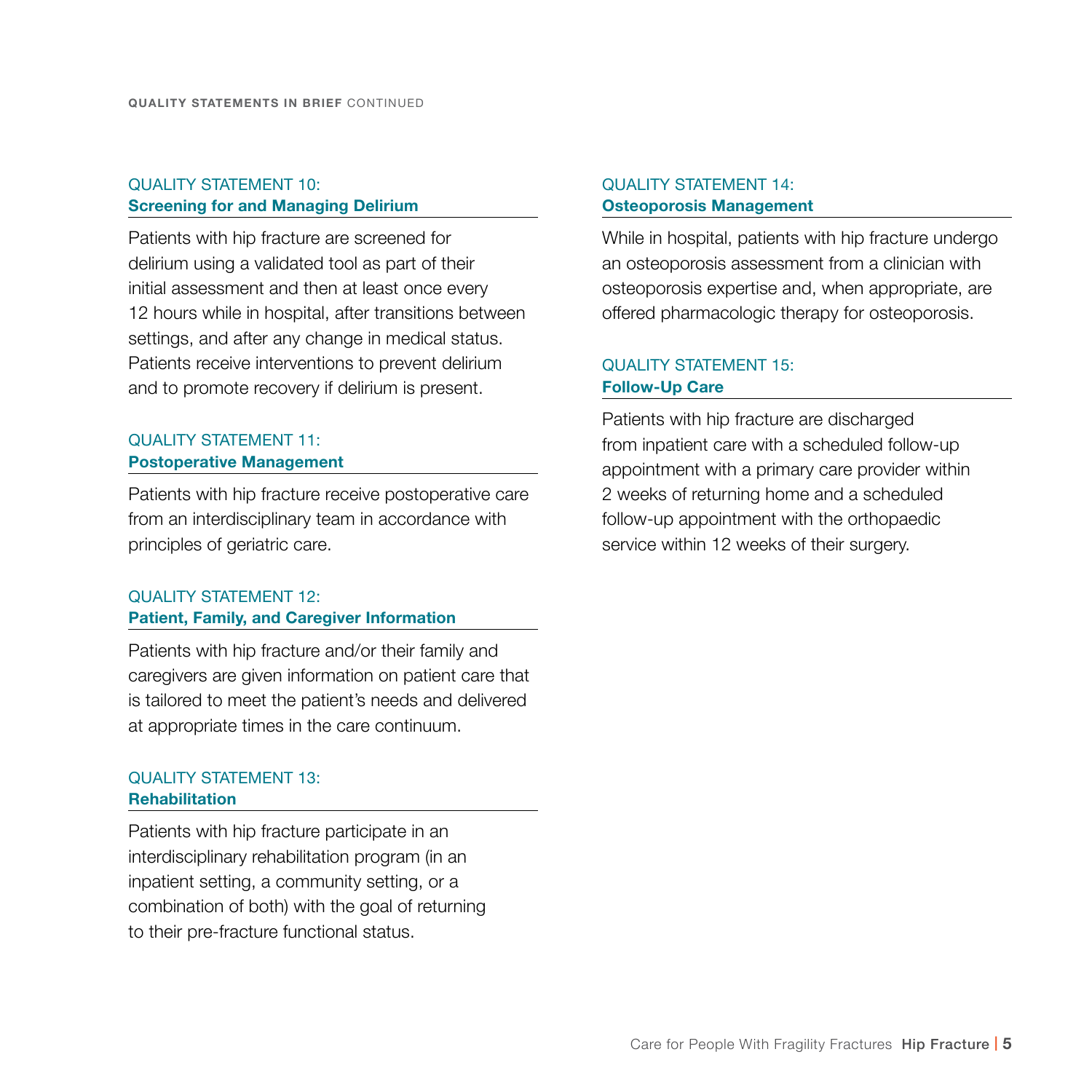QUALITY STATEMENTS IN BRIEF CONTINUED

## QUALITY STATEMENT 10: **Screening for and Managing Delirium**

Patients with hip fracture are screened for delirium using a validated tool as part of their initial assessment and then at least once every 12 hours while in hospital, after transitions between settings, and after any change in medical status. Patients receive interventions to prevent delirium and to promote recovery if delirium is present.

## QUALITY STATEMENT 11: **Postoperative Management**

Patients with hip fracture receive postoperative care from an interdisciplinary team in accordance with principles of geriatric care.

## QUALITY STATEMENT 12: **Patient, Family, and Caregiver Information**

Patients with hip fracture and/or their family and caregivers are given information on patient care that is tailored to meet the patient's needs and delivered at appropriate times in the care continuum.

## QUALITY STATEMENT 13: **Rehabilitation**

Patients with hip fracture participate in an interdisciplinary rehabilitation program (in an inpatient setting, a community setting, or a combination of both) with the goal of returning to their pre-fracture functional status.

## QUALITY STATEMENT 14: **Osteoporosis Management**

While in hospital, patients with hip fracture undergo an osteoporosis assessment from a clinician with osteoporosis expertise and, when appropriate, are offered pharmacologic therapy for osteoporosis.

## QUALITY STATEMENT 15: **Follow-Up Care**

Patients with hip fracture are discharged from inpatient care with a scheduled follow-up appointment with a primary care provider within 2 weeks of returning home and a scheduled follow-up appointment with the orthopaedic service within 12 weeks of their surgery.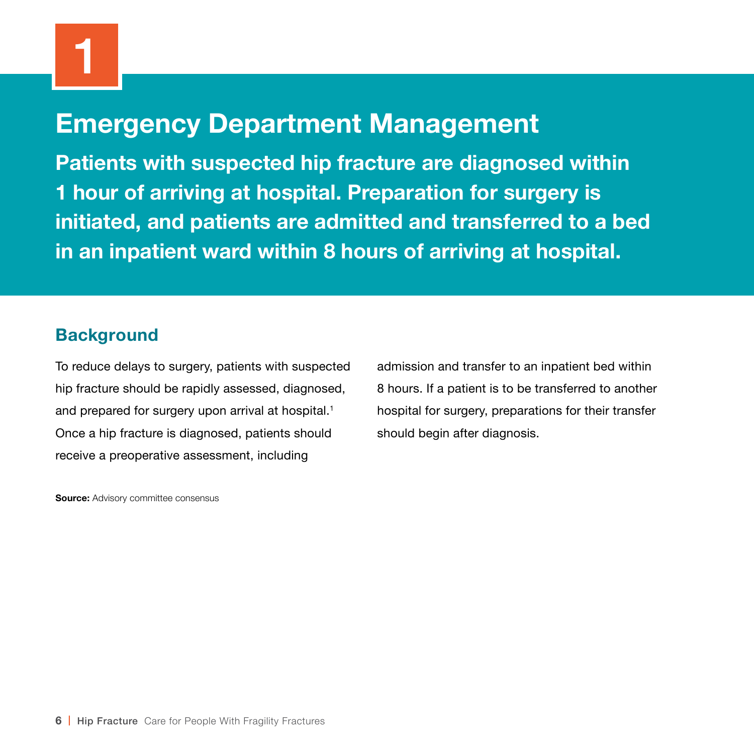# 1

## Emergency Department Management

**Patients with suspected hip fracture are diagnosed within 1 hour of arriving at hospital. Preparation for surgery is initiated, and patients are admitted and transferred to a bed in an inpatient ward within 8 hours of arriving at hospital.**

### Background

To reduce delays to surgery, patients with suspected hip fracture should be rapidly assessed, diagnosed, and prepared for surgery upon arrival at hospital.[1] Once a hip fracture is diagnosed, patients should receive a preoperative assessment, including admission and transfer to an inpatient bed within 8 hours. If a patient is to be transferred to another hospital for surgery, preparations for their transfer should begin after diagnosis.

**Source:** Advisory committee consensus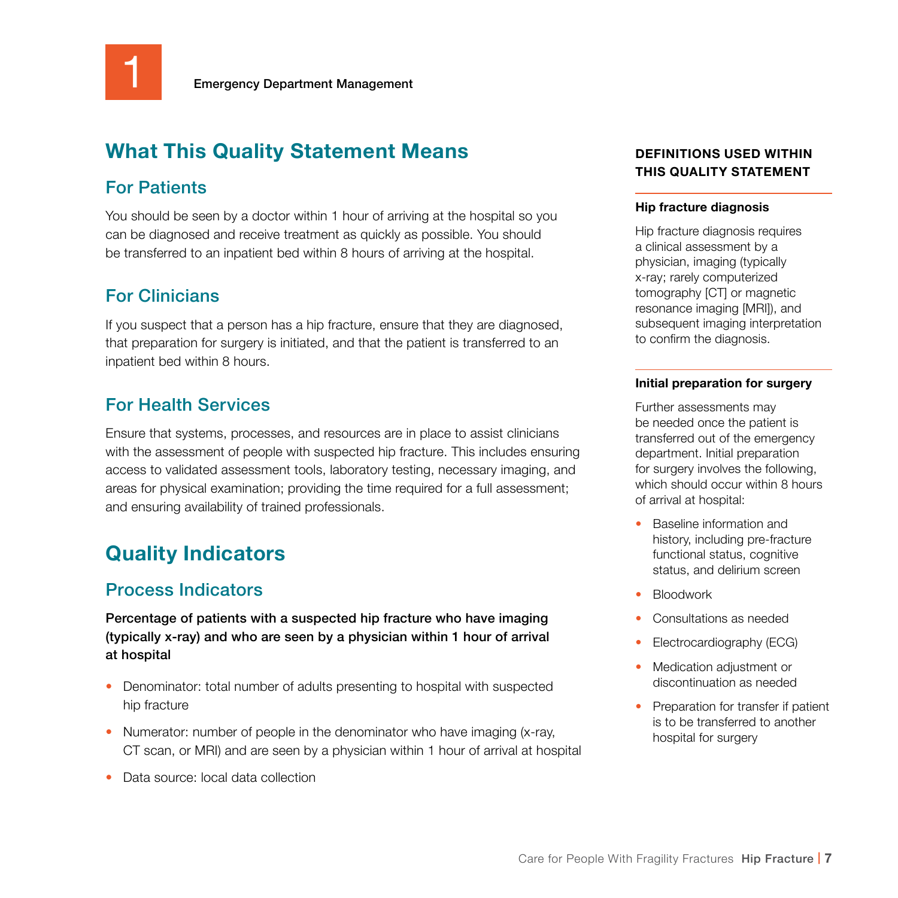1

Emergency Department Management

## What This Quality Statement Means

### For Patients

You should be seen by a doctor within 1 hour of arriving at the hospital so you can be diagnosed and receive treatment as quickly as possible. You should be transferred to an inpatient bed within 8 hours of arriving at the hospital.

### For Clinicians

If you suspect that a person has a hip fracture, ensure that they are diagnosed, that preparation for surgery is initiated, and that the patient is transferred to an inpatient bed within 8 hours.

### For Health Services

Ensure that systems, processes, and resources are in place to assist clinicians with the assessment of people with suspected hip fracture. This includes ensuring access to validated assessment tools, laboratory testing, necessary imaging, and areas for physical examination; providing the time required for a full assessment; and ensuring availability of trained professionals.

## Quality Indicators

### Process Indicators

**Percentage of patients with a suspected hip fracture who have imaging (typically x-ray) and who are seen by a physician within 1 hour of arrival at hospital**

- Denominator: total number of adults presenting to hospital with suspected hip fracture
- Numerator: number of people in the denominator who have imaging (x-ray, CT scan, or MRI) and are seen by a physician within 1 hour of arrival at hospital
- Data source: local data collection

**DEFINITIONS USED WITHIN THIS QUALITY STATEMENT**

**Hip fracture diagnosis**

Hip fracture diagnosis requires a clinical assessment by a physician, imaging (typically x-ray; rarely computerized tomography [CT] or magnetic resonance imaging [MRI]), and subsequent imaging interpretation to confirm the diagnosis.

**Initial preparation for surgery**

Further assessments may be needed once the patient is transferred out of the emergency department. Initial preparation for surgery involves the following, which should occur within 8 hours of arrival at hospital:

- Baseline information and history, including pre-fracture functional status, cognitive status, and delirium screen
- Bloodwork
- Consultations as needed
- Electrocardiography (ECG)
- Medication adjustment or discontinuation as needed
- Preparation for transfer if patient is to be transferred to another hospital for surgery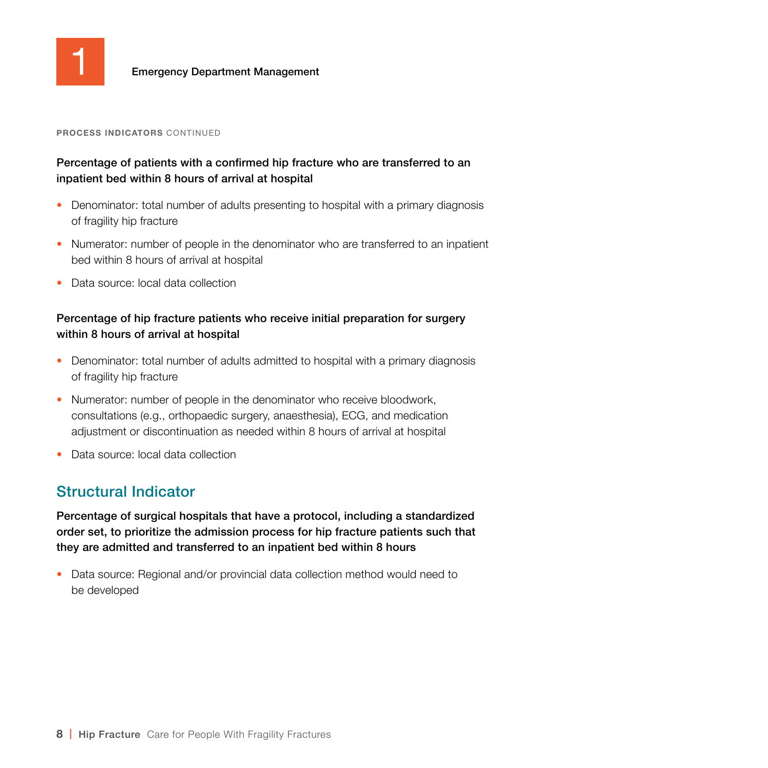# 1 Emergency Department Management

**PROCESS INDICATORS** CONTINUED

**Percentage of patients with a confirmed hip fracture who are transferred to an inpatient bed within 8 hours of arrival at hospital**

- Denominator: total number of adults presenting to hospital with a primary diagnosis of fragility hip fracture
- Numerator: number of people in the denominator who are transferred to an inpatient bed within 8 hours of arrival at hospital
- Data source: local data collection

**Percentage of hip fracture patients who receive initial preparation for surgery within 8 hours of arrival at hospital**

- Denominator: total number of adults admitted to hospital with a primary diagnosis of fragility hip fracture
- Numerator: number of people in the denominator who receive bloodwork, consultations (e.g., orthopaedic surgery, anaesthesia), ECG, and medication adjustment or discontinuation as needed within 8 hours of arrival at hospital
- Data source: local data collection

## Structural Indicator

**Percentage of surgical hospitals that have a protocol, including a standardized order set, to prioritize the admission process for hip fracture patients such that they are admitted and transferred to an inpatient bed within 8 hours**

- Data source: Regional and/or provincial data collection method would need to be developed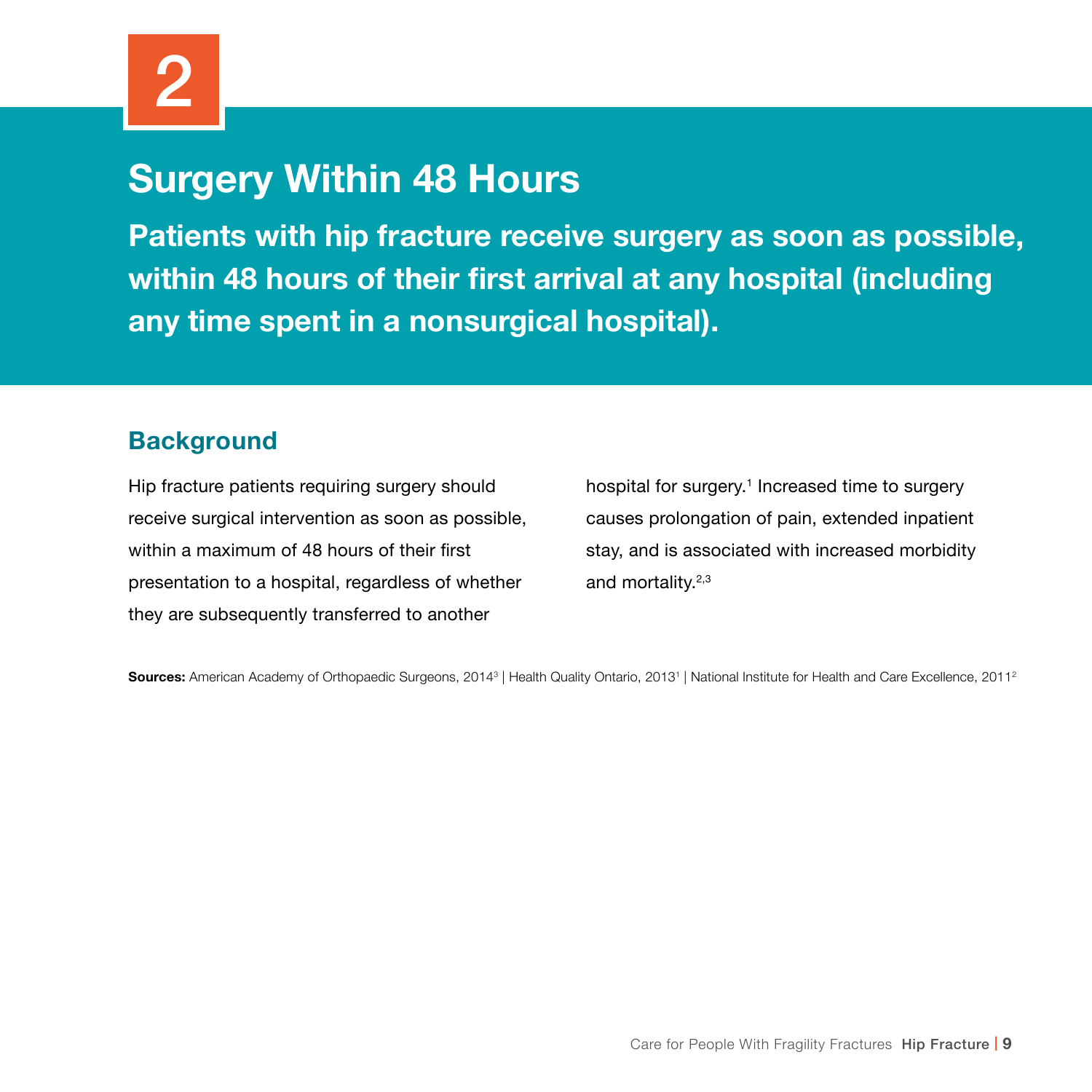# 2

# Surgery Within 48 Hours

**Patients with hip fracture receive surgery as soon as possible, within 48 hours of their first arrival at any hospital (including any time spent in a nonsurgical hospital).**

## Background

Hip fracture patients requiring surgery should receive surgical intervention as soon as possible, within a maximum of 48 hours of their first presentation to a hospital, regardless of whether they are subsequently transferred to another hospital for surgery.[1] Increased time to surgery causes prolongation of pain, extended inpatient stay, and is associated with increased morbidity and mortality.[2,3]

**Sources:** American Academy of Orthopaedic Surgeons, 2014[3] | Health Quality Ontario, 2013[1] | National Institute for Health and Care Excellence, 2011[2]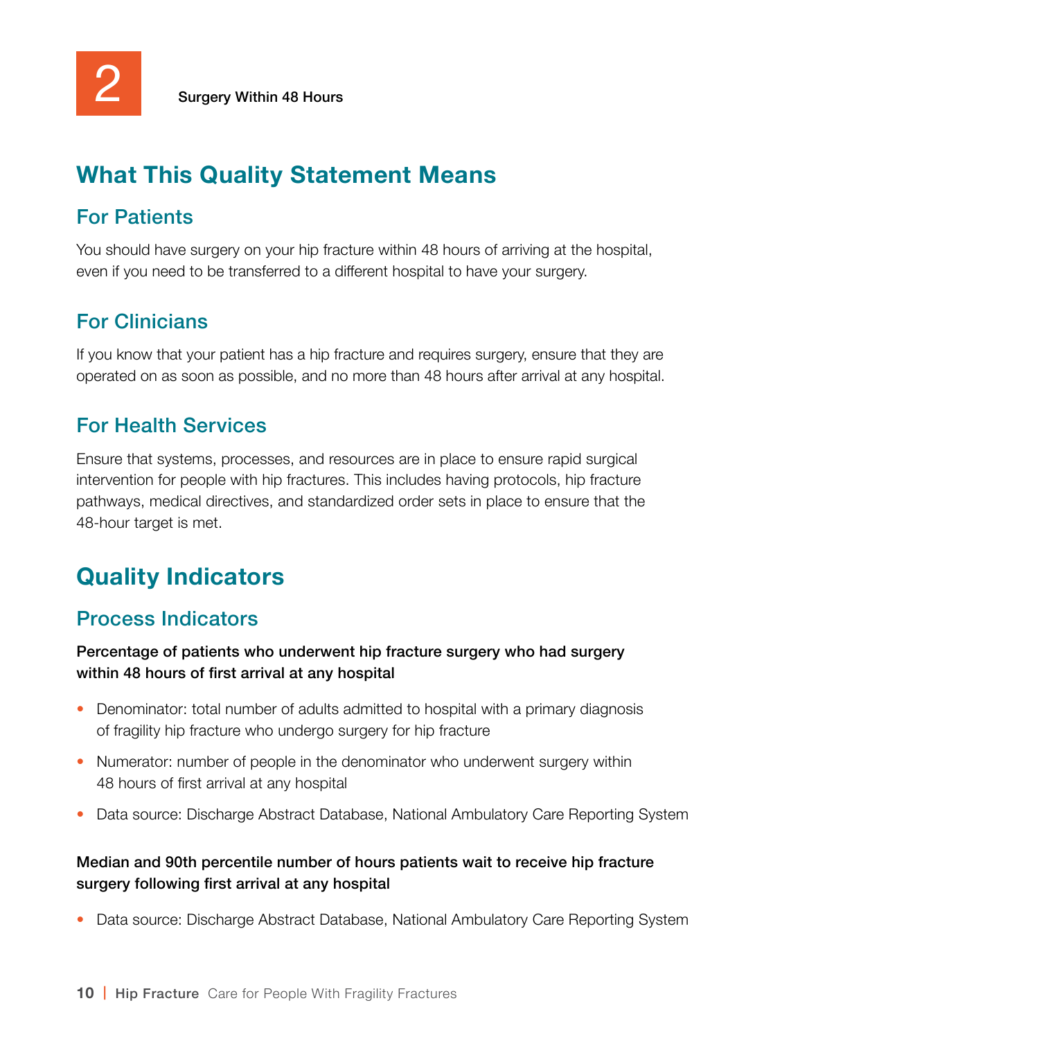# 2 Surgery Within 48 Hours

## What This Quality Statement Means

### For Patients

You should have surgery on your hip fracture within 48 hours of arriving at the hospital, even if you need to be transferred to a different hospital to have your surgery.

### For Clinicians

If you know that your patient has a hip fracture and requires surgery, ensure that they are operated on as soon as possible, and no more than 48 hours after arrival at any hospital.

### For Health Services

Ensure that systems, processes, and resources are in place to ensure rapid surgical intervention for people with hip fractures. This includes having protocols, hip fracture pathways, medical directives, and standardized order sets in place to ensure that the 48-hour target is met.

## Quality Indicators

### Process Indicators

**Percentage of patients who underwent hip fracture surgery who had surgery within 48 hours of first arrival at any hospital**

- Denominator: total number of adults admitted to hospital with a primary diagnosis of fragility hip fracture who undergo surgery for hip fracture
- Numerator: number of people in the denominator who underwent surgery within 48 hours of first arrival at any hospital
- Data source: Discharge Abstract Database, National Ambulatory Care Reporting System

**Median and 90th percentile number of hours patients wait to receive hip fracture surgery following first arrival at any hospital**

- Data source: Discharge Abstract Database, National Ambulatory Care Reporting System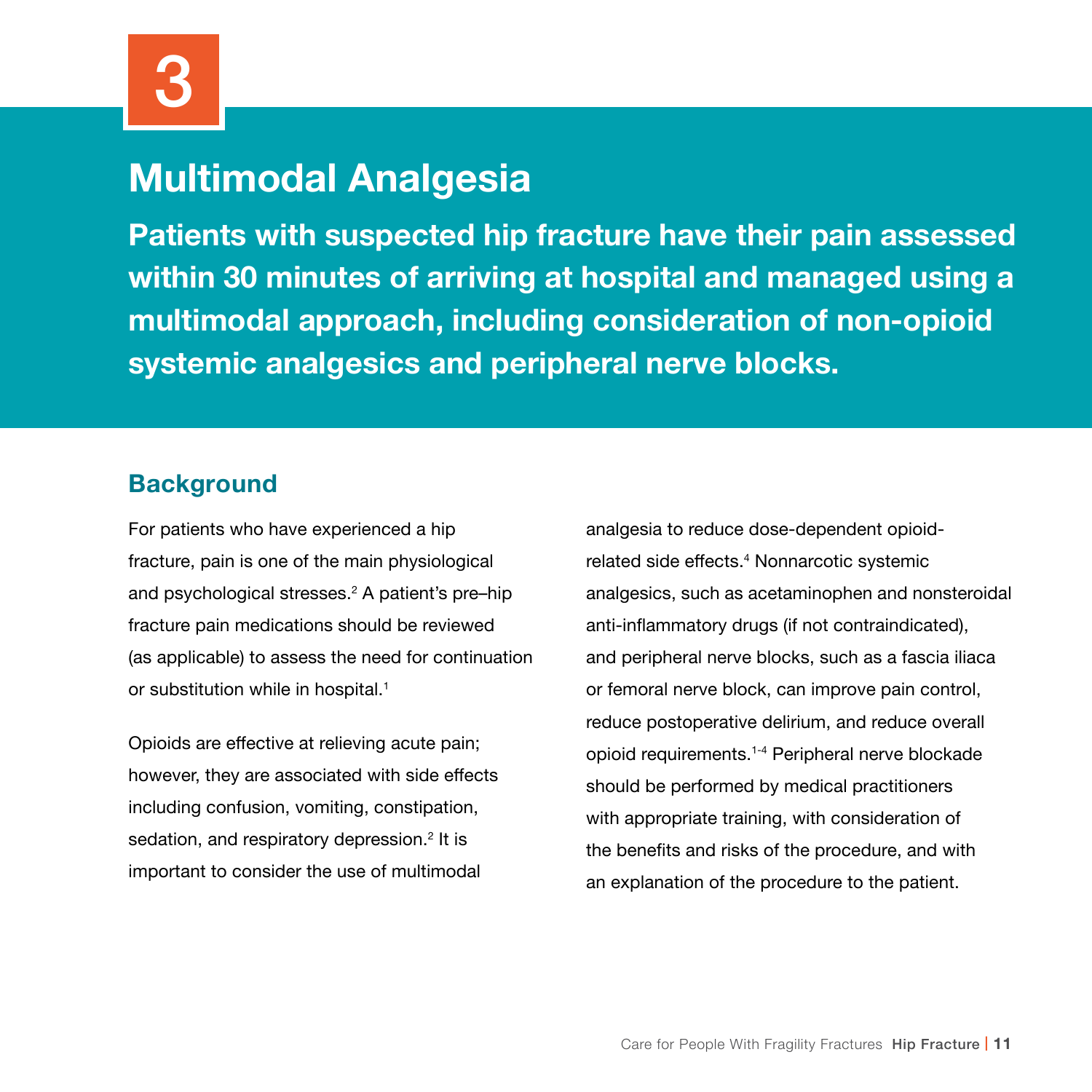3

# Multimodal Analgesia

**Patients with suspected hip fracture have their pain assessed within 30 minutes of arriving at hospital and managed using a multimodal approach, including consideration of non-opioid systemic analgesics and peripheral nerve blocks.**

## Background

For patients who have experienced a hip fracture, pain is one of the main physiological and psychological stresses.[2] A patient's pre–hip fracture pain medications should be reviewed (as applicable) to assess the need for continuation or substitution while in hospital.[1]

Opioids are effective at relieving acute pain; however, they are associated with side effects including confusion, vomiting, constipation, sedation, and respiratory depression.[2] It is important to consider the use of multimodal analgesia to reduce dose-dependent opioid-related side effects.[4] Nonnarcotic systemic analgesics, such as acetaminophen and nonsteroidal anti-inflammatory drugs (if not contraindicated), and peripheral nerve blocks, such as a fascia iliaca or femoral nerve block, can improve pain control, reduce postoperative delirium, and reduce overall opioid requirements.[1-4] Peripheral nerve blockade should be performed by medical practitioners with appropriate training, with consideration of the benefits and risks of the procedure, and with an explanation of the procedure to the patient.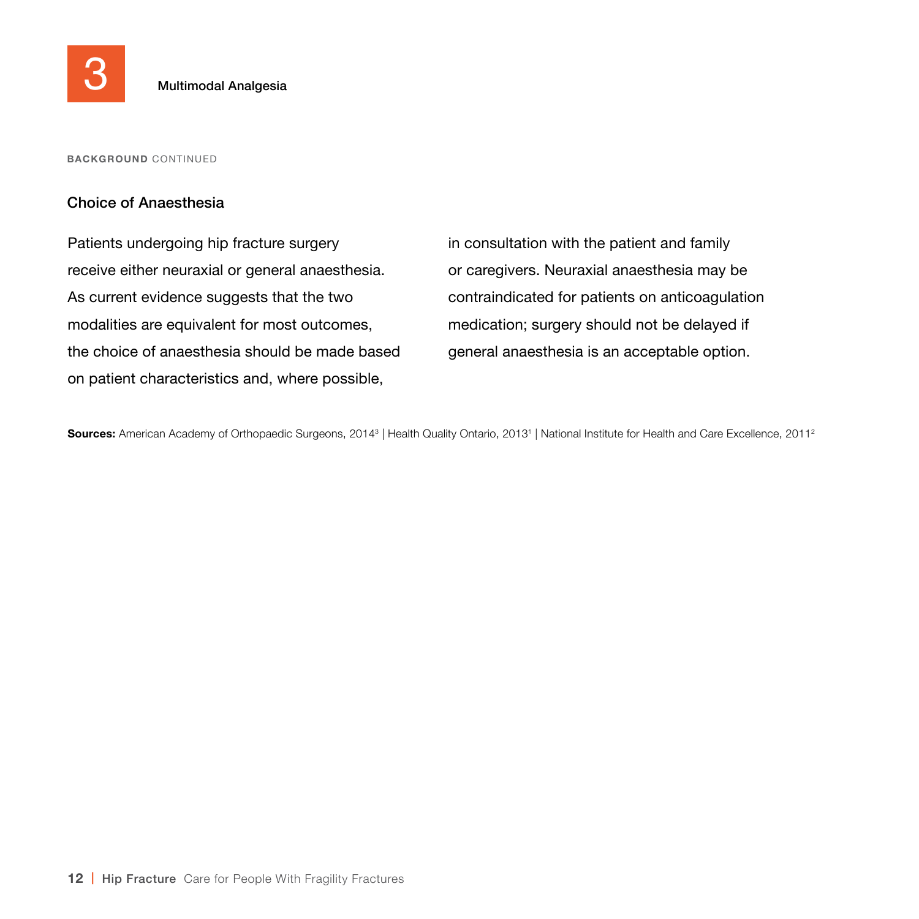# 3 Multimodal Analgesia

**BACKGROUND** CONTINUED

### Choice of Anaesthesia

Patients undergoing hip fracture surgery receive either neuraxial or general anaesthesia. As current evidence suggests that the two modalities are equivalent for most outcomes, the choice of anaesthesia should be made based on patient characteristics and, where possible, in consultation with the patient and family or caregivers. Neuraxial anaesthesia may be contraindicated for patients on anticoagulation medication; surgery should not be delayed if general anaesthesia is an acceptable option.

**Sources:** American Academy of Orthopaedic Surgeons, 2014[3] | Health Quality Ontario, 2013[1] | National Institute for Health and Care Excellence, 2011[2]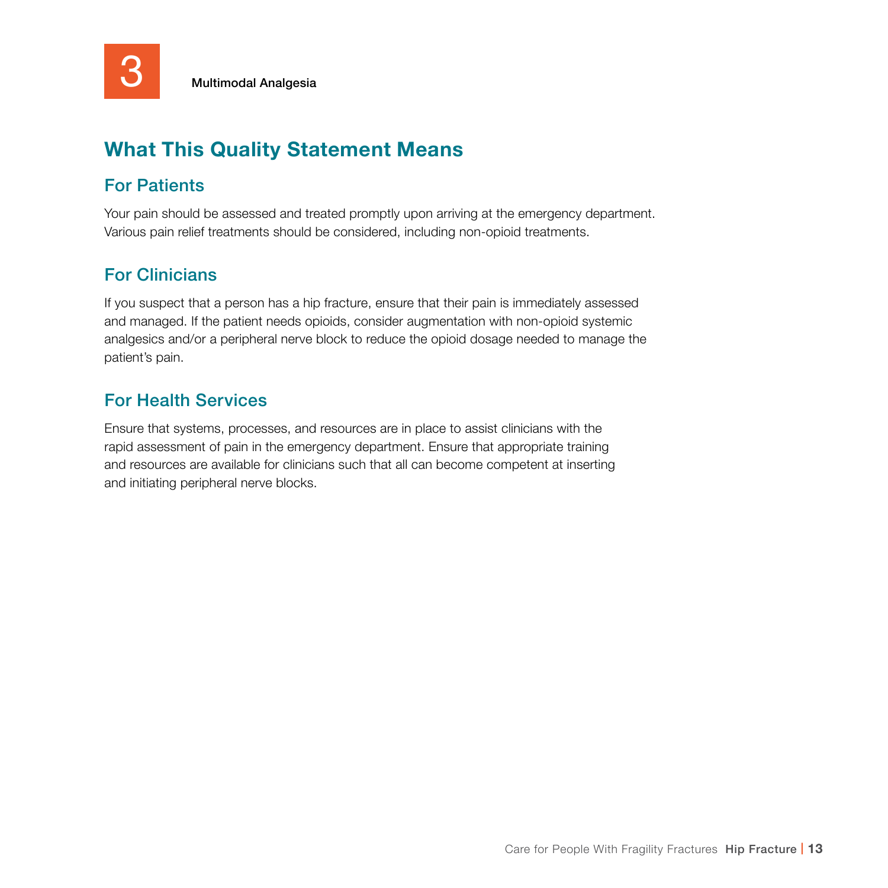3 Multimodal Analgesia

## What This Quality Statement Means

### For Patients

Your pain should be assessed and treated promptly upon arriving at the emergency department. Various pain relief treatments should be considered, including non-opioid treatments.

### For Clinicians

If you suspect that a person has a hip fracture, ensure that their pain is immediately assessed and managed. If the patient needs opioids, consider augmentation with non-opioid systemic analgesics and/or a peripheral nerve block to reduce the opioid dosage needed to manage the patient's pain.

### For Health Services

Ensure that systems, processes, and resources are in place to assist clinicians with the rapid assessment of pain in the emergency department. Ensure that appropriate training and resources are available for clinicians such that all can become competent at inserting and initiating peripheral nerve blocks.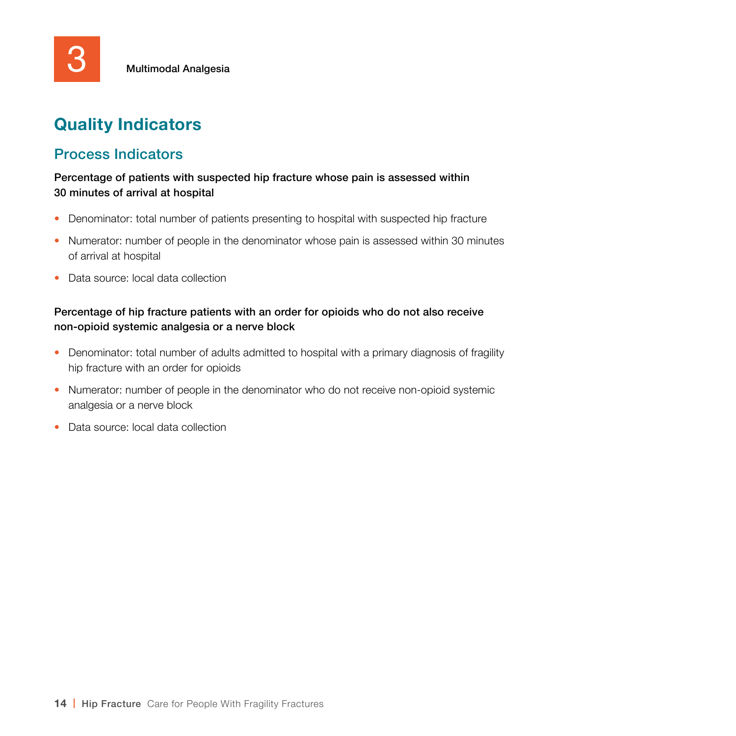# Quality Indicators

## Process Indicators

**Percentage of patients with suspected hip fracture whose pain is assessed within 30 minutes of arrival at hospital**

- Denominator: total number of patients presenting to hospital with suspected hip fracture
- Numerator: number of people in the denominator whose pain is assessed within 30 minutes of arrival at hospital
- Data source: local data collection

**Percentage of hip fracture patients with an order for opioids who do not also receive non-opioid systemic analgesia or a nerve block**

- Denominator: total number of adults admitted to hospital with a primary diagnosis of fragility hip fracture with an order for opioids
- Numerator: number of people in the denominator who do not receive non-opioid systemic analgesia or a nerve block
- Data source: local data collection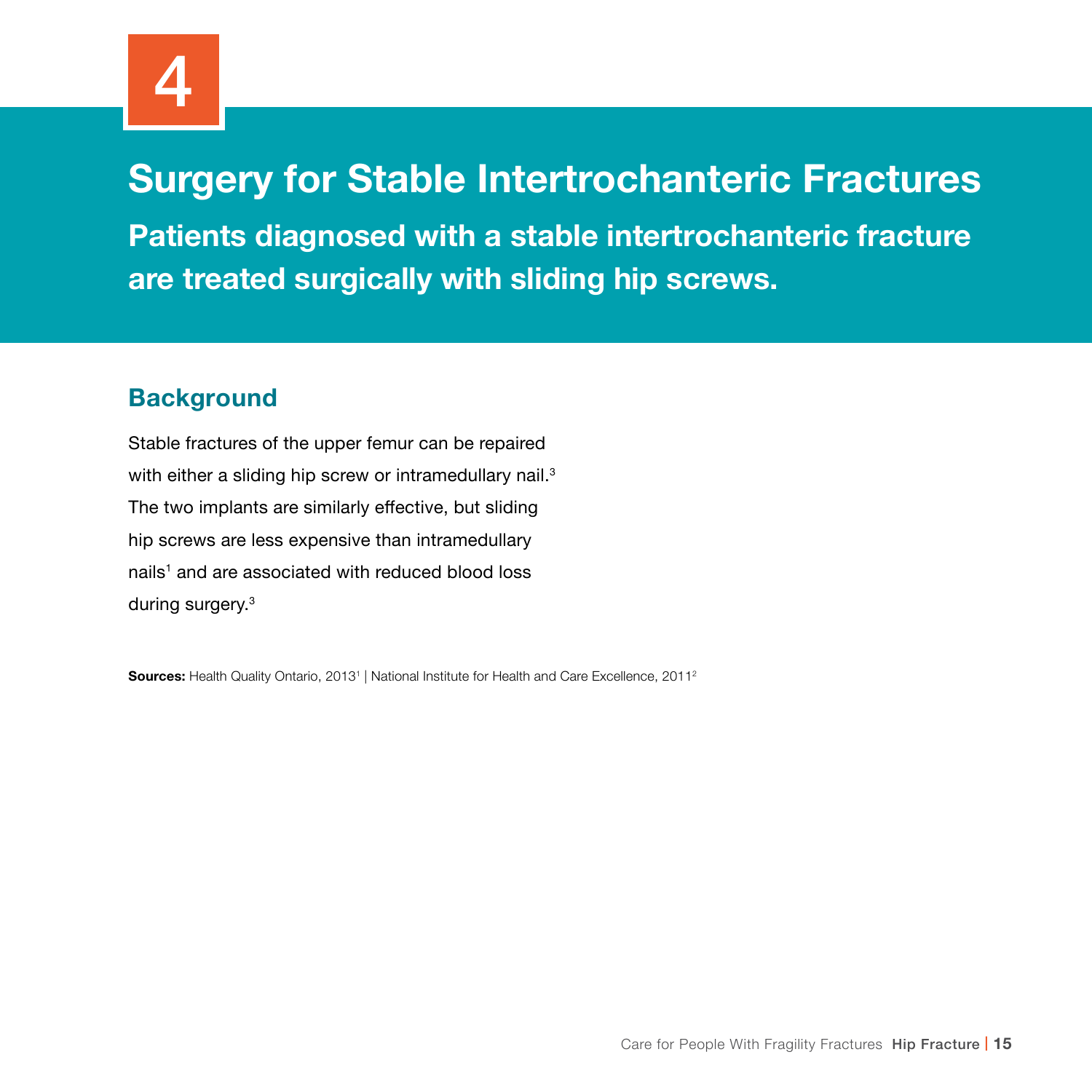4

# Surgery for Stable Intertrochanteric Fractures

**Patients diagnosed with a stable intertrochanteric fracture are treated surgically with sliding hip screws.**

## Background

Stable fractures of the upper femur can be repaired with either a sliding hip screw or intramedullary nail.[3] The two implants are similarly effective, but sliding hip screws are less expensive than intramedullary nails[1] and are associated with reduced blood loss during surgery.[3]

**Sources:** Health Quality Ontario, 2013[1] | National Institute for Health and Care Excellence, 2011[2]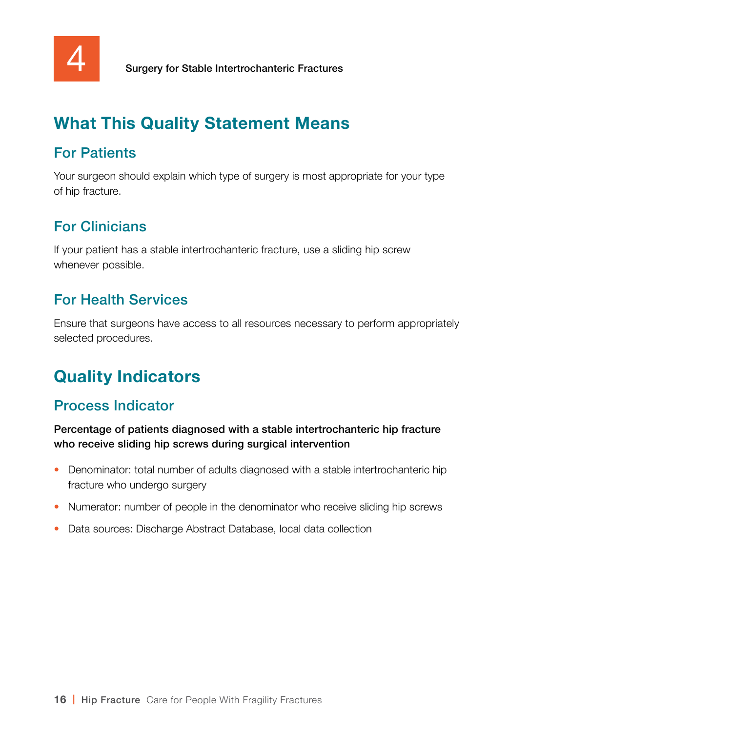# 4 Surgery for Stable Intertrochanteric Fractures

## What This Quality Statement Means

### For Patients

Your surgeon should explain which type of surgery is most appropriate for your type of hip fracture.

### For Clinicians

If your patient has a stable intertrochanteric fracture, use a sliding hip screw whenever possible.

### For Health Services

Ensure that surgeons have access to all resources necessary to perform appropriately selected procedures.

## Quality Indicators

### Process Indicator

**Percentage of patients diagnosed with a stable intertrochanteric hip fracture who receive sliding hip screws during surgical intervention**

- Denominator: total number of adults diagnosed with a stable intertrochanteric hip fracture who undergo surgery
- Numerator: number of people in the denominator who receive sliding hip screws
- Data sources: Discharge Abstract Database, local data collection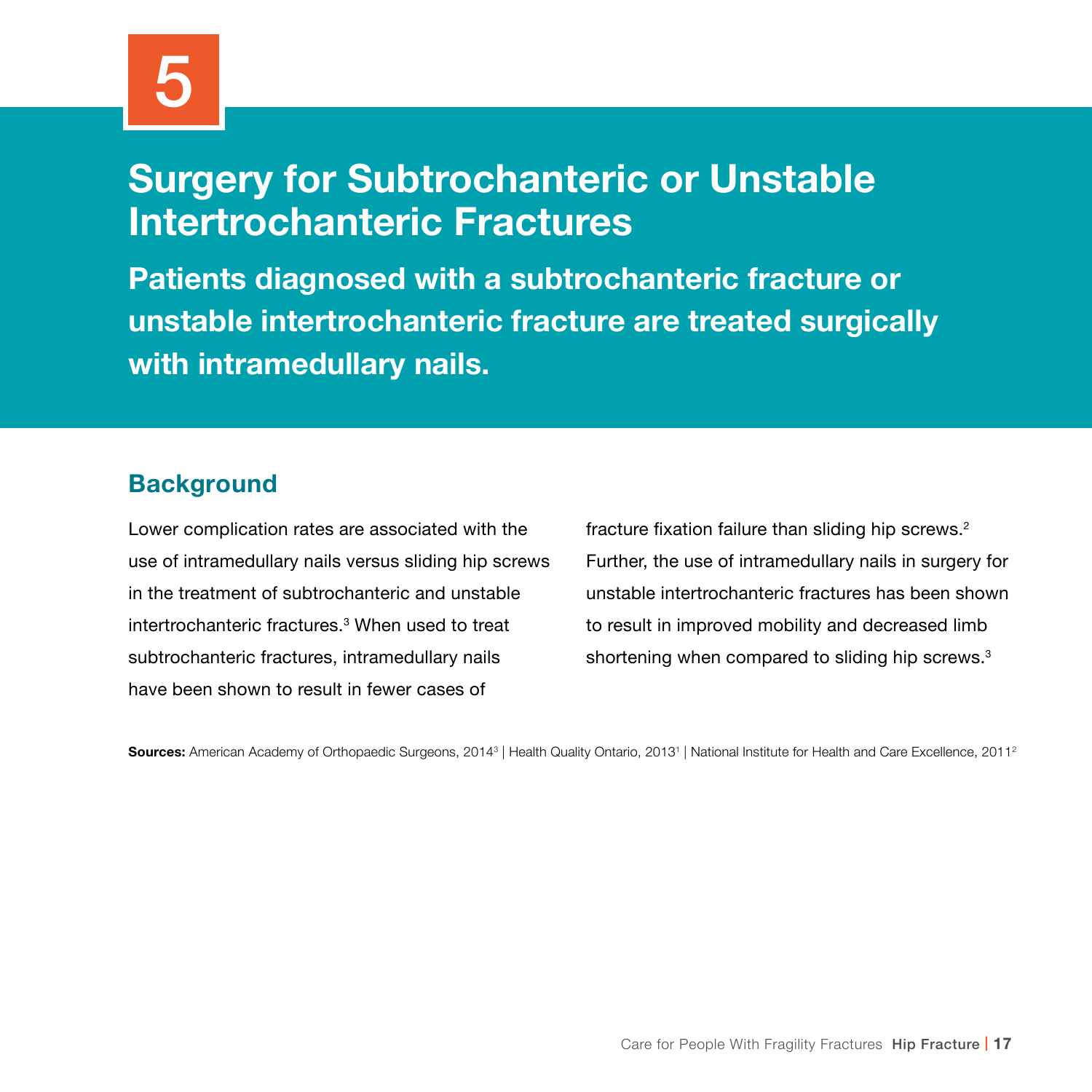# 5

# Surgery for Subtrochanteric or Unstable Intertrochanteric Fractures

**Patients diagnosed with a subtrochanteric fracture or unstable intertrochanteric fracture are treated surgically with intramedullary nails.**

## Background

Lower complication rates are associated with the use of intramedullary nails versus sliding hip screws in the treatment of subtrochanteric and unstable intertrochanteric fractures.[3] When used to treat subtrochanteric fractures, intramedullary nails have been shown to result in fewer cases of fracture fixation failure than sliding hip screws.[2] Further, the use of intramedullary nails in surgery for unstable intertrochanteric fractures has been shown to result in improved mobility and decreased limb shortening when compared to sliding hip screws.[3]

**Sources:** American Academy of Orthopaedic Surgeons, 2014[3] | Health Quality Ontario, 2013[1] | National Institute for Health and Care Excellence, 2011[2]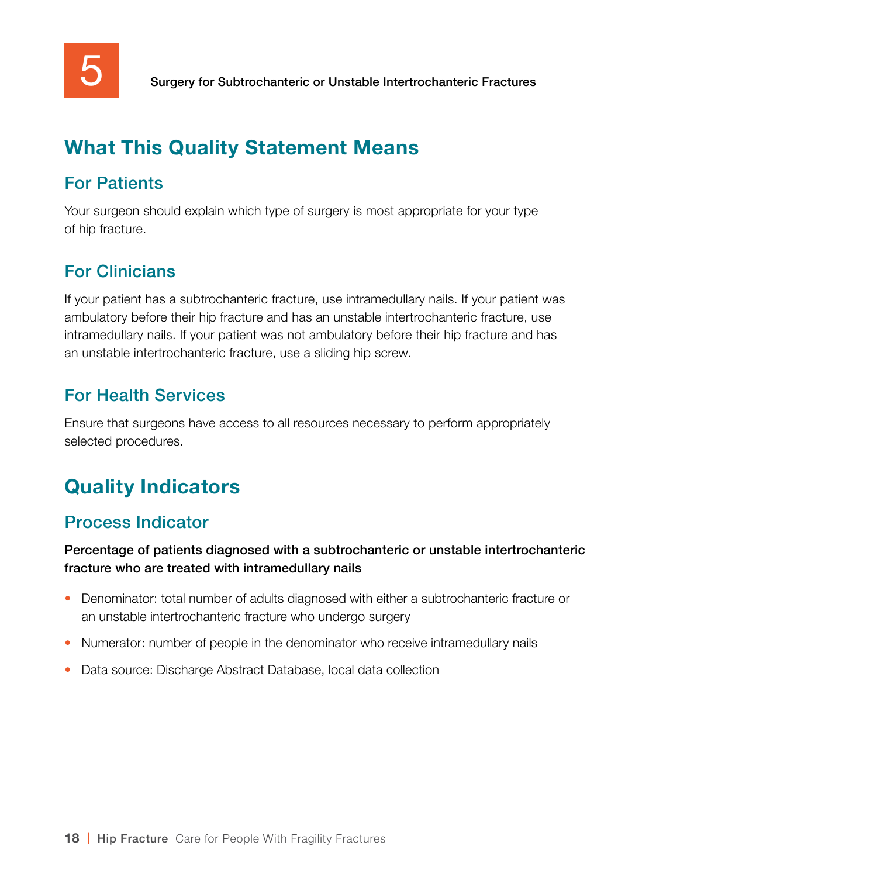# 5 Surgery for Subtrochanteric or Unstable Intertrochanteric Fractures

## What This Quality Statement Means

### For Patients

Your surgeon should explain which type of surgery is most appropriate for your type of hip fracture.

### For Clinicians

If your patient has a subtrochanteric fracture, use intramedullary nails. If your patient was ambulatory before their hip fracture and has an unstable intertrochanteric fracture, use intramedullary nails. If your patient was not ambulatory before their hip fracture and has an unstable intertrochanteric fracture, use a sliding hip screw.

### For Health Services

Ensure that surgeons have access to all resources necessary to perform appropriately selected procedures.

## Quality Indicators

### Process Indicator

**Percentage of patients diagnosed with a subtrochanteric or unstable intertrochanteric fracture who are treated with intramedullary nails**

- Denominator: total number of adults diagnosed with either a subtrochanteric fracture or an unstable intertrochanteric fracture who undergo surgery
- Numerator: number of people in the denominator who receive intramedullary nails
- Data source: Discharge Abstract Database, local data collection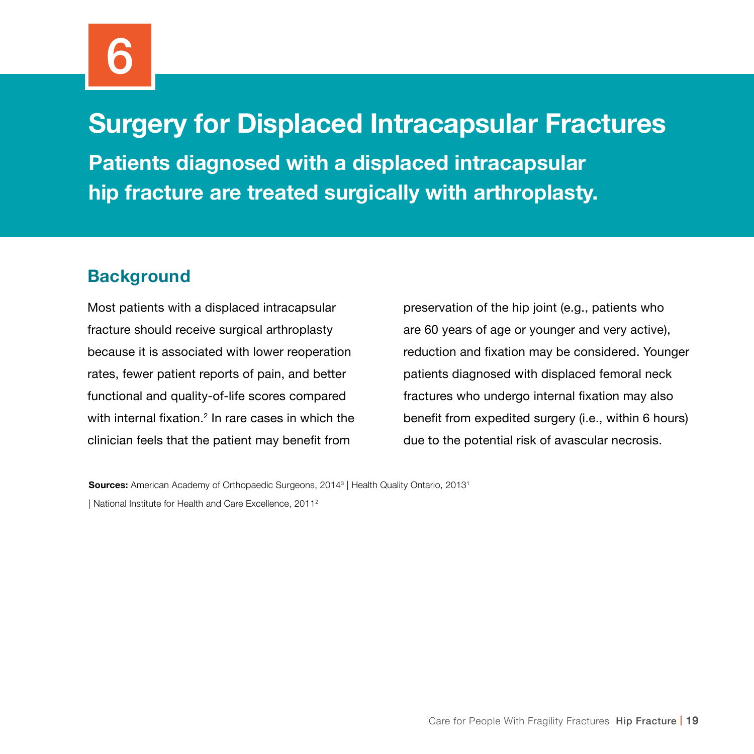6

# Surgery for Displaced Intracapsular Fractures

**Patients diagnosed with a displaced intracapsular hip fracture are treated surgically with arthroplasty.**

## Background

Most patients with a displaced intracapsular fracture should receive surgical arthroplasty because it is associated with lower reoperation rates, fewer patient reports of pain, and better functional and quality-of-life scores compared with internal fixation.[2] In rare cases in which the clinician feels that the patient may benefit from preservation of the hip joint (e.g., patients who are 60 years of age or younger and very active), reduction and fixation may be considered. Younger patients diagnosed with displaced femoral neck fractures who undergo internal fixation may also benefit from expedited surgery (i.e., within 6 hours) due to the potential risk of avascular necrosis.

**Sources:** American Academy of Orthopaedic Surgeons, 2014[3] | Health Quality Ontario, 2013[1] | National Institute for Health and Care Excellence, 2011[2]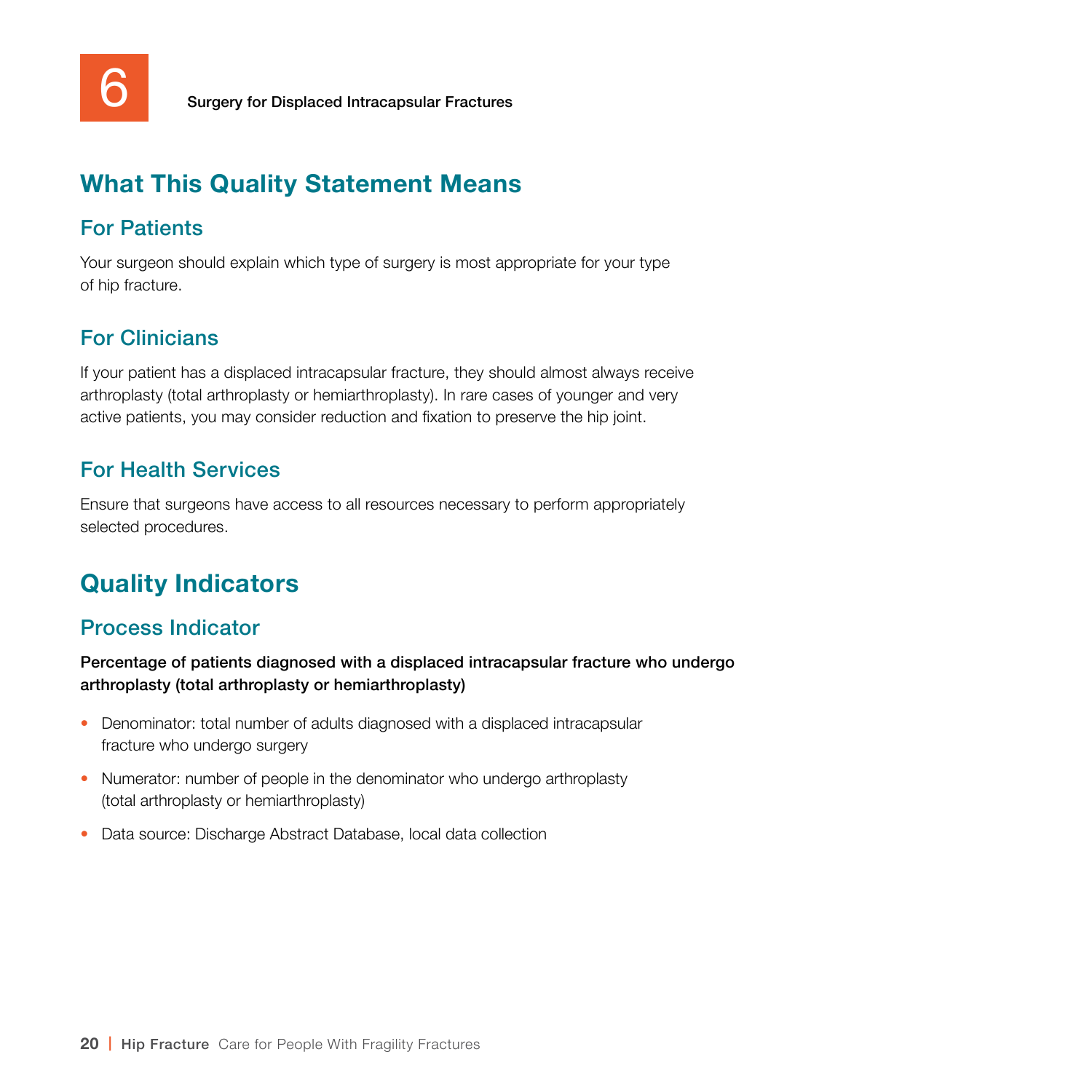6 Surgery for Displaced Intracapsular Fractures

## What This Quality Statement Means

### For Patients

Your surgeon should explain which type of surgery is most appropriate for your type of hip fracture.

### For Clinicians

If your patient has a displaced intracapsular fracture, they should almost always receive arthroplasty (total arthroplasty or hemiarthroplasty). In rare cases of younger and very active patients, you may consider reduction and fixation to preserve the hip joint.

### For Health Services

Ensure that surgeons have access to all resources necessary to perform appropriately selected procedures.

## Quality Indicators

### Process Indicator

**Percentage of patients diagnosed with a displaced intracapsular fracture who undergo arthroplasty (total arthroplasty or hemiarthroplasty)**

- Denominator: total number of adults diagnosed with a displaced intracapsular fracture who undergo surgery
- Numerator: number of people in the denominator who undergo arthroplasty (total arthroplasty or hemiarthroplasty)
- Data source: Discharge Abstract Database, local data collection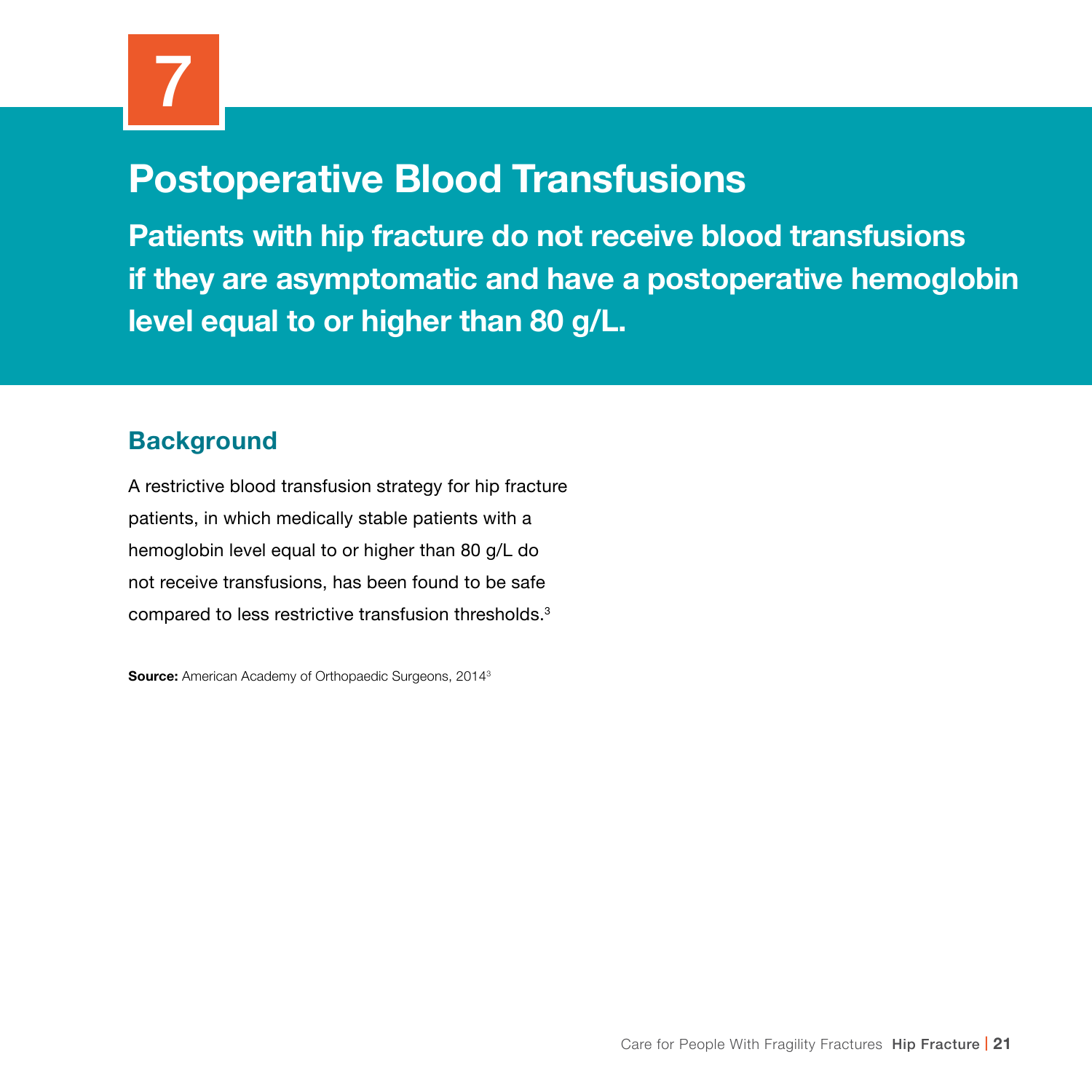7

# Postoperative Blood Transfusions

## Patients with hip fracture do not receive blood transfusions if they are asymptomatic and have a postoperative hemoglobin level equal to or higher than 80 g/L.

### Background

A restrictive blood transfusion strategy for hip fracture patients, in which medically stable patients with a hemoglobin level equal to or higher than 80 g/L do not receive transfusions, has been found to be safe compared to less restrictive transfusion thresholds.[3]

**Source:** American Academy of Orthopaedic Surgeons, 2014[3]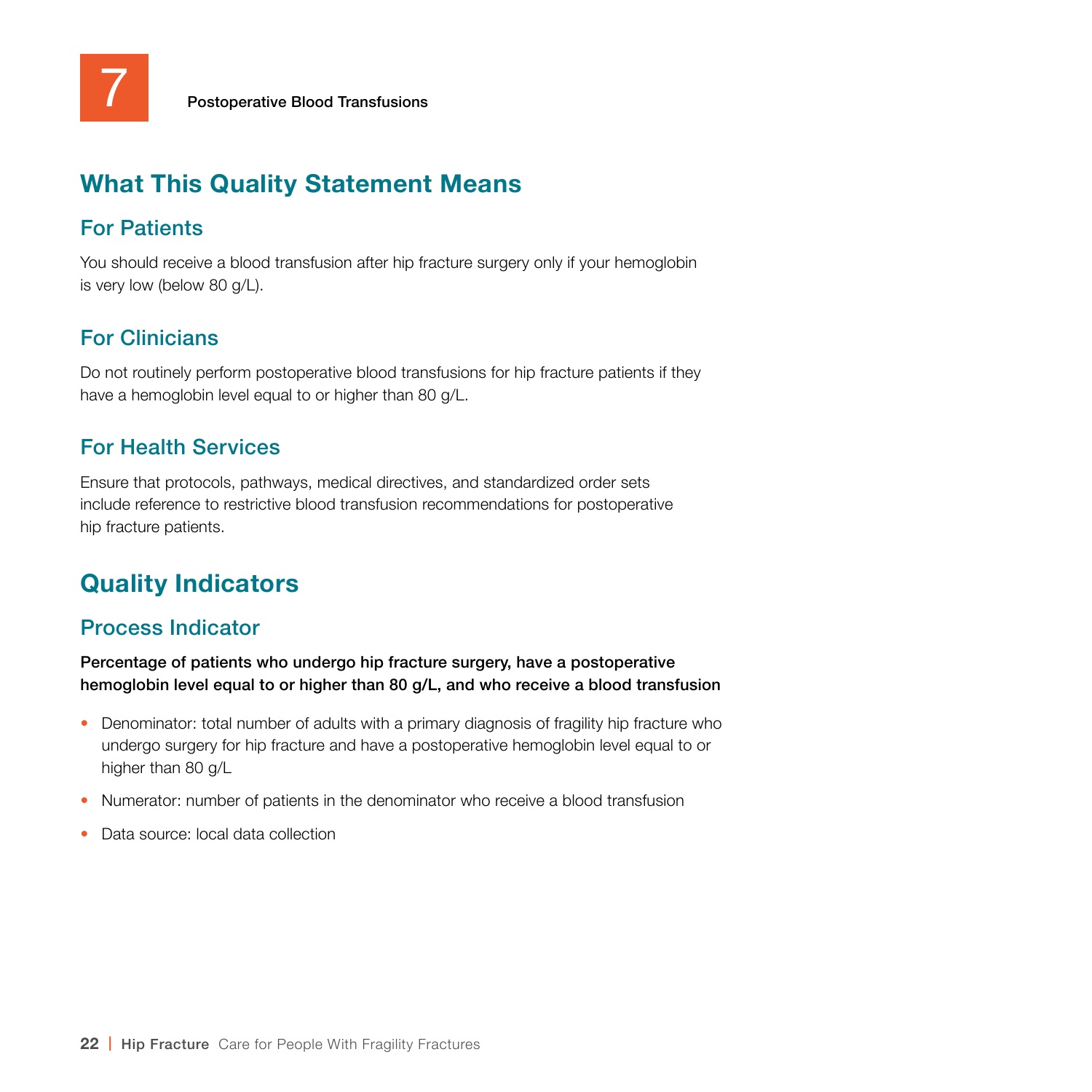# What This Quality Statement Means

## For Patients

You should receive a blood transfusion after hip fracture surgery only if your hemoglobin is very low (below 80 g/L).

## For Clinicians

Do not routinely perform postoperative blood transfusions for hip fracture patients if they have a hemoglobin level equal to or higher than 80 g/L.

## For Health Services

Ensure that protocols, pathways, medical directives, and standardized order sets include reference to restrictive blood transfusion recommendations for postoperative hip fracture patients.

# Quality Indicators

## Process Indicator

**Percentage of patients who undergo hip fracture surgery, have a postoperative hemoglobin level equal to or higher than 80 g/L, and who receive a blood transfusion**

- Denominator: total number of adults with a primary diagnosis of fragility hip fracture who undergo surgery for hip fracture and have a postoperative hemoglobin level equal to or higher than 80 g/L
- Numerator: number of patients in the denominator who receive a blood transfusion
- Data source: local data collection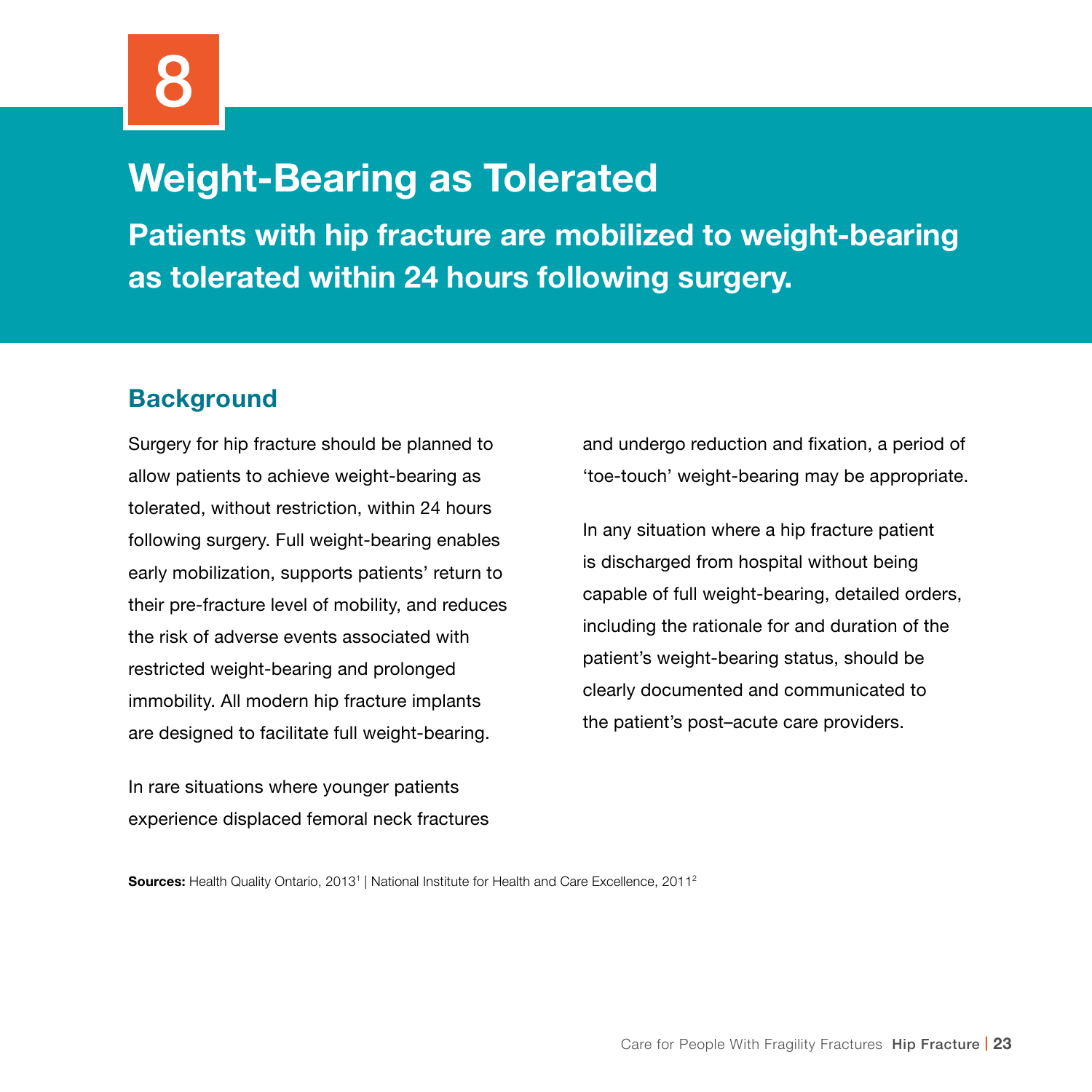8

# Weight-Bearing as Tolerated

**Patients with hip fracture are mobilized to weight-bearing as tolerated within 24 hours following surgery.**

## Background

Surgery for hip fracture should be planned to allow patients to achieve weight-bearing as tolerated, without restriction, within 24 hours following surgery. Full weight-bearing enables early mobilization, supports patients' return to their pre-fracture level of mobility, and reduces the risk of adverse events associated with restricted weight-bearing and prolonged immobility. All modern hip fracture implants are designed to facilitate full weight-bearing.

In rare situations where younger patients experience displaced femoral neck fractures and undergo reduction and fixation, a period of 'toe-touch' weight-bearing may be appropriate.

In any situation where a hip fracture patient is discharged from hospital without being capable of full weight-bearing, detailed orders, including the rationale for and duration of the patient's weight-bearing status, should be clearly documented and communicated to the patient's post–acute care providers.

**Sources:** Health Quality Ontario, 2013[1] | National Institute for Health and Care Excellence, 2011[2]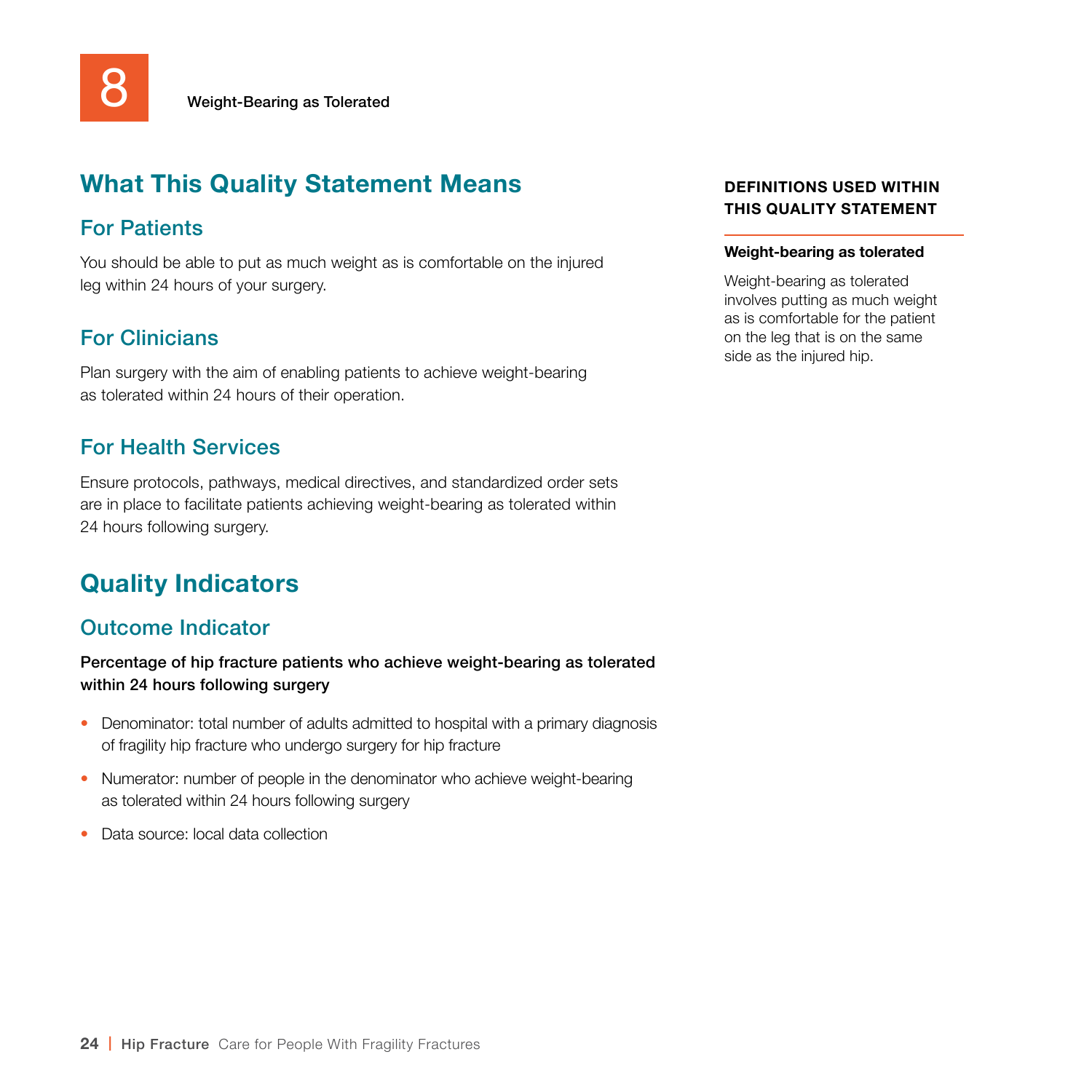8 Weight-Bearing as Tolerated

## What This Quality Statement Means

### For Patients

You should be able to put as much weight as is comfortable on the injured leg within 24 hours of your surgery.

### For Clinicians

Plan surgery with the aim of enabling patients to achieve weight-bearing as tolerated within 24 hours of their operation.

### For Health Services

Ensure protocols, pathways, medical directives, and standardized order sets are in place to facilitate patients achieving weight-bearing as tolerated within 24 hours following surgery.

## Quality Indicators

### Outcome Indicator

**Percentage of hip fracture patients who achieve weight-bearing as tolerated within 24 hours following surgery**

- Denominator: total number of adults admitted to hospital with a primary diagnosis of fragility hip fracture who undergo surgery for hip fracture
- Numerator: number of people in the denominator who achieve weight-bearing as tolerated within 24 hours following surgery
- Data source: local data collection

**DEFINITIONS USED WITHIN THIS QUALITY STATEMENT**

**Weight-bearing as tolerated**

Weight-bearing as tolerated involves putting as much weight as is comfortable for the patient on the leg that is on the same side as the injured hip.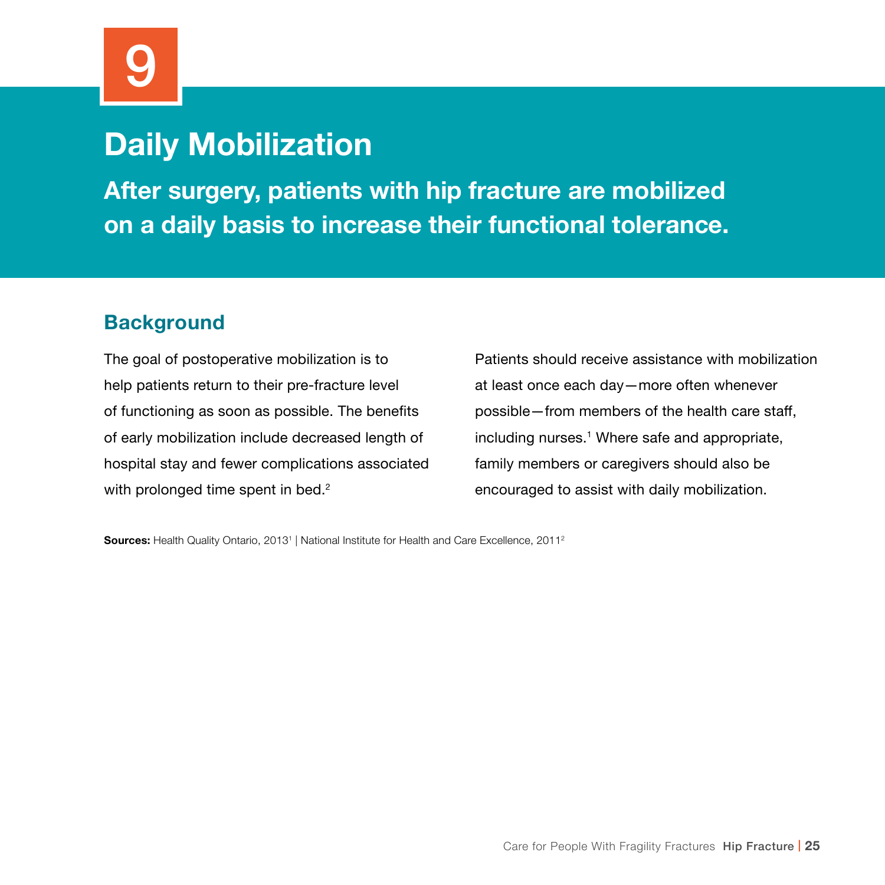9

# Daily Mobilization

## After surgery, patients with hip fracture are mobilized on a daily basis to increase their functional tolerance.

### Background

The goal of postoperative mobilization is to help patients return to their pre-fracture level of functioning as soon as possible. The benefits of early mobilization include decreased length of hospital stay and fewer complications associated with prolonged time spent in bed.[2]

Patients should receive assistance with mobilization at least once each day—more often whenever possible—from members of the health care staff, including nurses.[1] Where safe and appropriate, family members or caregivers should also be encouraged to assist with daily mobilization.

**Sources:** Health Quality Ontario, 2013[1] | National Institute for Health and Care Excellence, 2011[2]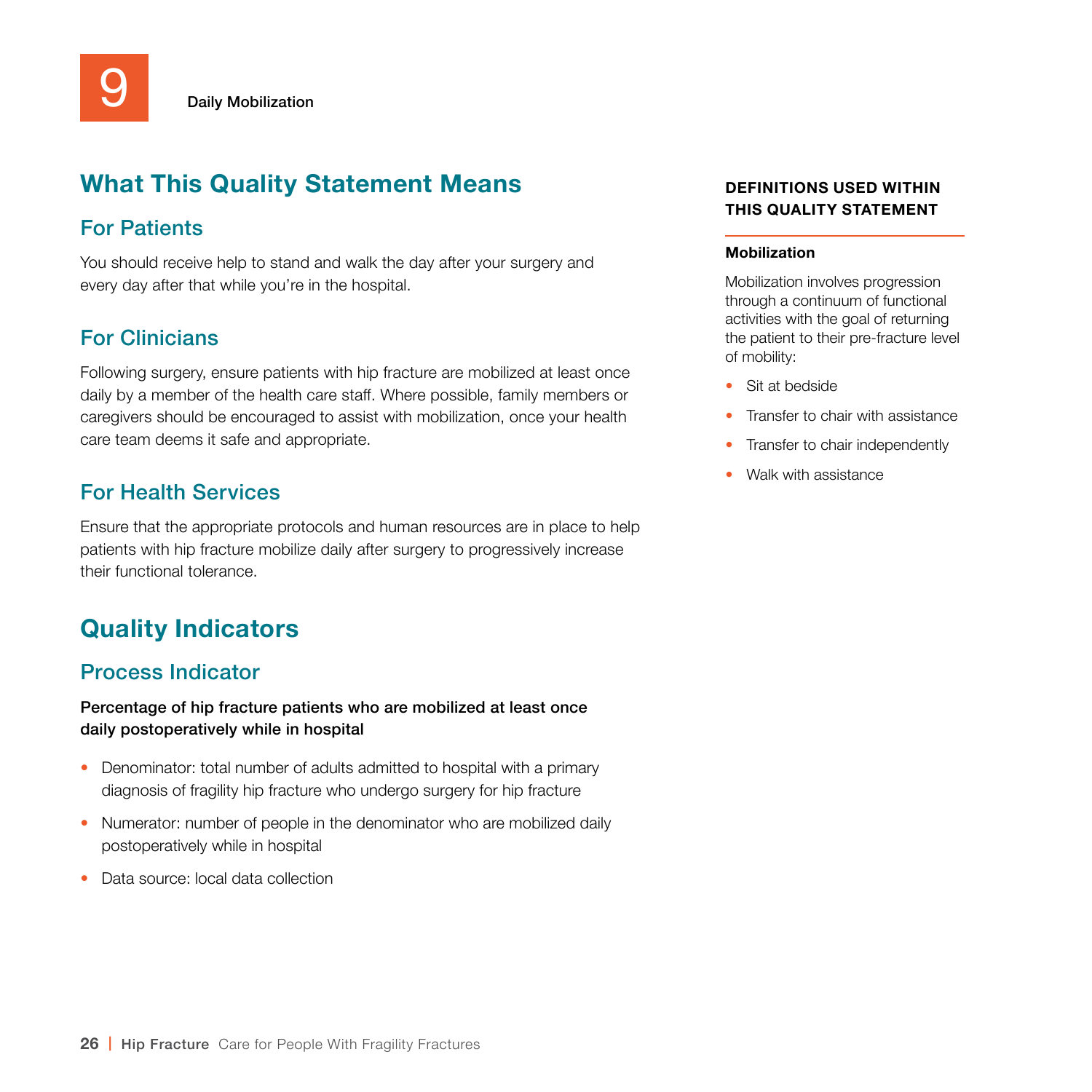9 Daily Mobilization

## What This Quality Statement Means

### For Patients

You should receive help to stand and walk the day after your surgery and every day after that while you're in the hospital.

### For Clinicians

Following surgery, ensure patients with hip fracture are mobilized at least once daily by a member of the health care staff. Where possible, family members or caregivers should be encouraged to assist with mobilization, once your health care team deems it safe and appropriate.

### For Health Services

Ensure that the appropriate protocols and human resources are in place to help patients with hip fracture mobilize daily after surgery to progressively increase their functional tolerance.

## Quality Indicators

### Process Indicator

**Percentage of hip fracture patients who are mobilized at least once daily postoperatively while in hospital**

- Denominator: total number of adults admitted to hospital with a primary diagnosis of fragility hip fracture who undergo surgery for hip fracture
- Numerator: number of people in the denominator who are mobilized daily postoperatively while in hospital
- Data source: local data collection

**DEFINITIONS USED WITHIN THIS QUALITY STATEMENT**

**Mobilization**

Mobilization involves progression through a continuum of functional activities with the goal of returning the patient to their pre-fracture level of mobility:

- Sit at bedside
- Transfer to chair with assistance
- Transfer to chair independently
- Walk with assistance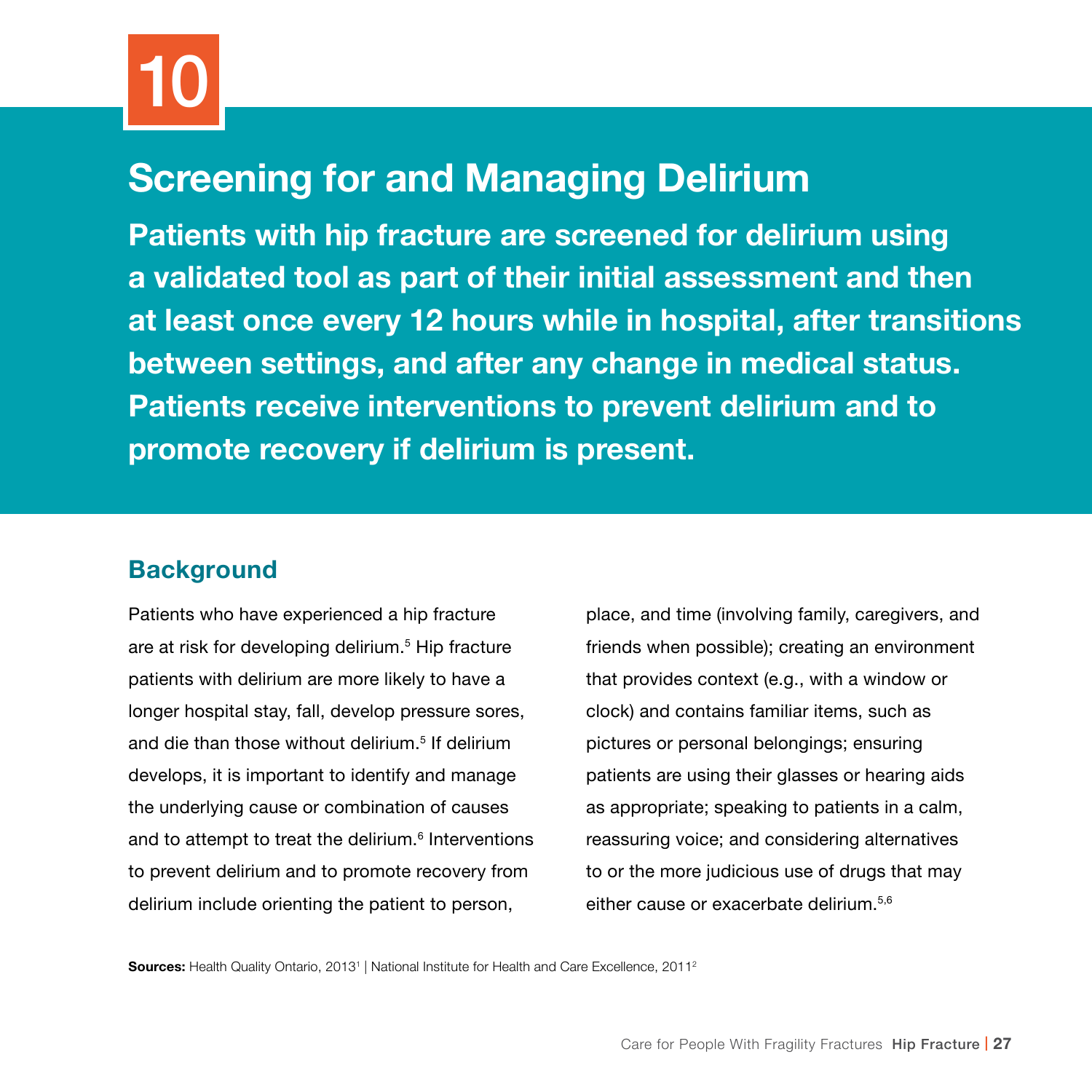# 10

## Screening for and Managing Delirium

**Patients with hip fracture are screened for delirium using a validated tool as part of their initial assessment and then at least once every 12 hours while in hospital, after transitions between settings, and after any change in medical status. Patients receive interventions to prevent delirium and to promote recovery if delirium is present.**

### Background

Patients who have experienced a hip fracture are at risk for developing delirium.[5] Hip fracture patients with delirium are more likely to have a longer hospital stay, fall, develop pressure sores, and die than those without delirium.[5] If delirium develops, it is important to identify and manage the underlying cause or combination of causes and to attempt to treat the delirium.[6] Interventions to prevent delirium and to promote recovery from delirium include orienting the patient to person, place, and time (involving family, caregivers, and friends when possible); creating an environment that provides context (e.g., with a window or clock) and contains familiar items, such as pictures or personal belongings; ensuring patients are using their glasses or hearing aids as appropriate; speaking to patients in a calm, reassuring voice; and considering alternatives to or the more judicious use of drugs that may either cause or exacerbate delirium.[5,6]

**Sources:** Health Quality Ontario, 2013[1] | National Institute for Health and Care Excellence, 2011[2]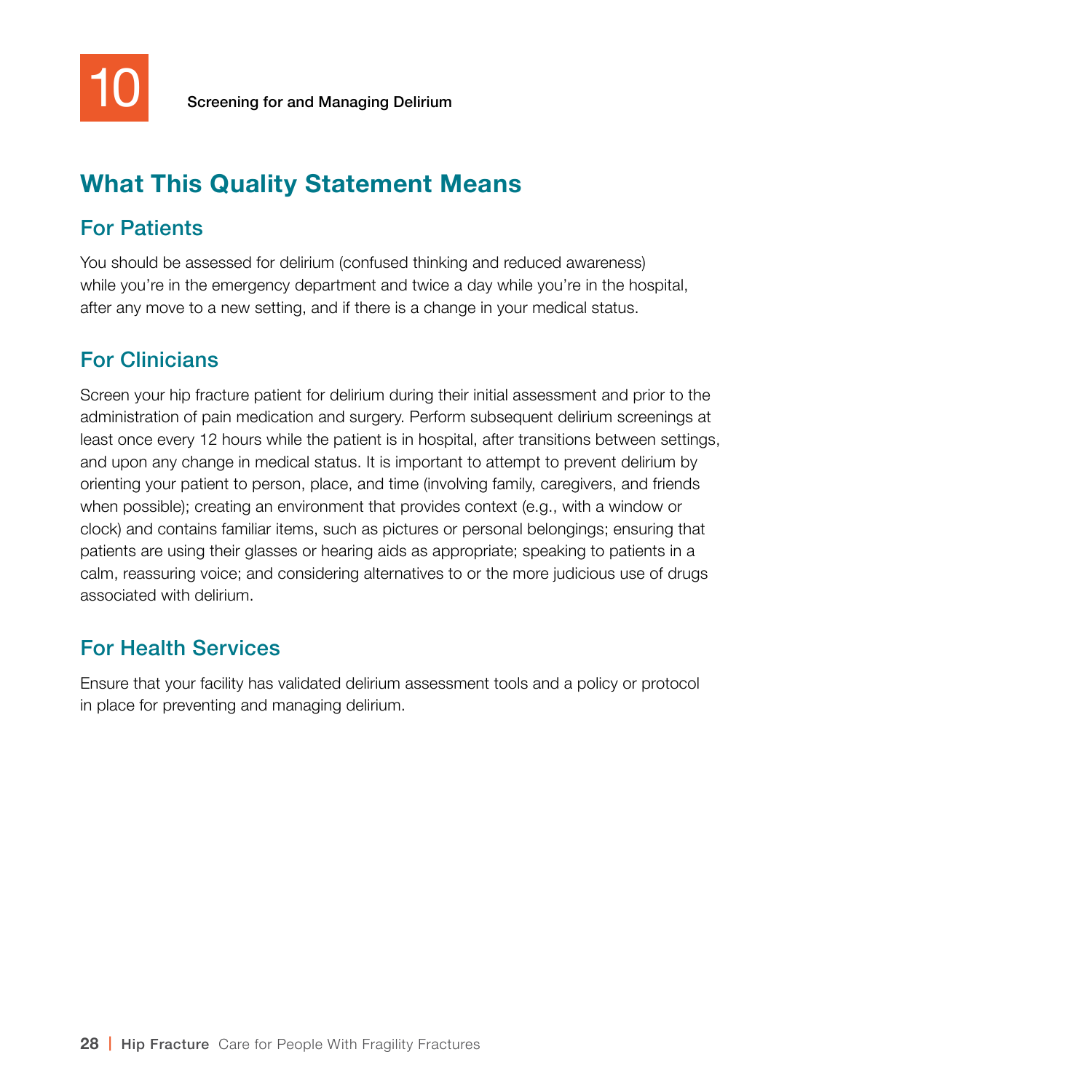# 10 Screening for and Managing Delirium

## What This Quality Statement Means

### For Patients

You should be assessed for delirium (confused thinking and reduced awareness) while you're in the emergency department and twice a day while you're in the hospital, after any move to a new setting, and if there is a change in your medical status.

### For Clinicians

Screen your hip fracture patient for delirium during their initial assessment and prior to the administration of pain medication and surgery. Perform subsequent delirium screenings at least once every 12 hours while the patient is in hospital, after transitions between settings, and upon any change in medical status. It is important to attempt to prevent delirium by orienting your patient to person, place, and time (involving family, caregivers, and friends when possible); creating an environment that provides context (e.g., with a window or clock) and contains familiar items, such as pictures or personal belongings; ensuring that patients are using their glasses or hearing aids as appropriate; speaking to patients in a calm, reassuring voice; and considering alternatives to or the more judicious use of drugs associated with delirium.

### For Health Services

Ensure that your facility has validated delirium assessment tools and a policy or protocol in place for preventing and managing delirium.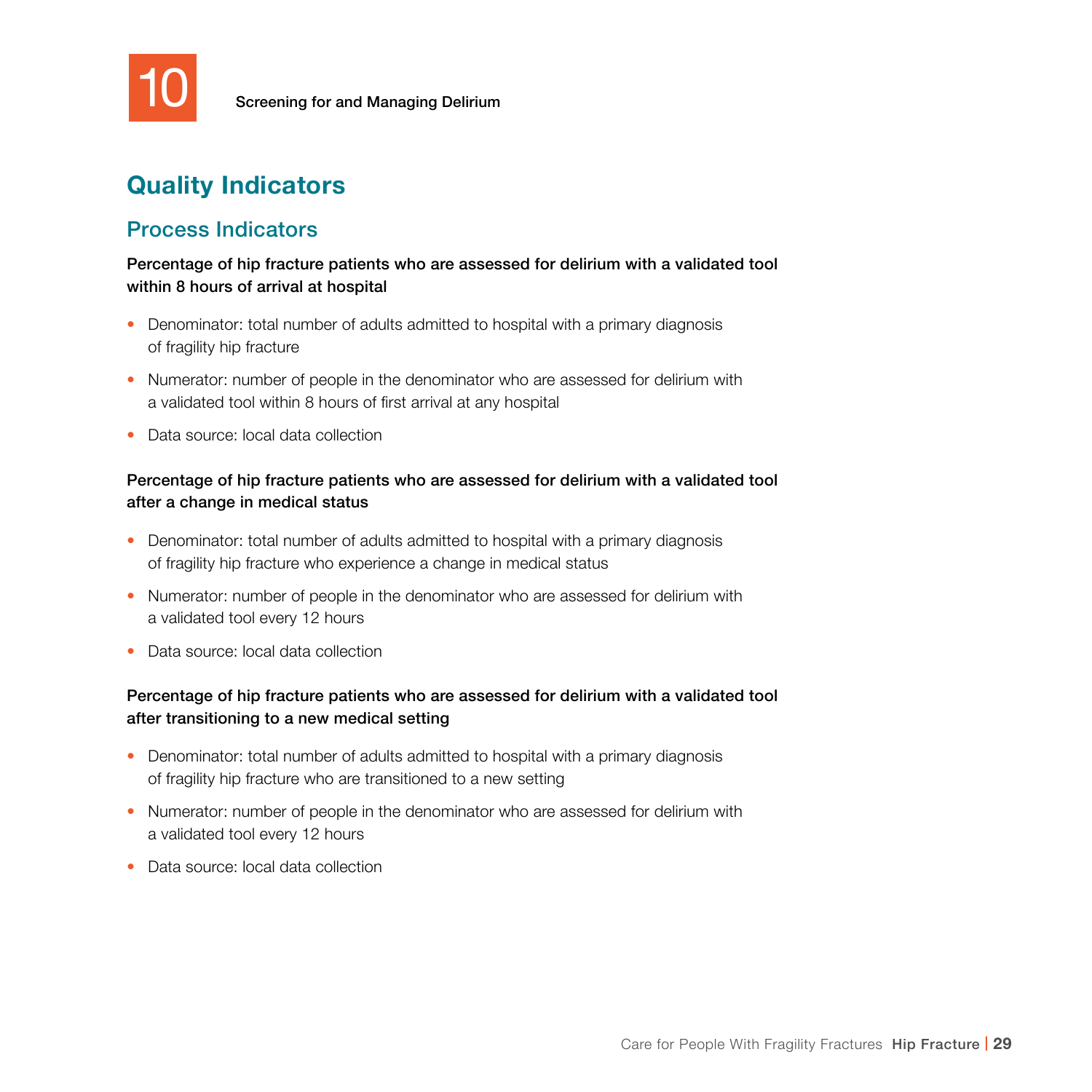10 Screening for and Managing Delirium

## Quality Indicators

### Process Indicators

**Percentage of hip fracture patients who are assessed for delirium with a validated tool within 8 hours of arrival at hospital**

- Denominator: total number of adults admitted to hospital with a primary diagnosis of fragility hip fracture
- Numerator: number of people in the denominator who are assessed for delirium with a validated tool within 8 hours of first arrival at any hospital
- Data source: local data collection

**Percentage of hip fracture patients who are assessed for delirium with a validated tool after a change in medical status**

- Denominator: total number of adults admitted to hospital with a primary diagnosis of fragility hip fracture who experience a change in medical status
- Numerator: number of people in the denominator who are assessed for delirium with a validated tool every 12 hours
- Data source: local data collection

**Percentage of hip fracture patients who are assessed for delirium with a validated tool after transitioning to a new medical setting**

- Denominator: total number of adults admitted to hospital with a primary diagnosis of fragility hip fracture who are transitioned to a new setting
- Numerator: number of people in the denominator who are assessed for delirium with a validated tool every 12 hours
- Data source: local data collection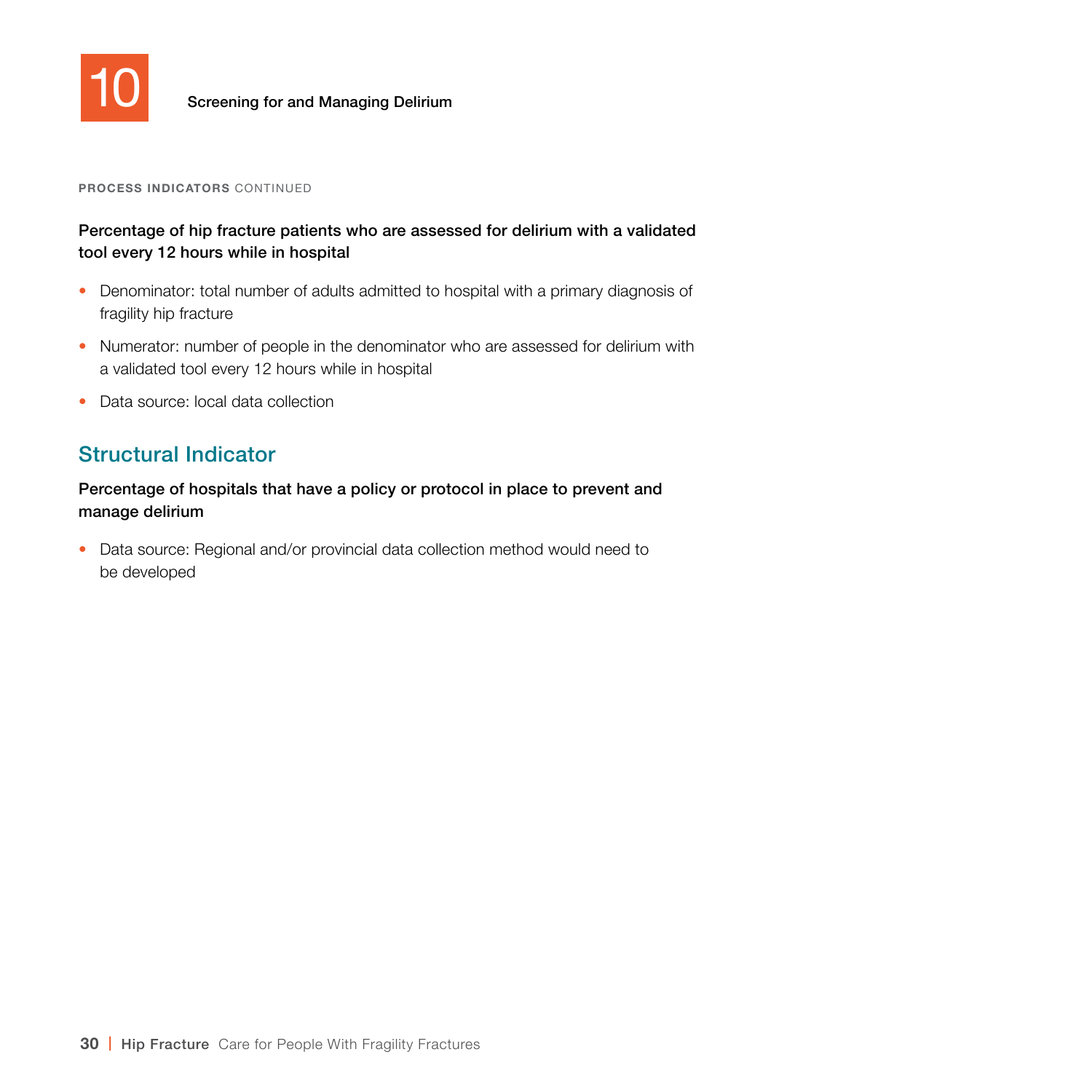# 10 Screening for and Managing Delirium

**PROCESS INDICATORS** CONTINUED

**Percentage of hip fracture patients who are assessed for delirium with a validated tool every 12 hours while in hospital**

- Denominator: total number of adults admitted to hospital with a primary diagnosis of fragility hip fracture
- Numerator: number of people in the denominator who are assessed for delirium with a validated tool every 12 hours while in hospital
- Data source: local data collection

## Structural Indicator

**Percentage of hospitals that have a policy or protocol in place to prevent and manage delirium**

- Data source: Regional and/or provincial data collection method would need to be developed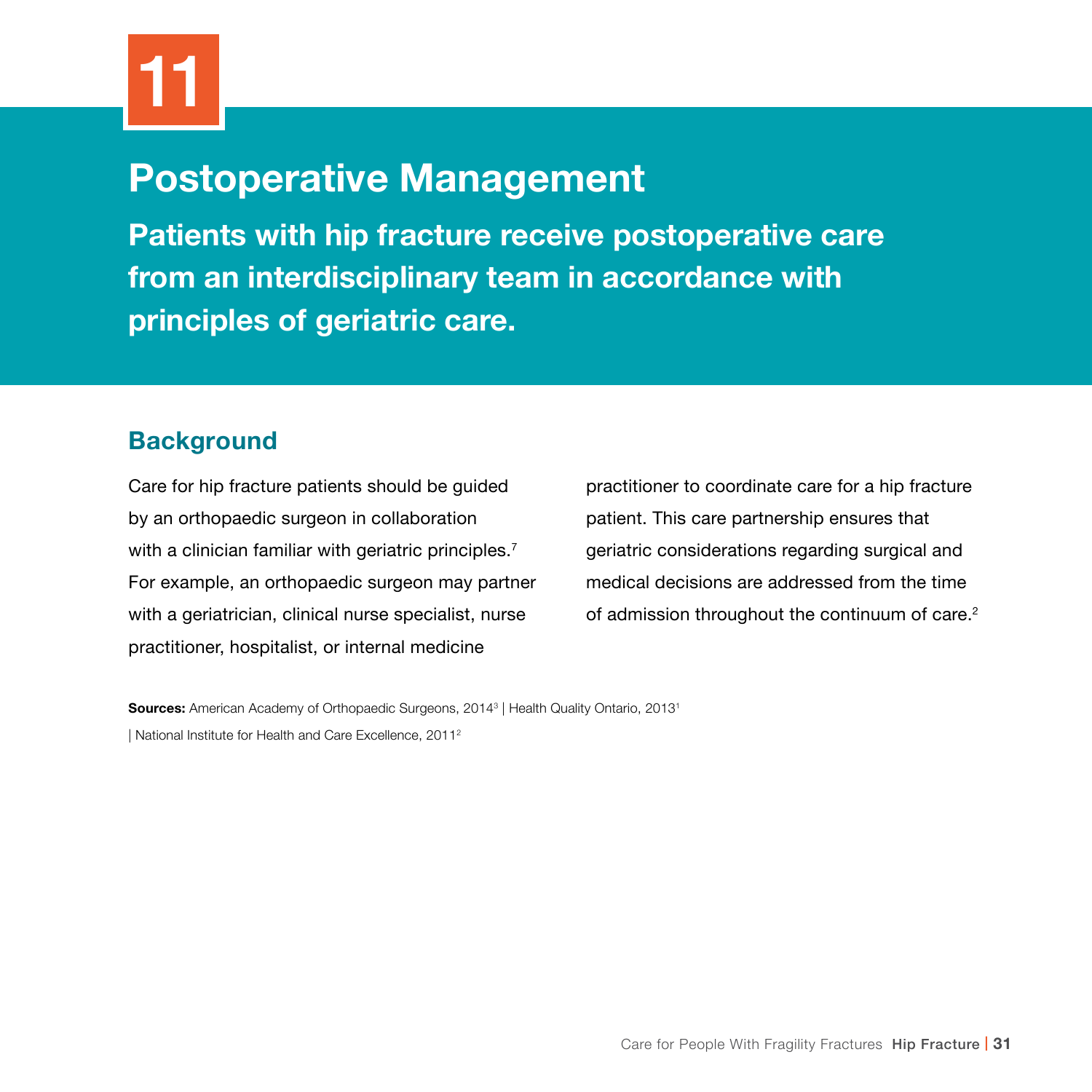# 11

# Postoperative Management

**Patients with hip fracture receive postoperative care from an interdisciplinary team in accordance with principles of geriatric care.**

## Background

Care for hip fracture patients should be guided by an orthopaedic surgeon in collaboration with a clinician familiar with geriatric principles.[7] For example, an orthopaedic surgeon may partner with a geriatrician, clinical nurse specialist, nurse practitioner, hospitalist, or internal medicine practitioner to coordinate care for a hip fracture patient. This care partnership ensures that geriatric considerations regarding surgical and medical decisions are addressed from the time of admission throughout the continuum of care.[2]

**Sources:** American Academy of Orthopaedic Surgeons, 2014[3] | Health Quality Ontario, 2013[1] | National Institute for Health and Care Excellence, 2011[2]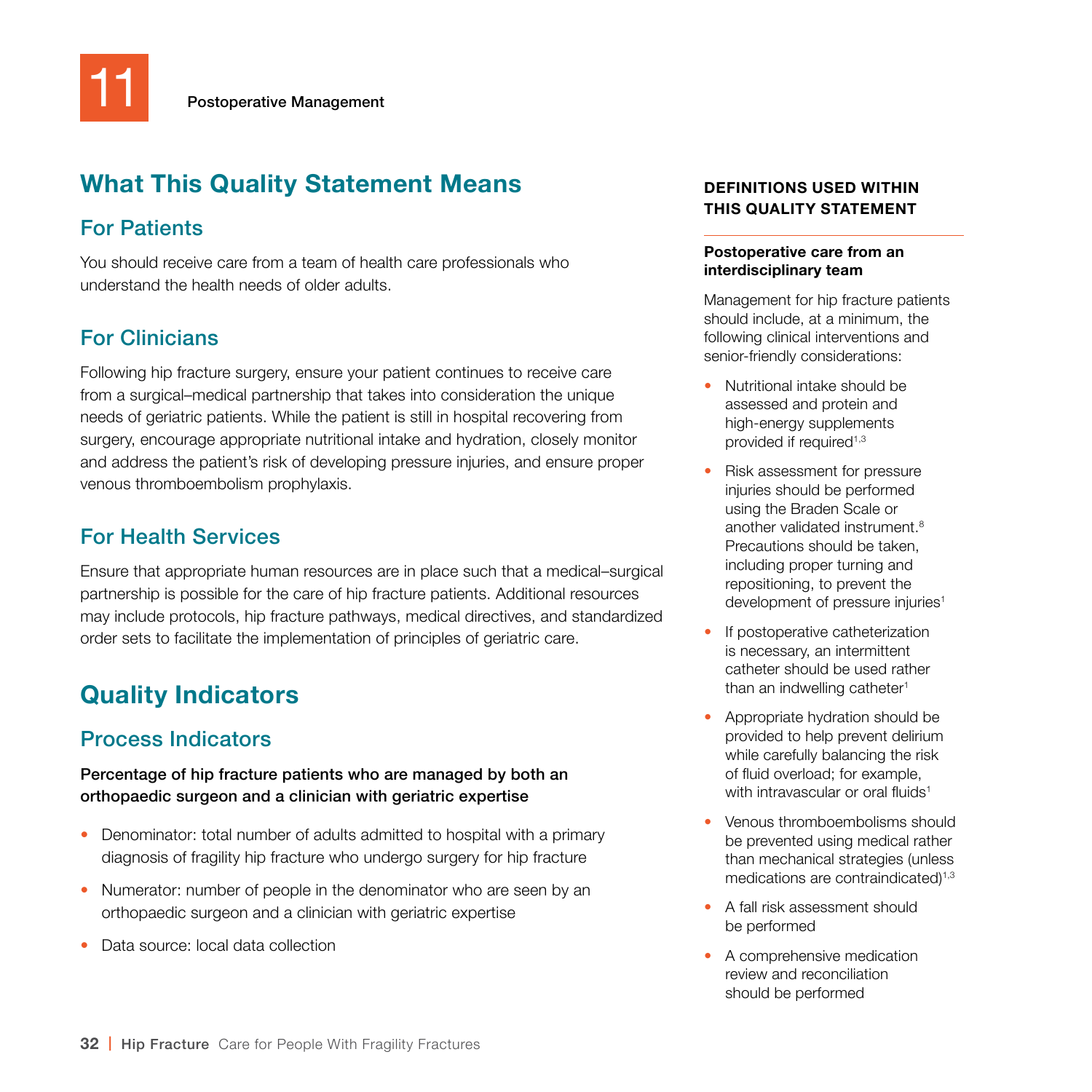# 11 Postoperative Management

## What This Quality Statement Means

### For Patients

You should receive care from a team of health care professionals who understand the health needs of older adults.

### For Clinicians

Following hip fracture surgery, ensure your patient continues to receive care from a surgical–medical partnership that takes into consideration the unique needs of geriatric patients. While the patient is still in hospital recovering from surgery, encourage appropriate nutritional intake and hydration, closely monitor and address the patient's risk of developing pressure injuries, and ensure proper venous thromboembolism prophylaxis.

### For Health Services

Ensure that appropriate human resources are in place such that a medical–surgical partnership is possible for the care of hip fracture patients. Additional resources may include protocols, hip fracture pathways, medical directives, and standardized order sets to facilitate the implementation of principles of geriatric care.

## Quality Indicators

### Process Indicators

**Percentage of hip fracture patients who are managed by both an orthopaedic surgeon and a clinician with geriatric expertise**

- Denominator: total number of adults admitted to hospital with a primary diagnosis of fragility hip fracture who undergo surgery for hip fracture
- Numerator: number of people in the denominator who are seen by an orthopaedic surgeon and a clinician with geriatric expertise
- Data source: local data collection

**DEFINITIONS USED WITHIN THIS QUALITY STATEMENT**

**Postoperative care from an interdisciplinary team**

Management for hip fracture patients should include, at a minimum, the following clinical interventions and senior-friendly considerations:

- Nutritional intake should be assessed and protein and high-energy supplements provided if required[1,3]
- Risk assessment for pressure injuries should be performed using the Braden Scale or another validated instrument.[8] Precautions should be taken, including proper turning and repositioning, to prevent the development of pressure injuries[1]
- If postoperative catheterization is necessary, an intermittent catheter should be used rather than an indwelling catheter[1]
- Appropriate hydration should be provided to help prevent delirium while carefully balancing the risk of fluid overload; for example, with intravascular or oral fluids[1]
- Venous thromboembolisms should be prevented using medical rather than mechanical strategies (unless medications are contraindicated)[1,3]
- A fall risk assessment should be performed
- A comprehensive medication review and reconciliation should be performed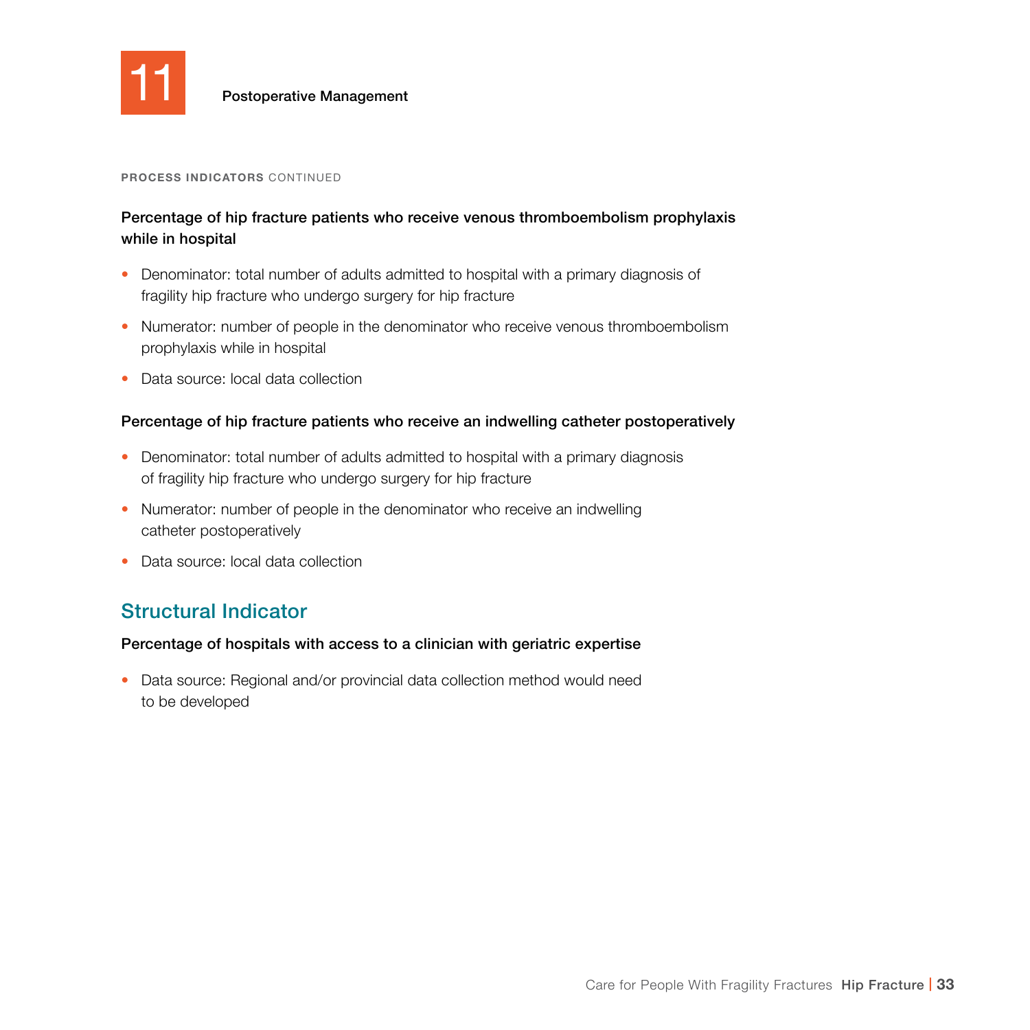# 11 Postoperative Management

**PROCESS INDICATORS** CONTINUED

**Percentage of hip fracture patients who receive venous thromboembolism prophylaxis while in hospital**

- Denominator: total number of adults admitted to hospital with a primary diagnosis of fragility hip fracture who undergo surgery for hip fracture
- Numerator: number of people in the denominator who receive venous thromboembolism prophylaxis while in hospital
- Data source: local data collection

**Percentage of hip fracture patients who receive an indwelling catheter postoperatively**

- Denominator: total number of adults admitted to hospital with a primary diagnosis of fragility hip fracture who undergo surgery for hip fracture
- Numerator: number of people in the denominator who receive an indwelling catheter postoperatively
- Data source: local data collection

## Structural Indicator

**Percentage of hospitals with access to a clinician with geriatric expertise**

- Data source: Regional and/or provincial data collection method would need to be developed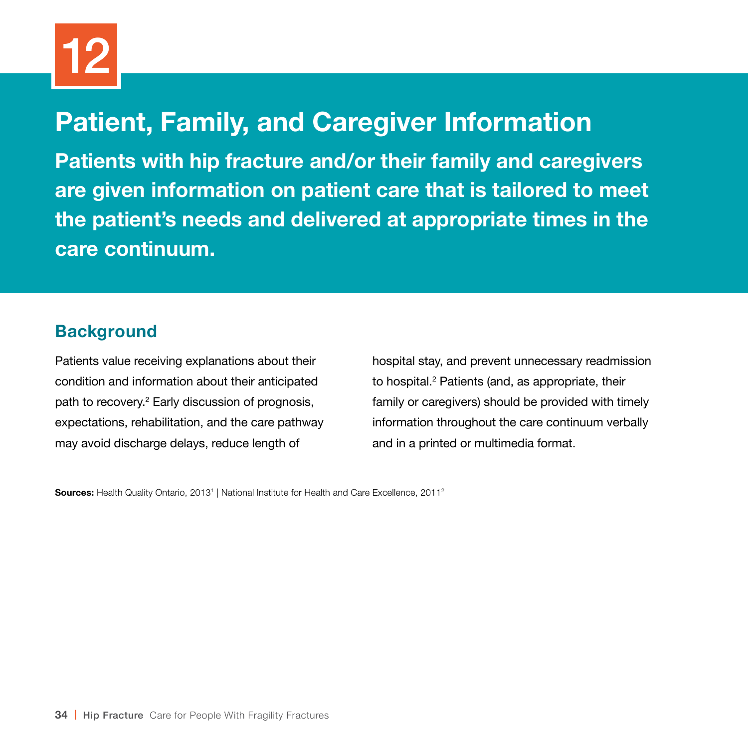# 12

## Patient, Family, and Caregiver Information

**Patients with hip fracture and/or their family and caregivers are given information on patient care that is tailored to meet the patient's needs and delivered at appropriate times in the care continuum.**

### Background

Patients value receiving explanations about their condition and information about their anticipated path to recovery.[2] Early discussion of prognosis, expectations, rehabilitation, and the care pathway may avoid discharge delays, reduce length of hospital stay, and prevent unnecessary readmission to hospital.[2] Patients (and, as appropriate, their family or caregivers) should be provided with timely information throughout the care continuum verbally and in a printed or multimedia format.

**Sources:** Health Quality Ontario, 2013[1] | National Institute for Health and Care Excellence, 2011[2]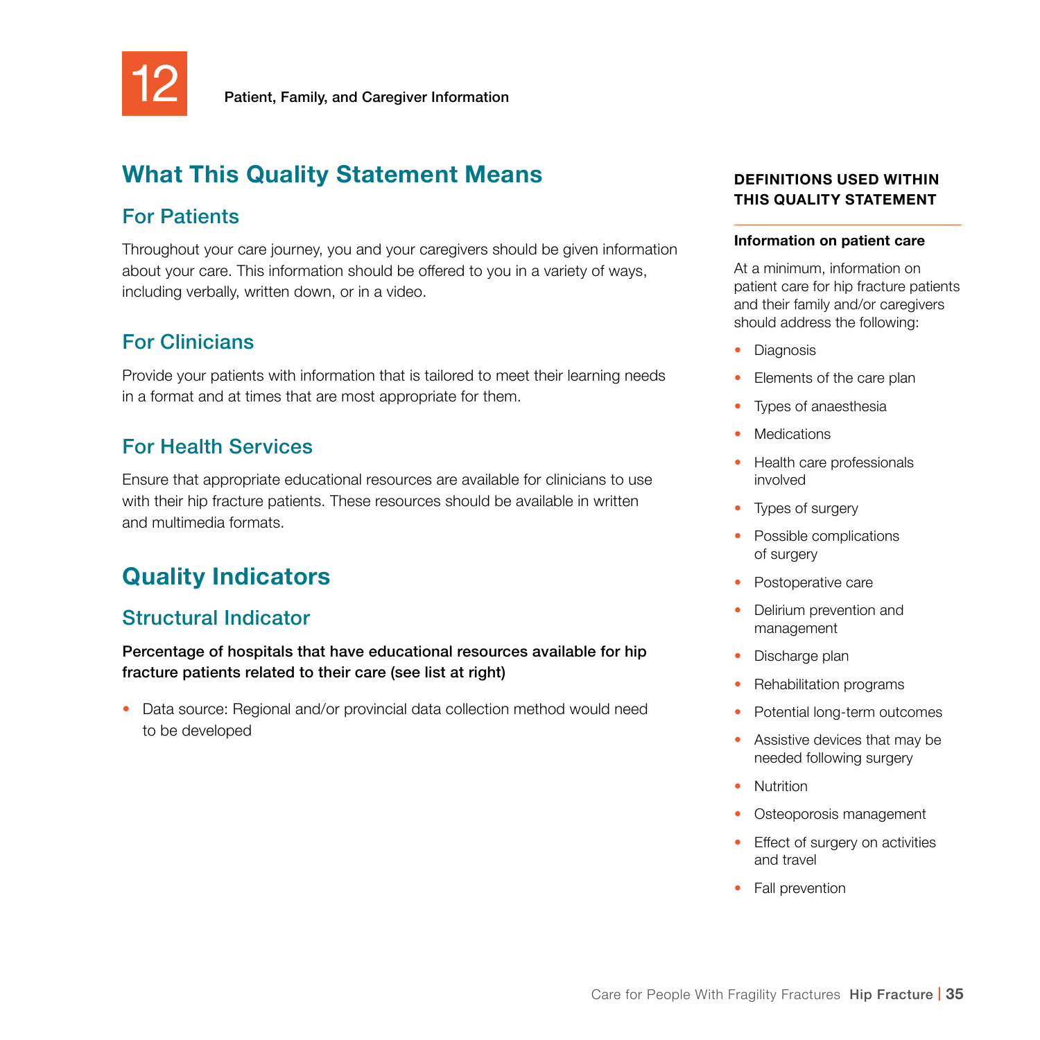# 12 Patient, Family, and Caregiver Information

## What This Quality Statement Means

### For Patients

Throughout your care journey, you and your caregivers should be given information about your care. This information should be offered to you in a variety of ways, including verbally, written down, or in a video.

### For Clinicians

Provide your patients with information that is tailored to meet their learning needs in a format and at times that are most appropriate for them.

### For Health Services

Ensure that appropriate educational resources are available for clinicians to use with their hip fracture patients. These resources should be available in written and multimedia formats.

## Quality Indicators

### Structural Indicator

**Percentage of hospitals that have educational resources available for hip fracture patients related to their care (see list at right)**

- Data source: Regional and/or provincial data collection method would need to be developed

**DEFINITIONS USED WITHIN THIS QUALITY STATEMENT**

**Information on patient care**

At a minimum, information on patient care for hip fracture patients and their family and/or caregivers should address the following:

- Diagnosis
- Elements of the care plan
- Types of anaesthesia
- Medications
- Health care professionals involved
- Types of surgery
- Possible complications of surgery
- Postoperative care
- Delirium prevention and management
- Discharge plan
- Rehabilitation programs
- Potential long-term outcomes
- Assistive devices that may be needed following surgery
- Nutrition
- Osteoporosis management
- Effect of surgery on activities and travel
- Fall prevention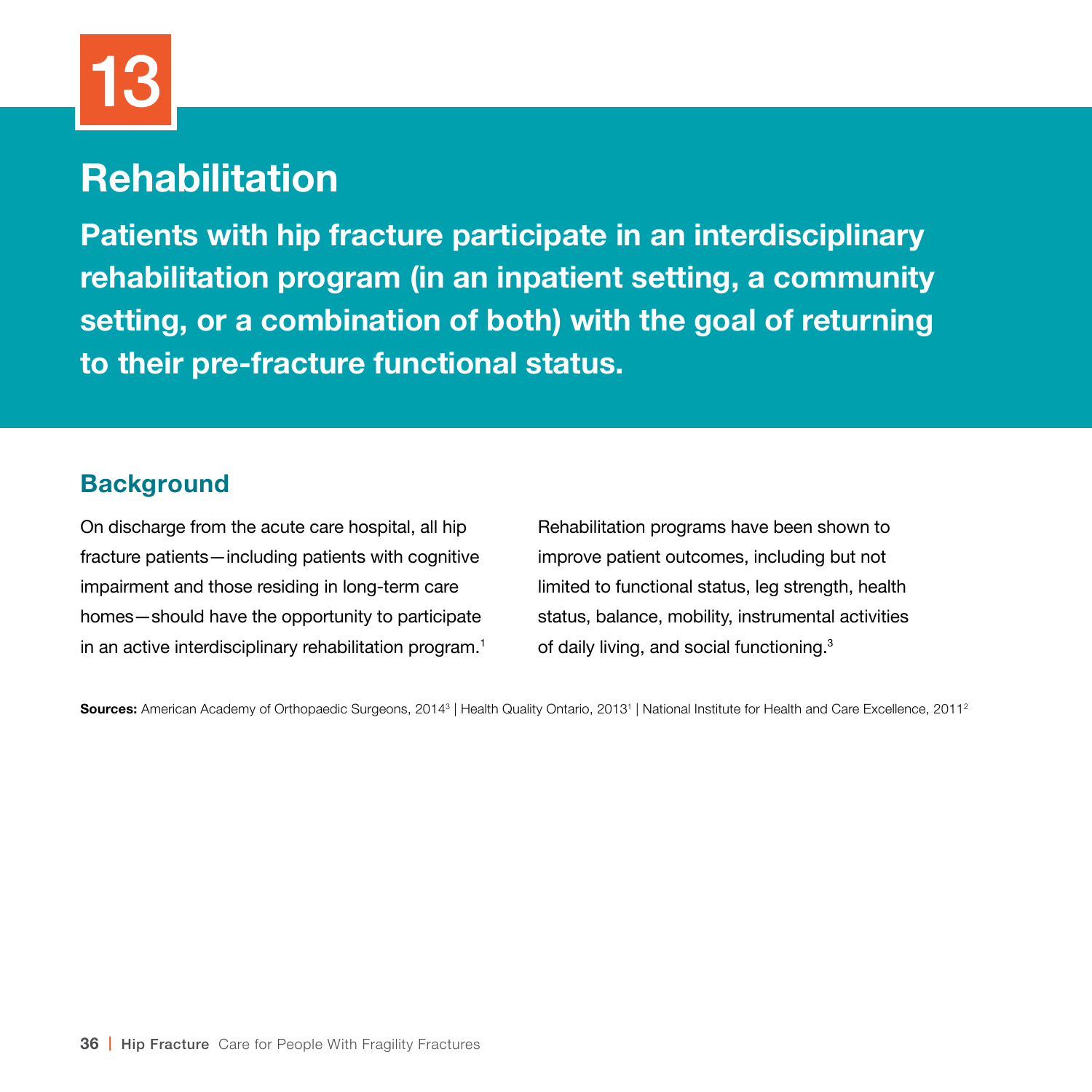# 13

## Rehabilitation

**Patients with hip fracture participate in an interdisciplinary rehabilitation program (in an inpatient setting, a community setting, or a combination of both) with the goal of returning to their pre-fracture functional status.**

### Background

On discharge from the acute care hospital, all hip fracture patients—including patients with cognitive impairment and those residing in long-term care homes—should have the opportunity to participate in an active interdisciplinary rehabilitation program.[1]

Rehabilitation programs have been shown to improve patient outcomes, including but not limited to functional status, leg strength, health status, balance, mobility, instrumental activities of daily living, and social functioning.[3]

**Sources:** American Academy of Orthopaedic Surgeons, 2014[3] | Health Quality Ontario, 2013[1] | National Institute for Health and Care Excellence, 2011[2]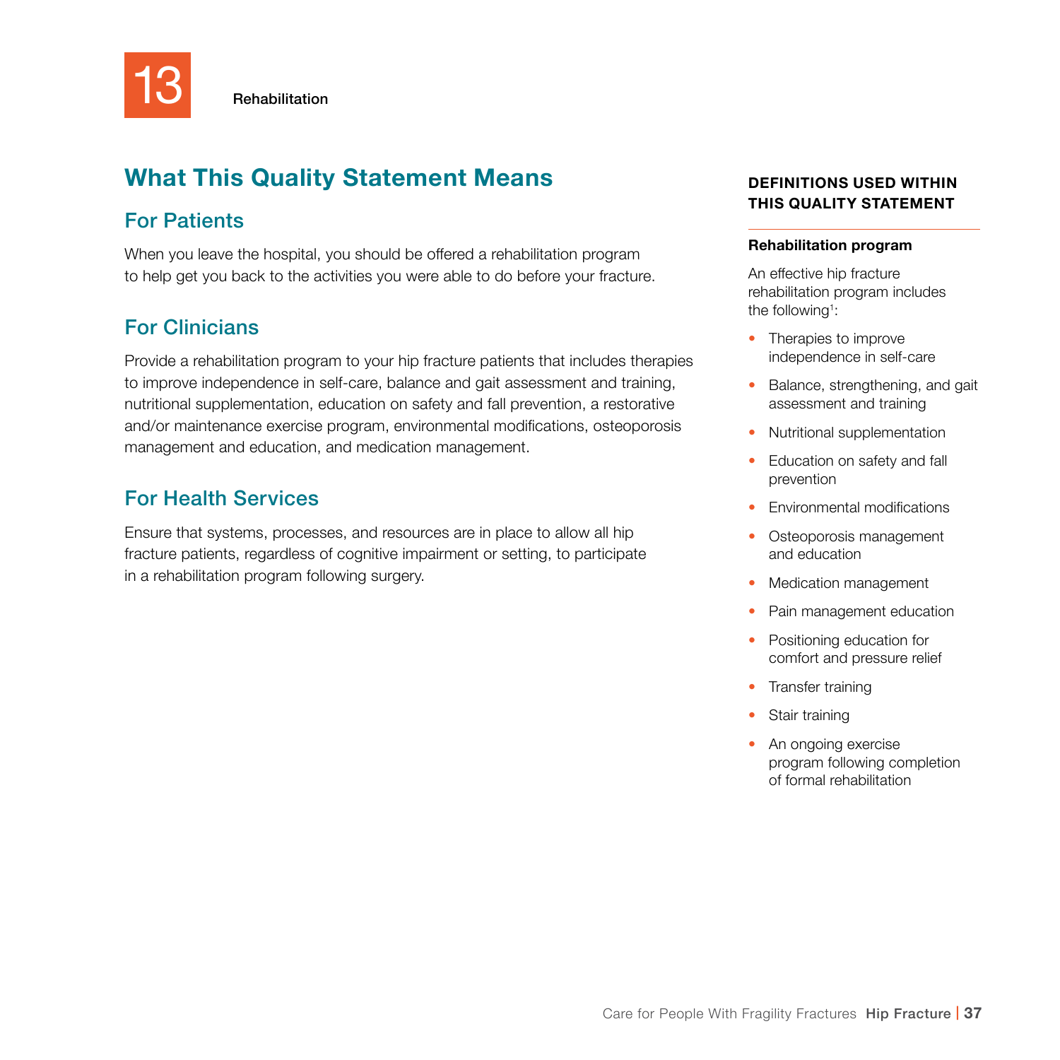13 Rehabilitation

## What This Quality Statement Means

### For Patients

When you leave the hospital, you should be offered a rehabilitation program to help get you back to the activities you were able to do before your fracture.

### For Clinicians

Provide a rehabilitation program to your hip fracture patients that includes therapies to improve independence in self-care, balance and gait assessment and training, nutritional supplementation, education on safety and fall prevention, a restorative and/or maintenance exercise program, environmental modifications, osteoporosis management and education, and medication management.

### For Health Services

Ensure that systems, processes, and resources are in place to allow all hip fracture patients, regardless of cognitive impairment or setting, to participate in a rehabilitation program following surgery.

**DEFINITIONS USED WITHIN THIS QUALITY STATEMENT**

**Rehabilitation program**

An effective hip fracture rehabilitation program includes the following[1]:

- Therapies to improve independence in self-care
- Balance, strengthening, and gait assessment and training
- Nutritional supplementation
- Education on safety and fall prevention
- Environmental modifications
- Osteoporosis management and education
- Medication management
- Pain management education
- Positioning education for comfort and pressure relief
- Transfer training
- Stair training
- An ongoing exercise program following completion of formal rehabilitation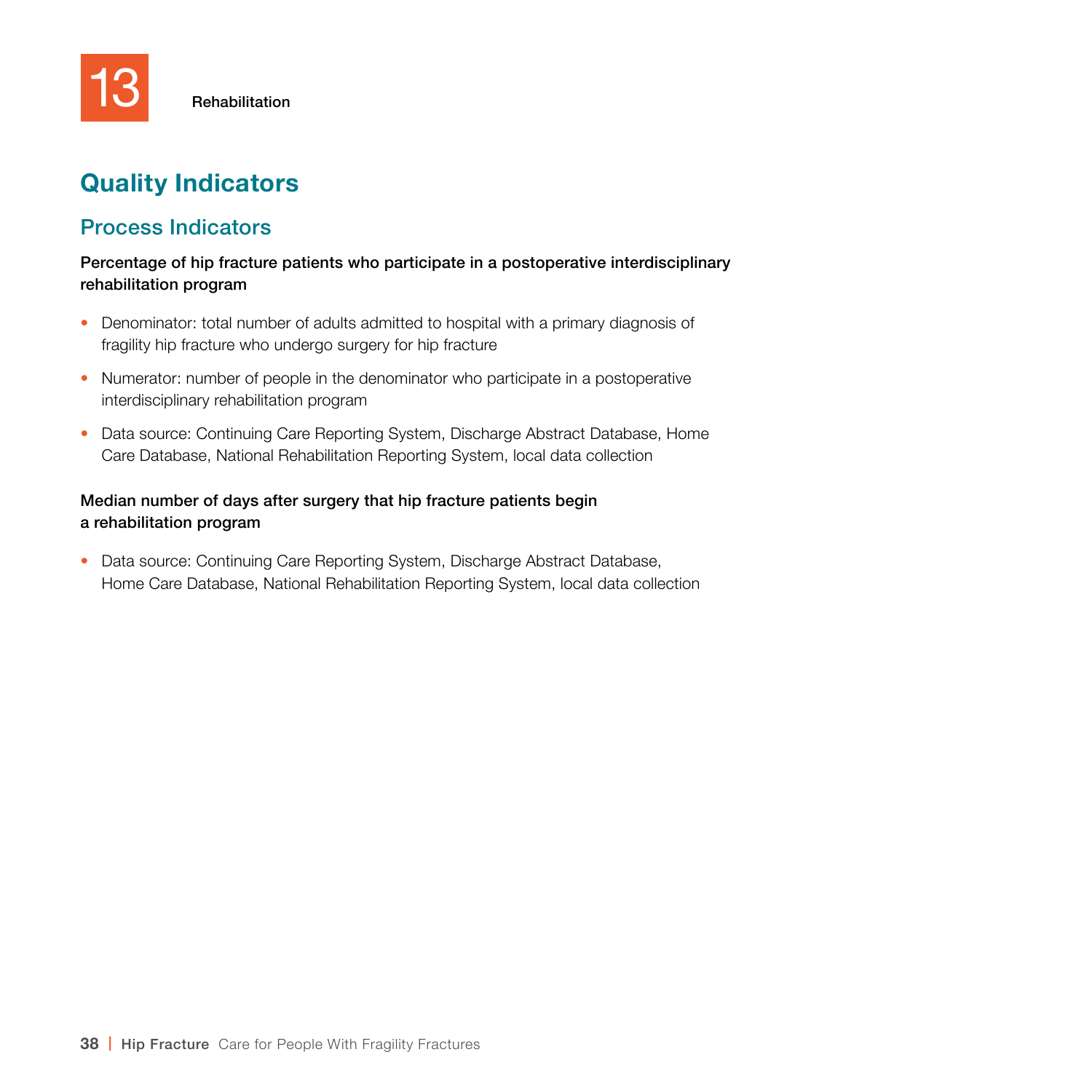# 13 Rehabilitation

## Quality Indicators

### Process Indicators

**Percentage of hip fracture patients who participate in a postoperative interdisciplinary rehabilitation program**

- Denominator: total number of adults admitted to hospital with a primary diagnosis of fragility hip fracture who undergo surgery for hip fracture
- Numerator: number of people in the denominator who participate in a postoperative interdisciplinary rehabilitation program
- Data source: Continuing Care Reporting System, Discharge Abstract Database, Home Care Database, National Rehabilitation Reporting System, local data collection

**Median number of days after surgery that hip fracture patients begin a rehabilitation program**

- Data source: Continuing Care Reporting System, Discharge Abstract Database, Home Care Database, National Rehabilitation Reporting System, local data collection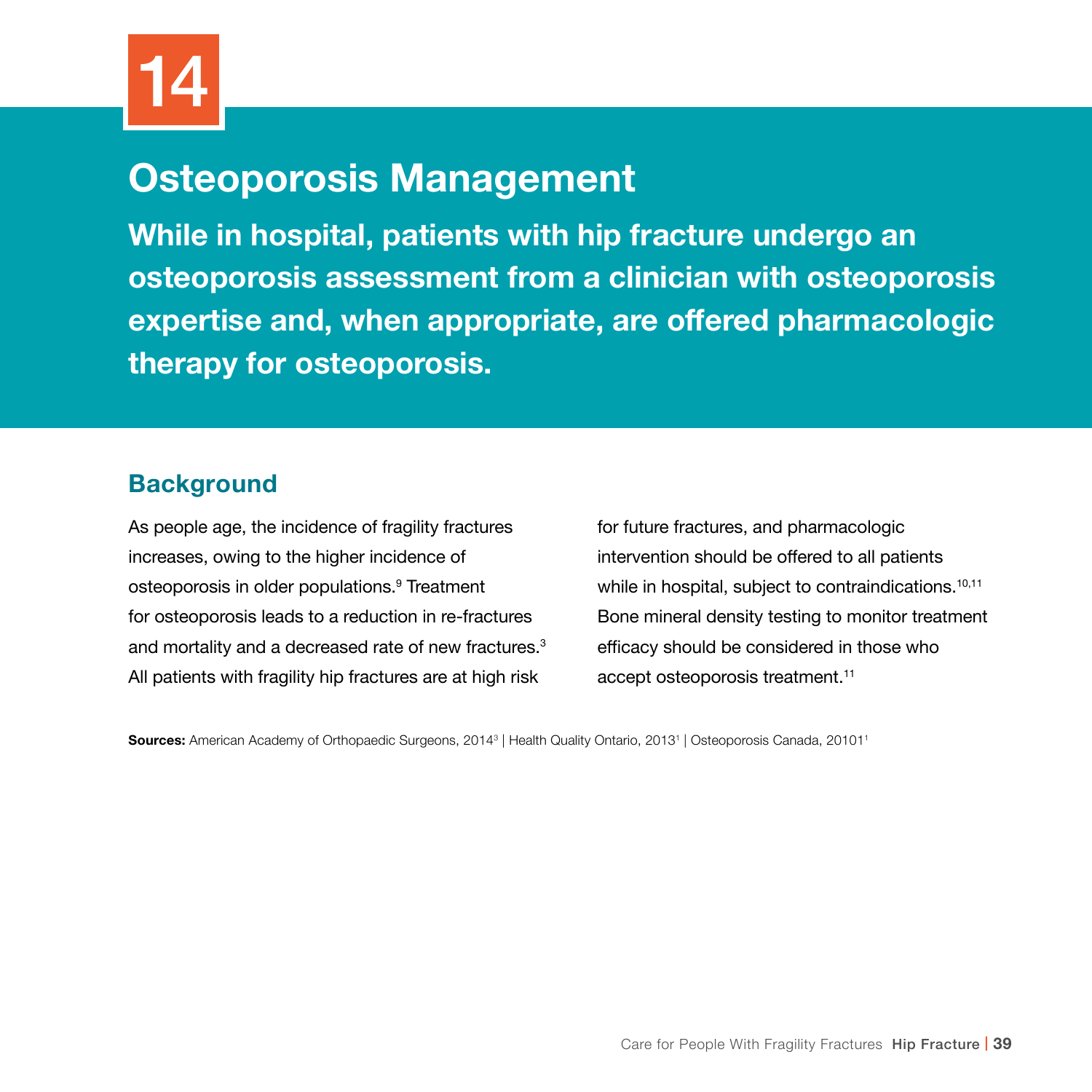# 14

## Osteoporosis Management

**While in hospital, patients with hip fracture undergo an osteoporosis assessment from a clinician with osteoporosis expertise and, when appropriate, are offered pharmacologic therapy for osteoporosis.**

### Background

As people age, the incidence of fragility fractures increases, owing to the higher incidence of osteoporosis in older populations.[9] Treatment for osteoporosis leads to a reduction in re-fractures and mortality and a decreased rate of new fractures.[3] All patients with fragility hip fractures are at high risk for future fractures, and pharmacologic intervention should be offered to all patients while in hospital, subject to contraindications.[10,11] Bone mineral density testing to monitor treatment efficacy should be considered in those who accept osteoporosis treatment.[11]

**Sources:** American Academy of Orthopaedic Surgeons, 2014[3] | Health Quality Ontario, 2013[1] | Osteoporosis Canada, 20101[1]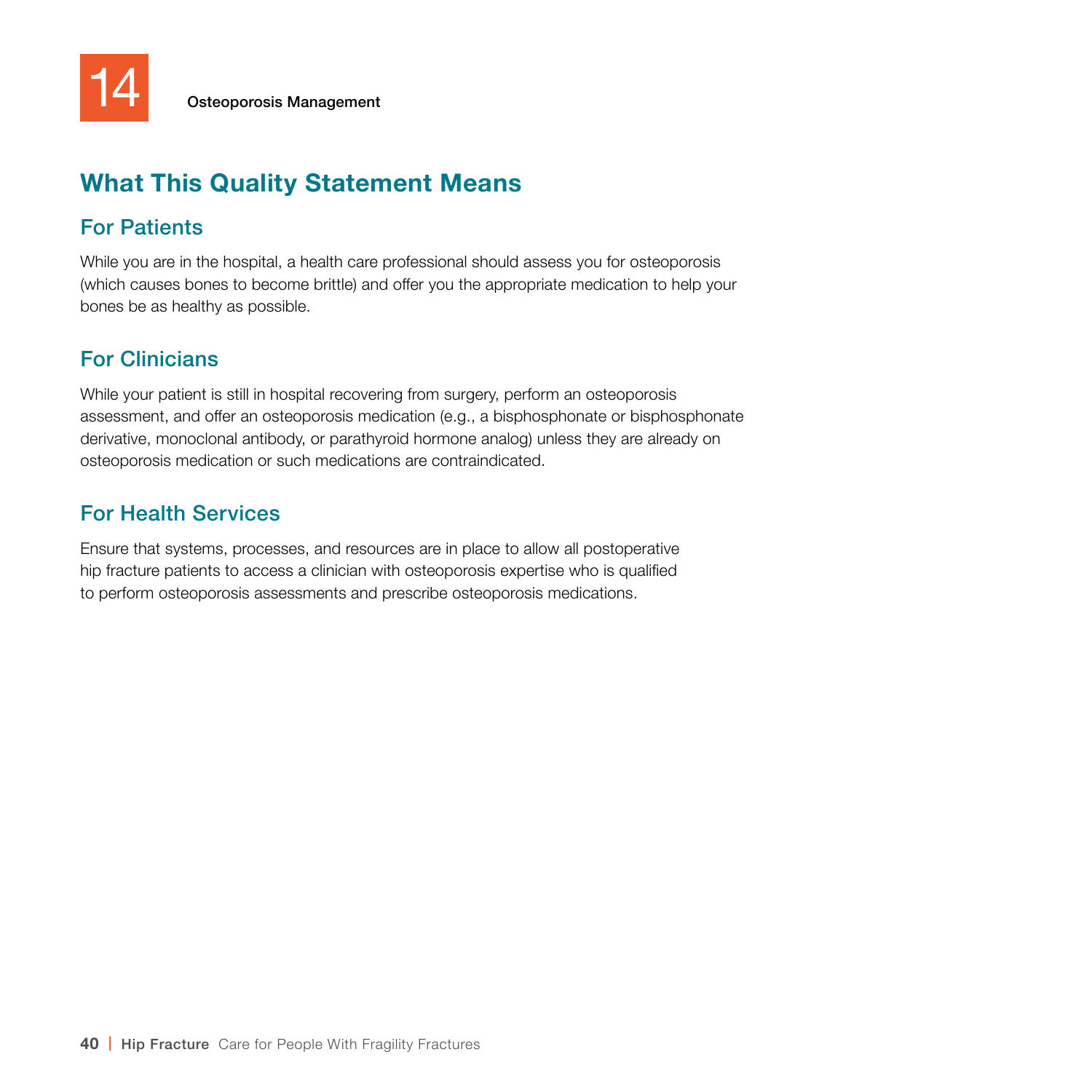# 14 Osteoporosis Management

## What This Quality Statement Means

### For Patients

While you are in the hospital, a health care professional should assess you for osteoporosis (which causes bones to become brittle) and offer you the appropriate medication to help your bones be as healthy as possible.

### For Clinicians

While your patient is still in hospital recovering from surgery, perform an osteoporosis assessment, and offer an osteoporosis medication (e.g., a bisphosphonate or bisphosphonate derivative, monoclonal antibody, or parathyroid hormone analog) unless they are already on osteoporosis medication or such medications are contraindicated.

### For Health Services

Ensure that systems, processes, and resources are in place to allow all postoperative hip fracture patients to access a clinician with osteoporosis expertise who is qualified to perform osteoporosis assessments and prescribe osteoporosis medications.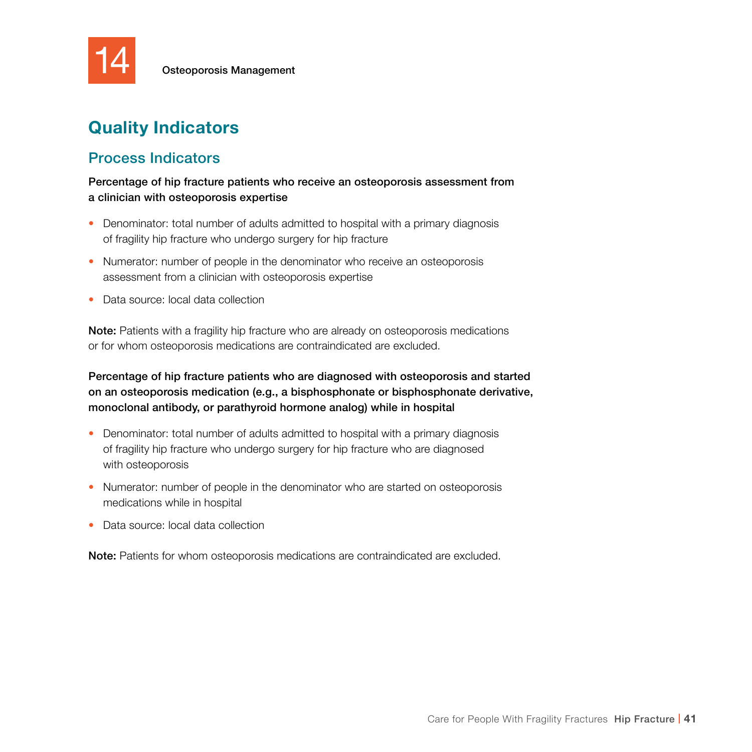14 Osteoporosis Management

## Quality Indicators

### Process Indicators

**Percentage of hip fracture patients who receive an osteoporosis assessment from a clinician with osteoporosis expertise**

- Denominator: total number of adults admitted to hospital with a primary diagnosis of fragility hip fracture who undergo surgery for hip fracture
- Numerator: number of people in the denominator who receive an osteoporosis assessment from a clinician with osteoporosis expertise
- Data source: local data collection

**Note:** Patients with a fragility hip fracture who are already on osteoporosis medications or for whom osteoporosis medications are contraindicated are excluded.

**Percentage of hip fracture patients who are diagnosed with osteoporosis and started on an osteoporosis medication (e.g., a bisphosphonate or bisphosphonate derivative, monoclonal antibody, or parathyroid hormone analog) while in hospital**

- Denominator: total number of adults admitted to hospital with a primary diagnosis of fragility hip fracture who undergo surgery for hip fracture who are diagnosed with osteoporosis
- Numerator: number of people in the denominator who are started on osteoporosis medications while in hospital
- Data source: local data collection

**Note:** Patients for whom osteoporosis medications are contraindicated are excluded.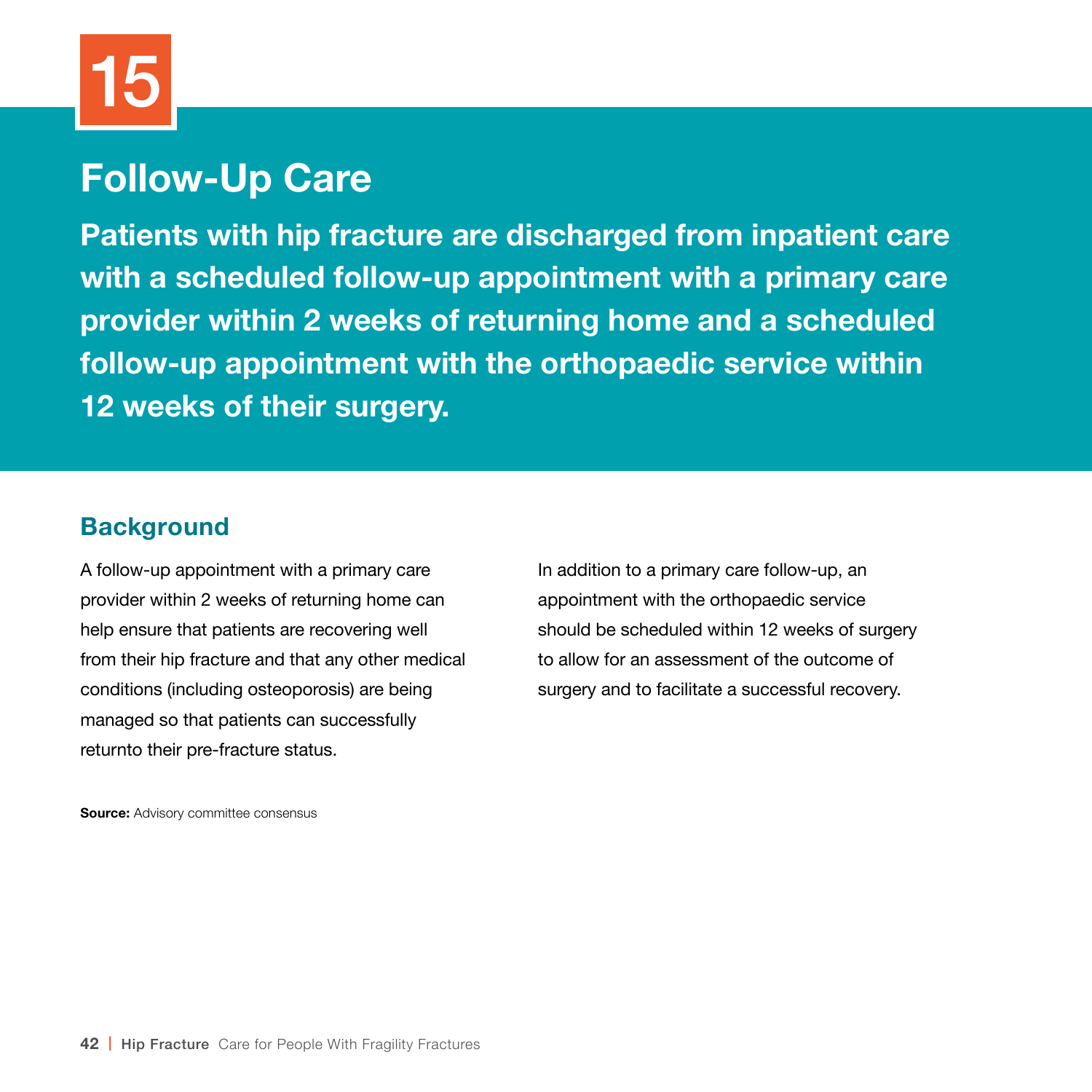# 15

# Follow-Up Care

**Patients with hip fracture are discharged from inpatient care with a scheduled follow-up appointment with a primary care provider within 2 weeks of returning home and a scheduled follow-up appointment with the orthopaedic service within 12 weeks of their surgery.**

## Background

A follow-up appointment with a primary care provider within 2 weeks of returning home can help ensure that patients are recovering well from their hip fracture and that any other medical conditions (including osteoporosis) are being managed so that patients can successfully returnto their pre-fracture status.

In addition to a primary care follow-up, an appointment with the orthopaedic service should be scheduled within 12 weeks of surgery to allow for an assessment of the outcome of surgery and to facilitate a successful recovery.

**Source:** Advisory committee consensus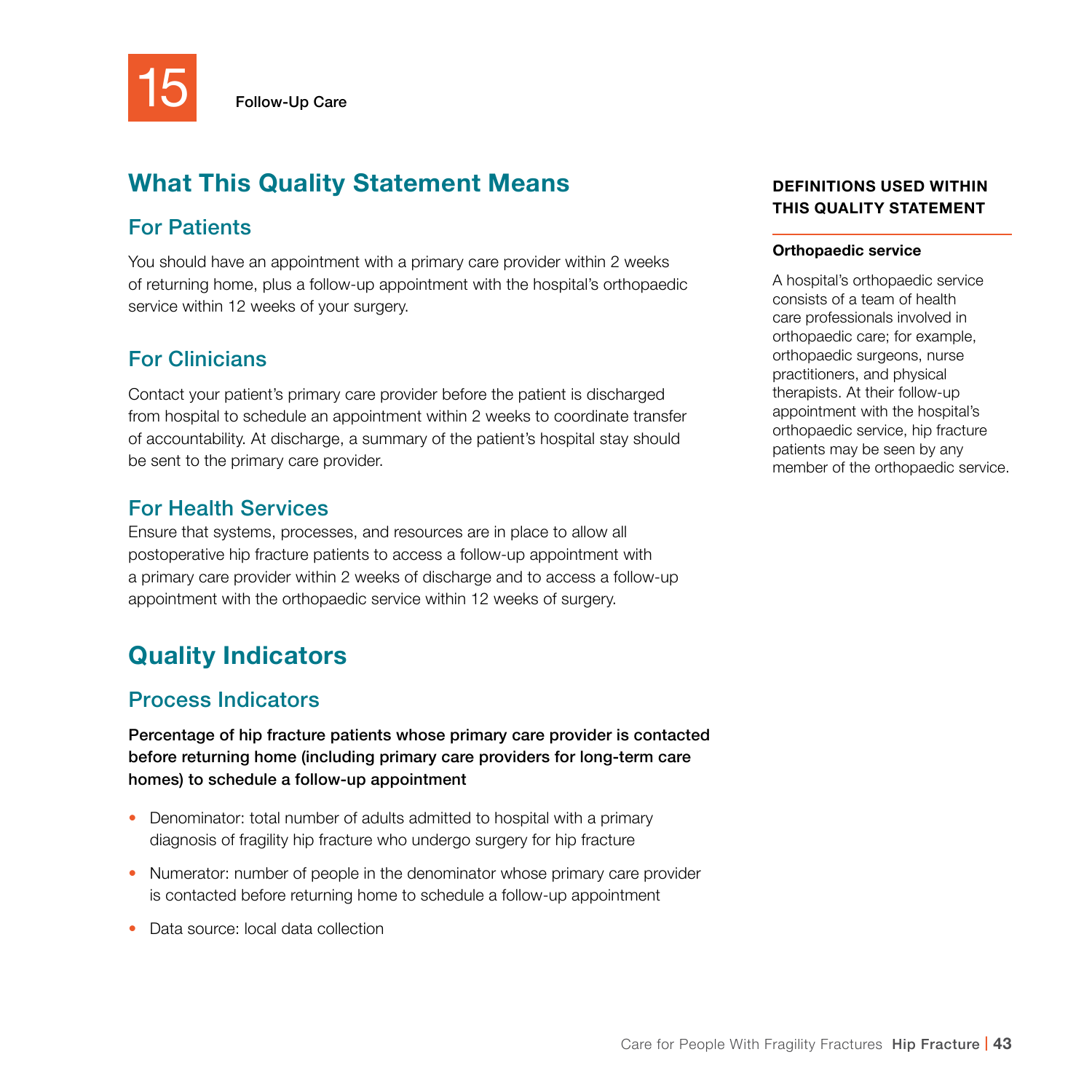15 Follow-Up Care

## What This Quality Statement Means

### For Patients

You should have an appointment with a primary care provider within 2 weeks of returning home, plus a follow-up appointment with the hospital's orthopaedic service within 12 weeks of your surgery.

### For Clinicians

Contact your patient's primary care provider before the patient is discharged from hospital to schedule an appointment within 2 weeks to coordinate transfer of accountability. At discharge, a summary of the patient's hospital stay should be sent to the primary care provider.

### For Health Services

Ensure that systems, processes, and resources are in place to allow all postoperative hip fracture patients to access a follow-up appointment with a primary care provider within 2 weeks of discharge and to access a follow-up appointment with the orthopaedic service within 12 weeks of surgery.

## Quality Indicators

### Process Indicators

**Percentage of hip fracture patients whose primary care provider is contacted before returning home (including primary care providers for long-term care homes) to schedule a follow-up appointment**

- Denominator: total number of adults admitted to hospital with a primary diagnosis of fragility hip fracture who undergo surgery for hip fracture
- Numerator: number of people in the denominator whose primary care provider is contacted before returning home to schedule a follow-up appointment
- Data source: local data collection

**DEFINITIONS USED WITHIN THIS QUALITY STATEMENT**

**Orthopaedic service**

A hospital's orthopaedic service consists of a team of health care professionals involved in orthopaedic care; for example, orthopaedic surgeons, nurse practitioners, and physical therapists. At their follow-up appointment with the hospital's orthopaedic service, hip fracture patients may be seen by any member of the orthopaedic service.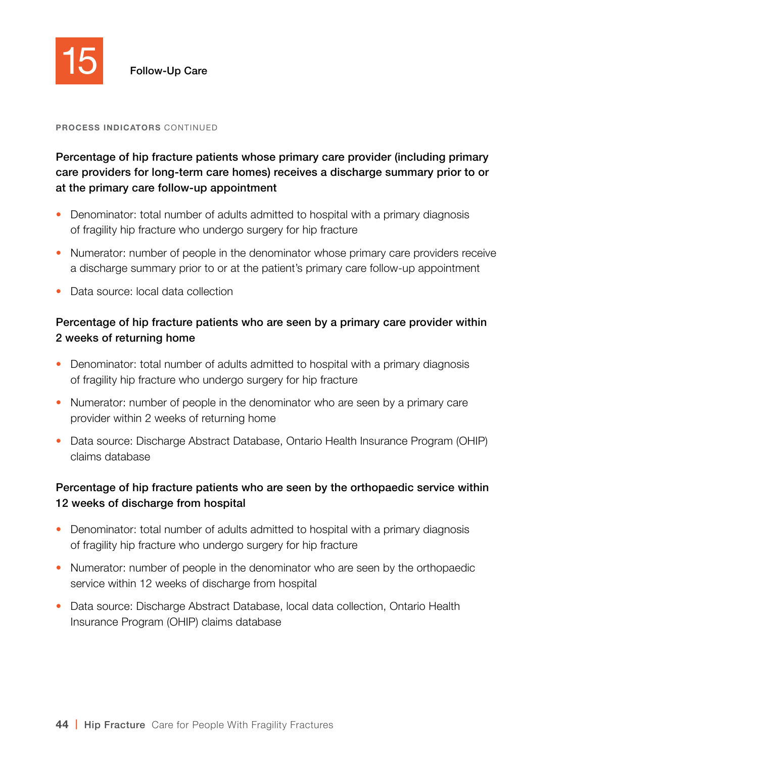# 15 Follow-Up Care

**PROCESS INDICATORS** CONTINUED

### Percentage of hip fracture patients whose primary care provider (including primary care providers for long-term care homes) receives a discharge summary prior to or at the primary care follow-up appointment

- Denominator: total number of adults admitted to hospital with a primary diagnosis of fragility hip fracture who undergo surgery for hip fracture
- Numerator: number of people in the denominator whose primary care providers receive a discharge summary prior to or at the patient's primary care follow-up appointment
- Data source: local data collection

### Percentage of hip fracture patients who are seen by a primary care provider within 2 weeks of returning home

- Denominator: total number of adults admitted to hospital with a primary diagnosis of fragility hip fracture who undergo surgery for hip fracture
- Numerator: number of people in the denominator who are seen by a primary care provider within 2 weeks of returning home
- Data source: Discharge Abstract Database, Ontario Health Insurance Program (OHIP) claims database

### Percentage of hip fracture patients who are seen by the orthopaedic service within 12 weeks of discharge from hospital

- Denominator: total number of adults admitted to hospital with a primary diagnosis of fragility hip fracture who undergo surgery for hip fracture
- Numerator: number of people in the denominator who are seen by the orthopaedic service within 12 weeks of discharge from hospital
- Data source: Discharge Abstract Database, local data collection, Ontario Health Insurance Program (OHIP) claims database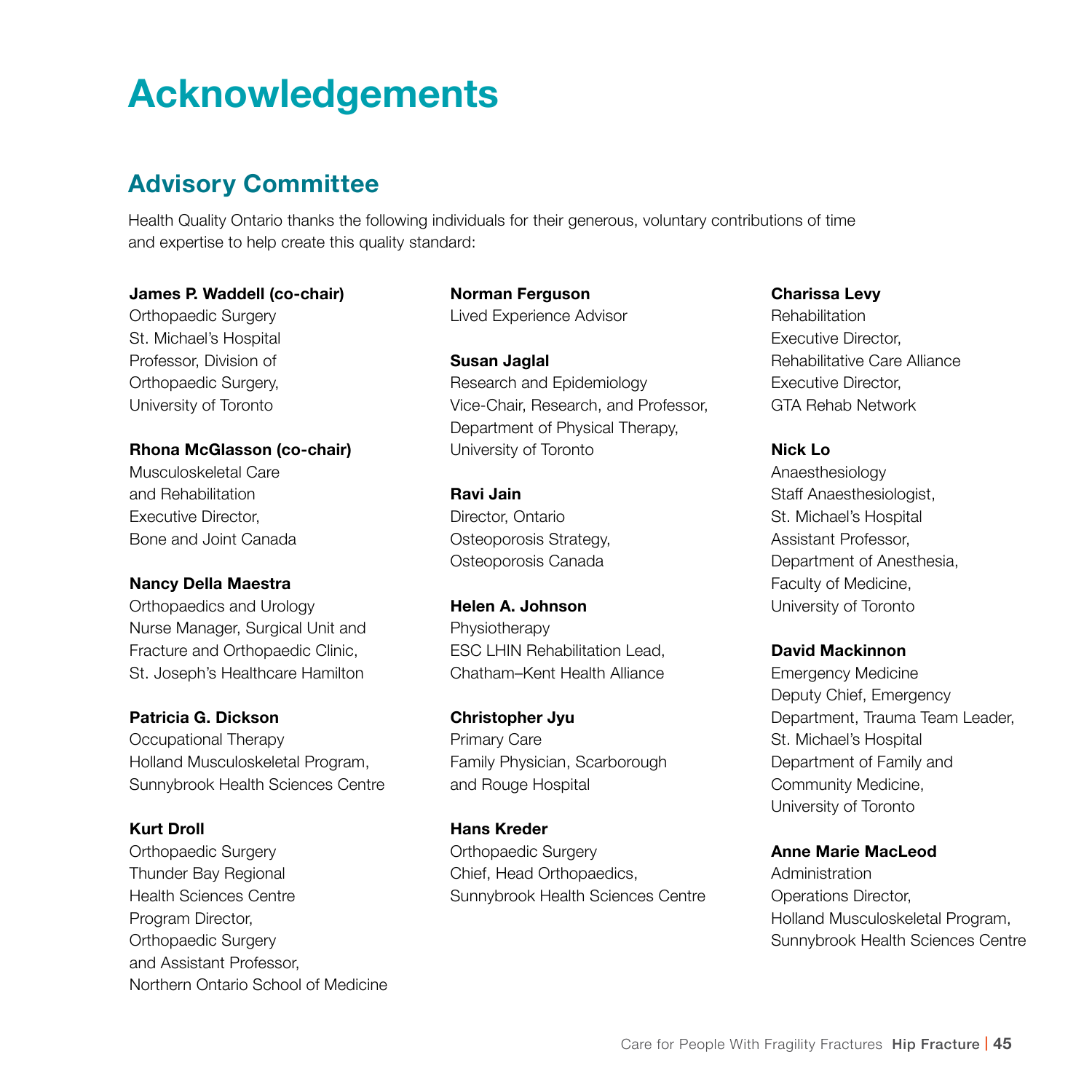# Acknowledgements

## Advisory Committee

Health Quality Ontario thanks the following individuals for their generous, voluntary contributions of time and expertise to help create this quality standard:

**James P. Waddell (co-chair)**
Orthopaedic Surgery
St. Michael's Hospital
Professor, Division of Orthopaedic Surgery, University of Toronto

**Rhona McGlasson (co-chair)**
Musculoskeletal Care and Rehabilitation
Executive Director, Bone and Joint Canada

**Nancy Della Maestra**
Orthopaedics and Urology
Nurse Manager, Surgical Unit and Fracture and Orthopaedic Clinic, St. Joseph's Healthcare Hamilton

**Patricia G. Dickson**
Occupational Therapy
Holland Musculoskeletal Program, Sunnybrook Health Sciences Centre

**Kurt Droll**
Orthopaedic Surgery
Thunder Bay Regional Health Sciences Centre
Program Director, Orthopaedic Surgery and Assistant Professor, Northern Ontario School of Medicine

**Norman Ferguson**
Lived Experience Advisor

**Susan Jaglal**
Research and Epidemiology
Vice-Chair, Research, and Professor, Department of Physical Therapy, University of Toronto

**Ravi Jain**
Director, Ontario Osteoporosis Strategy, Osteoporosis Canada

**Helen A. Johnson**
Physiotherapy
ESC LHIN Rehabilitation Lead, Chatham–Kent Health Alliance

**Christopher Jyu**
Primary Care
Family Physician, Scarborough and Rouge Hospital

**Hans Kreder**
Orthopaedic Surgery
Chief, Head Orthopaedics, Sunnybrook Health Sciences Centre

**Charissa Levy**
Rehabilitation
Executive Director, Rehabilitative Care Alliance
Executive Director, GTA Rehab Network

**Nick Lo**
Anaesthesiology
Staff Anaesthesiologist, St. Michael's Hospital
Assistant Professor, Department of Anesthesia, Faculty of Medicine, University of Toronto

**David Mackinnon**
Emergency Medicine
Deputy Chief, Emergency Department, Trauma Team Leader, St. Michael's Hospital
Department of Family and Community Medicine, University of Toronto

**Anne Marie MacLeod**
Administration
Operations Director, Holland Musculoskeletal Program, Sunnybrook Health Sciences Centre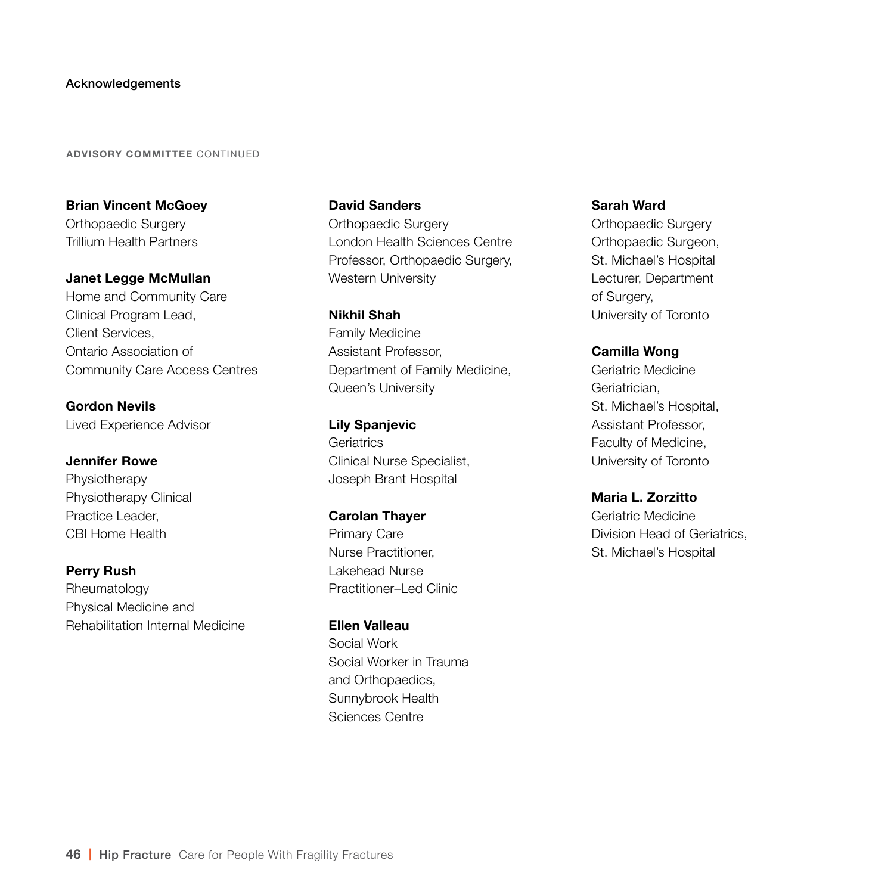Acknowledgements

**ADVISORY COMMITTEE** CONTINUED

**Brian Vincent McGoey**
Orthopaedic Surgery
Trillium Health Partners

**Janet Legge McMullan**
Home and Community Care
Clinical Program Lead,
Client Services,
Ontario Association of
Community Care Access Centres

**Gordon Nevils**
Lived Experience Advisor

**Jennifer Rowe**
Physiotherapy
Physiotherapy Clinical
Practice Leader,
CBI Home Health

**Perry Rush**
Rheumatology
Physical Medicine and
Rehabilitation Internal Medicine

**David Sanders**
Orthopaedic Surgery
London Health Sciences Centre
Professor, Orthopaedic Surgery,
Western University

**Nikhil Shah**
Family Medicine
Assistant Professor,
Department of Family Medicine,
Queen's University

**Lily Spanjevic**
Geriatrics
Clinical Nurse Specialist,
Joseph Brant Hospital

**Carolan Thayer**
Primary Care
Nurse Practitioner,
Lakehead Nurse
Practitioner–Led Clinic

**Ellen Valleau**
Social Work
Social Worker in Trauma
and Orthopaedics,
Sunnybrook Health
Sciences Centre

**Sarah Ward**
Orthopaedic Surgery
Orthopaedic Surgeon,
St. Michael's Hospital
Lecturer, Department
of Surgery,
University of Toronto

**Camilla Wong**
Geriatric Medicine
Geriatrician,
St. Michael's Hospital,
Assistant Professor,
Faculty of Medicine,
University of Toronto

**Maria L. Zorzitto**
Geriatric Medicine
Division Head of Geriatrics,
St. Michael's Hospital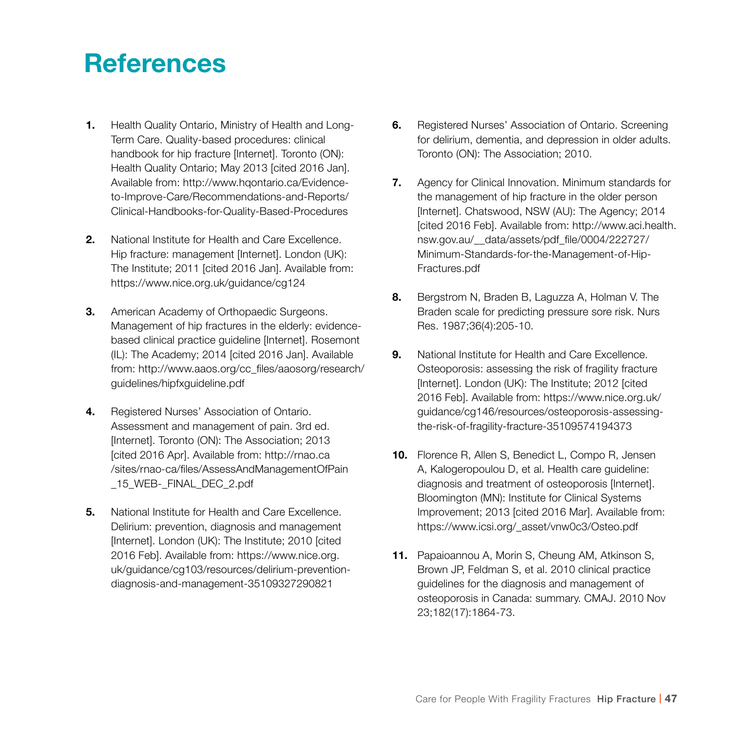# References

1. Health Quality Ontario, Ministry of Health and Long-Term Care. Quality-based procedures: clinical handbook for hip fracture [Internet]. Toronto (ON): Health Quality Ontario; May 2013 [cited 2016 Jan]. Available from: http://www.hqontario.ca/Evidence-to-Improve-Care/Recommendations-and-Reports/Clinical-Handbooks-for-Quality-Based-Procedures

2. National Institute for Health and Care Excellence. Hip fracture: management [Internet]. London (UK): The Institute; 2011 [cited 2016 Jan]. Available from: https://www.nice.org.uk/guidance/cg124

3. American Academy of Orthopaedic Surgeons. Management of hip fractures in the elderly: evidence-based clinical practice guideline [Internet]. Rosemont (IL): The Academy; 2014 [cited 2016 Jan]. Available from: http://www.aaos.org/cc_files/aaosorg/research/guidelines/hipfxguideline.pdf

4. Registered Nurses' Association of Ontario. Assessment and management of pain. 3rd ed. [Internet]. Toronto (ON): The Association; 2013 [cited 2016 Apr]. Available from: http://rnao.ca/sites/rnao-ca/files/AssessAndManagementOfPain_15_WEB-_FINAL_DEC_2.pdf

5. National Institute for Health and Care Excellence. Delirium: prevention, diagnosis and management [Internet]. London (UK): The Institute; 2010 [cited 2016 Feb]. Available from: https://www.nice.org.uk/guidance/cg103/resources/delirium-prevention-diagnosis-and-management-35109327290821

6. Registered Nurses' Association of Ontario. Screening for delirium, dementia, and depression in older adults. Toronto (ON): The Association; 2010.

7. Agency for Clinical Innovation. Minimum standards for the management of hip fracture in the older person [Internet]. Chatswood, NSW (AU): The Agency; 2014 [cited 2016 Feb]. Available from: http://www.aci.health.nsw.gov.au/__data/assets/pdf_file/0004/222727/Minimum-Standards-for-the-Management-of-Hip-Fractures.pdf

8. Bergstrom N, Braden B, Laguzza A, Holman V. The Braden scale for predicting pressure sore risk. Nurs Res. 1987;36(4):205-10.

9. National Institute for Health and Care Excellence. Osteoporosis: assessing the risk of fragility fracture [Internet]. London (UK): The Institute; 2012 [cited 2016 Feb]. Available from: https://www.nice.org.uk/guidance/cg146/resources/osteoporosis-assessing-the-risk-of-fragility-fracture-35109574194373

10. Florence R, Allen S, Benedict L, Compo R, Jensen A, Kalogeropoulou D, et al. Health care guideline: diagnosis and treatment of osteoporosis [Internet]. Bloomington (MN): Institute for Clinical Systems Improvement; 2013 [cited 2016 Mar]. Available from: https://www.icsi.org/_asset/vnw0c3/Osteo.pdf

11. Papaioannou A, Morin S, Cheung AM, Atkinson S, Brown JP, Feldman S, et al. 2010 clinical practice guidelines for the diagnosis and management of osteoporosis in Canada: summary. CMAJ. 2010 Nov 23;182(17):1864-73.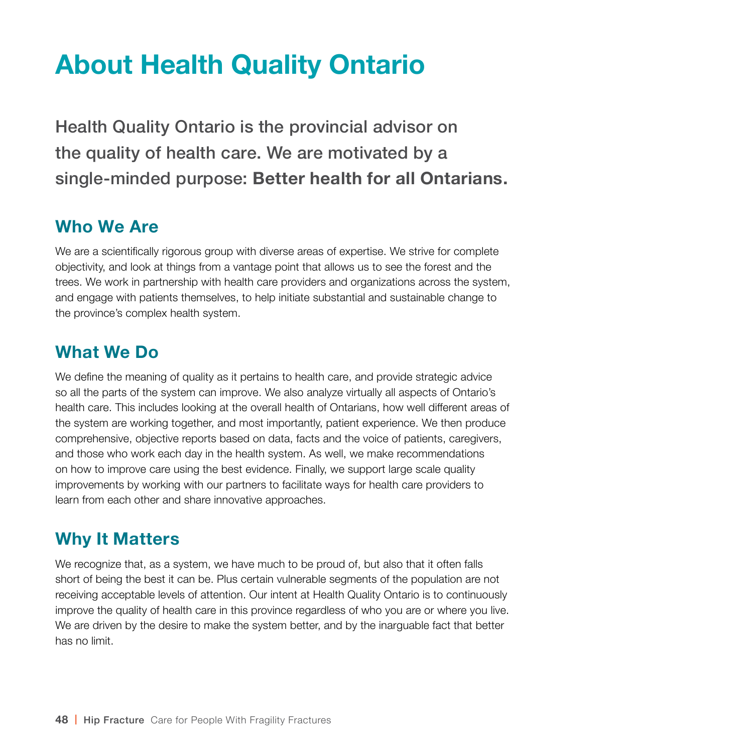# About Health Quality Ontario

Health Quality Ontario is the provincial advisor on the quality of health care. We are motivated by a single-minded purpose: **Better health for all Ontarians.**

## Who We Are

We are a scientifically rigorous group with diverse areas of expertise. We strive for complete objectivity, and look at things from a vantage point that allows us to see the forest and the trees. We work in partnership with health care providers and organizations across the system, and engage with patients themselves, to help initiate substantial and sustainable change to the province's complex health system.

## What We Do

We define the meaning of quality as it pertains to health care, and provide strategic advice so all the parts of the system can improve. We also analyze virtually all aspects of Ontario's health care. This includes looking at the overall health of Ontarians, how well different areas of the system are working together, and most importantly, patient experience. We then produce comprehensive, objective reports based on data, facts and the voice of patients, caregivers, and those who work each day in the health system. As well, we make recommendations on how to improve care using the best evidence. Finally, we support large scale quality improvements by working with our partners to facilitate ways for health care providers to learn from each other and share innovative approaches.

## Why It Matters

We recognize that, as a system, we have much to be proud of, but also that it often falls short of being the best it can be. Plus certain vulnerable segments of the population are not receiving acceptable levels of attention. Our intent at Health Quality Ontario is to continuously improve the quality of health care in this province regardless of who you are or where you live. We are driven by the desire to make the system better, and by the inarguable fact that better has no limit.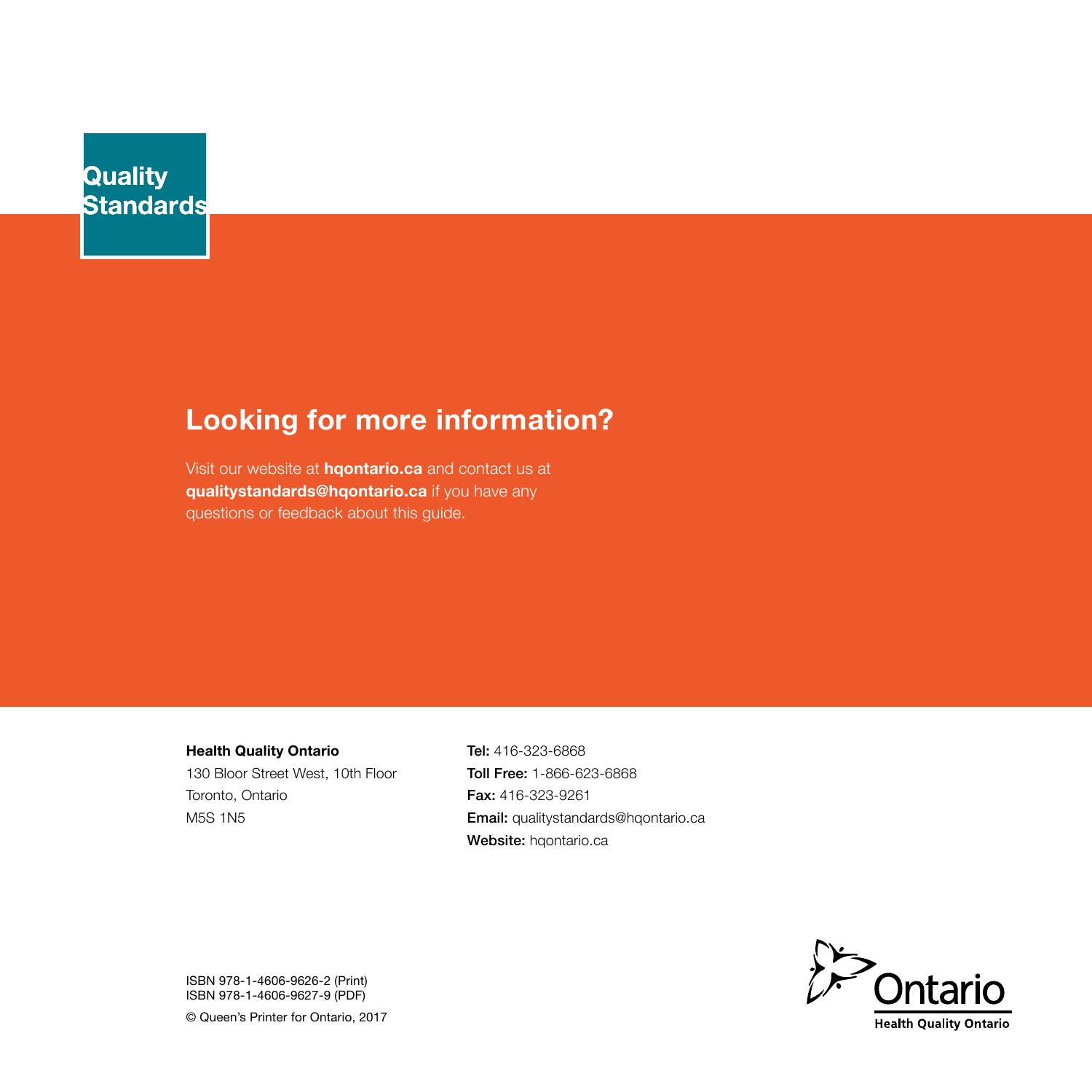Quality Standards

## Looking for more information?

Visit our website at **hqontario.ca** and contact us at **qualitystandards@hqontario.ca** if you have any questions or feedback about this guide.

**Health Quality Ontario**
130 Bloor Street West, 10th Floor
Toronto, Ontario
M5S 1N5

**Tel:** 416-323-6868
**Toll Free:** 1-866-623-6868
**Fax:** 416-323-9261
**Email:** qualitystandards@hqontario.ca
**Website:** hqontario.ca

ISBN 978-1-4606-9626-2 (Print)
ISBN 978-1-4606-9627-9 (PDF)

© Queen's Printer for Ontario, 2017

Ontario
Health Quality Ontario